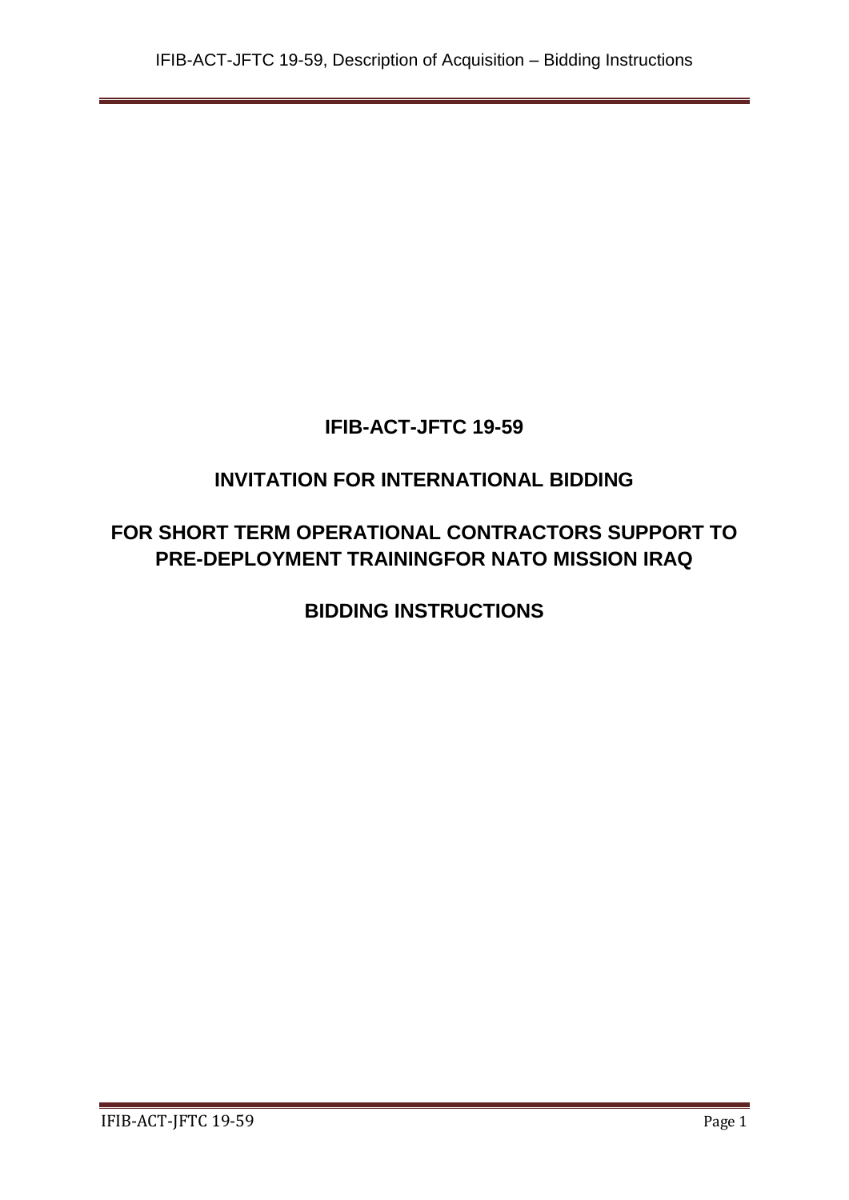# IFIB-ACT-JFTC 19-59

# INVITATION FOR INTERNATIONAL BIDDING

# FOR SHORT TERM OPERATIONAL CONTRACTORS SUPPORT TO PRE-DEPLOYMENT TRAININGFOR NATO MISSION IRAQ

# BIDDING INSTRUCTIONS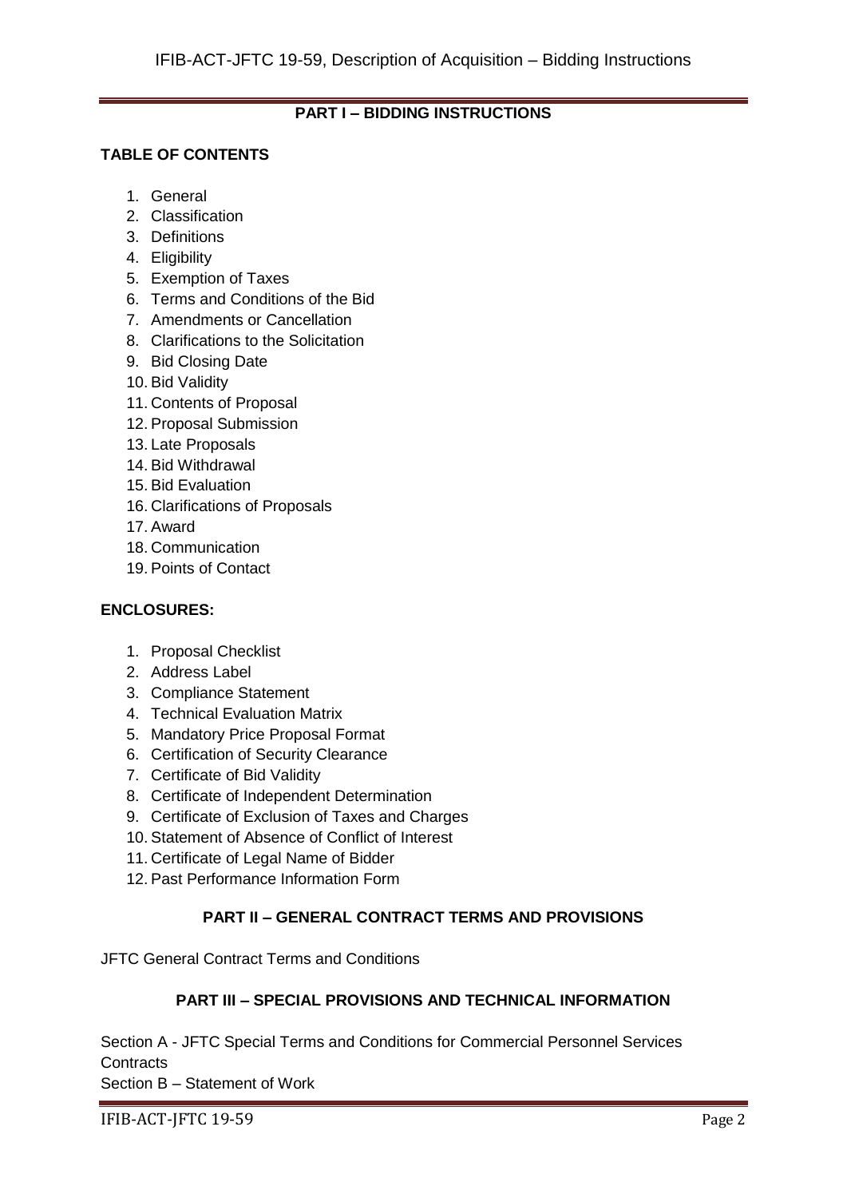## PART I – BIDDING INSTRUCTIONS

**TABLE OF CONTENTS**

1. General
2. Classification
3. Definitions
4. Eligibility
5. Exemption of Taxes
6. Terms and Conditions of the Bid
7. Amendments or Cancellation
8. Clarifications to the Solicitation
9. Bid Closing Date
10. Bid Validity
11. Contents of Proposal
12. Proposal Submission
13. Late Proposals
14. Bid Withdrawal
15. Bid Evaluation
16. Clarifications of Proposals
17. Award
18. Communication
19. Points of Contact

**ENCLOSURES:**

1. Proposal Checklist
2. Address Label
3. Compliance Statement
4. Technical Evaluation Matrix
5. Mandatory Price Proposal Format
6. Certification of Security Clearance
7. Certificate of Bid Validity
8. Certificate of Independent Determination
9. Certificate of Exclusion of Taxes and Charges
10. Statement of Absence of Conflict of Interest
11. Certificate of Legal Name of Bidder
12. Past Performance Information Form

## PART II – GENERAL CONTRACT TERMS AND PROVISIONS

JFTC General Contract Terms and Conditions

## PART III – SPECIAL PROVISIONS AND TECHNICAL INFORMATION

Section A - JFTC Special Terms and Conditions for Commercial Personnel Services Contracts

Section B – Statement of Work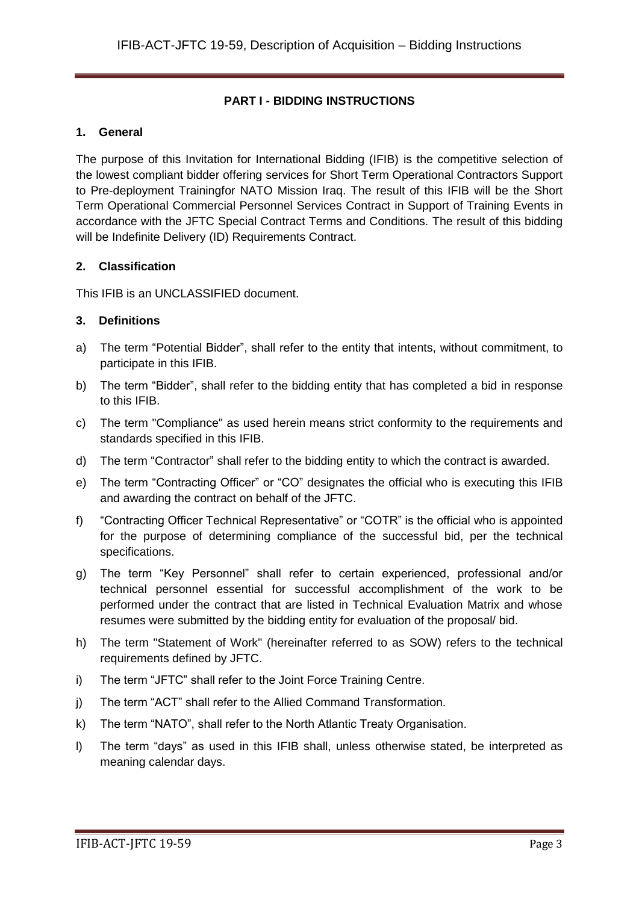## PART I - BIDDING INSTRUCTIONS

### 1. General

The purpose of this Invitation for International Bidding (IFIB) is the competitive selection of the lowest compliant bidder offering services for Short Term Operational Contractors Support to Pre-deployment Trainingfor NATO Mission Iraq. The result of this IFIB will be the Short Term Operational Commercial Personnel Services Contract in Support of Training Events in accordance with the JFTC Special Contract Terms and Conditions. The result of this bidding will be Indefinite Delivery (ID) Requirements Contract.

### 2. Classification

This IFIB is an UNCLASSIFIED document.

### 3. Definitions

a) The term "Potential Bidder", shall refer to the entity that intents, without commitment, to participate in this IFIB.

b) The term "Bidder", shall refer to the bidding entity that has completed a bid in response to this IFIB.

c) The term "Compliance" as used herein means strict conformity to the requirements and standards specified in this IFIB.

d) The term "Contractor" shall refer to the bidding entity to which the contract is awarded.

e) The term "Contracting Officer" or "CO" designates the official who is executing this IFIB and awarding the contract on behalf of the JFTC.

f) "Contracting Officer Technical Representative" or "COTR" is the official who is appointed for the purpose of determining compliance of the successful bid, per the technical specifications.

g) The term "Key Personnel" shall refer to certain experienced, professional and/or technical personnel essential for successful accomplishment of the work to be performed under the contract that are listed in Technical Evaluation Matrix and whose resumes were submitted by the bidding entity for evaluation of the proposal/ bid.

h) The term "Statement of Work" (hereinafter referred to as SOW) refers to the technical requirements defined by JFTC.

i) The term "JFTC" shall refer to the Joint Force Training Centre.

j) The term "ACT" shall refer to the Allied Command Transformation.

k) The term "NATO", shall refer to the North Atlantic Treaty Organisation.

l) The term "days" as used in this IFIB shall, unless otherwise stated, be interpreted as meaning calendar days.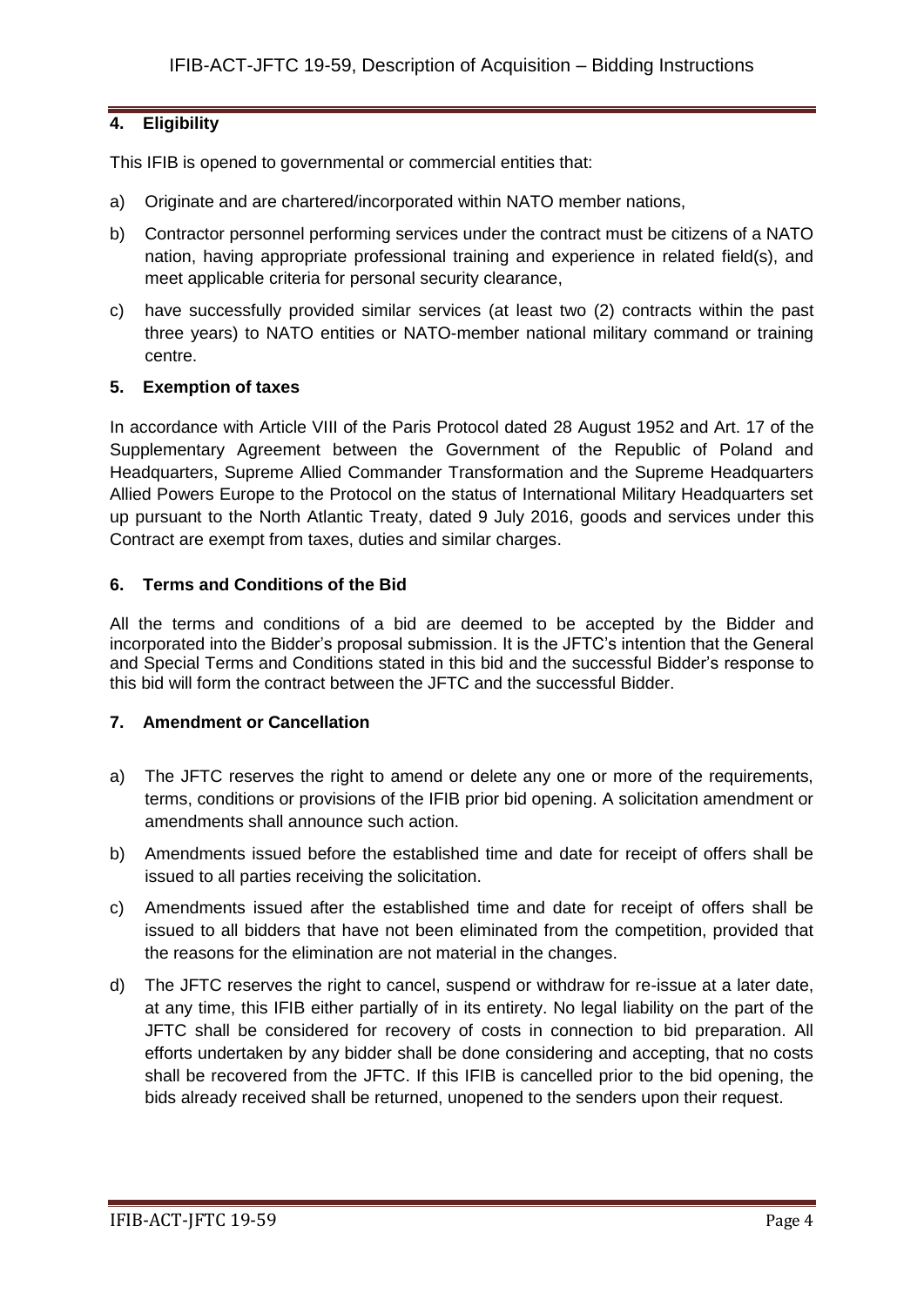## 4. Eligibility

This IFIB is opened to governmental or commercial entities that:

a) Originate and are chartered/incorporated within NATO member nations,

b) Contractor personnel performing services under the contract must be citizens of a NATO nation, having appropriate professional training and experience in related field(s), and meet applicable criteria for personal security clearance,

c) have successfully provided similar services (at least two (2) contracts within the past three years) to NATO entities or NATO-member national military command or training centre.

## 5. Exemption of taxes

In accordance with Article VIII of the Paris Protocol dated 28 August 1952 and Art. 17 of the Supplementary Agreement between the Government of the Republic of Poland and Headquarters, Supreme Allied Commander Transformation and the Supreme Headquarters Allied Powers Europe to the Protocol on the status of International Military Headquarters set up pursuant to the North Atlantic Treaty, dated 9 July 2016, goods and services under this Contract are exempt from taxes, duties and similar charges.

## 6. Terms and Conditions of the Bid

All the terms and conditions of a bid are deemed to be accepted by the Bidder and incorporated into the Bidder's proposal submission. It is the JFTC's intention that the General and Special Terms and Conditions stated in this bid and the successful Bidder's response to this bid will form the contract between the JFTC and the successful Bidder.

## 7. Amendment or Cancellation

a) The JFTC reserves the right to amend or delete any one or more of the requirements, terms, conditions or provisions of the IFIB prior bid opening. A solicitation amendment or amendments shall announce such action.

b) Amendments issued before the established time and date for receipt of offers shall be issued to all parties receiving the solicitation.

c) Amendments issued after the established time and date for receipt of offers shall be issued to all bidders that have not been eliminated from the competition, provided that the reasons for the elimination are not material in the changes.

d) The JFTC reserves the right to cancel, suspend or withdraw for re-issue at a later date, at any time, this IFIB either partially of in its entirety. No legal liability on the part of the JFTC shall be considered for recovery of costs in connection to bid preparation. All efforts undertaken by any bidder shall be done considering and accepting, that no costs shall be recovered from the JFTC. If this IFIB is cancelled prior to the bid opening, the bids already received shall be returned, unopened to the senders upon their request.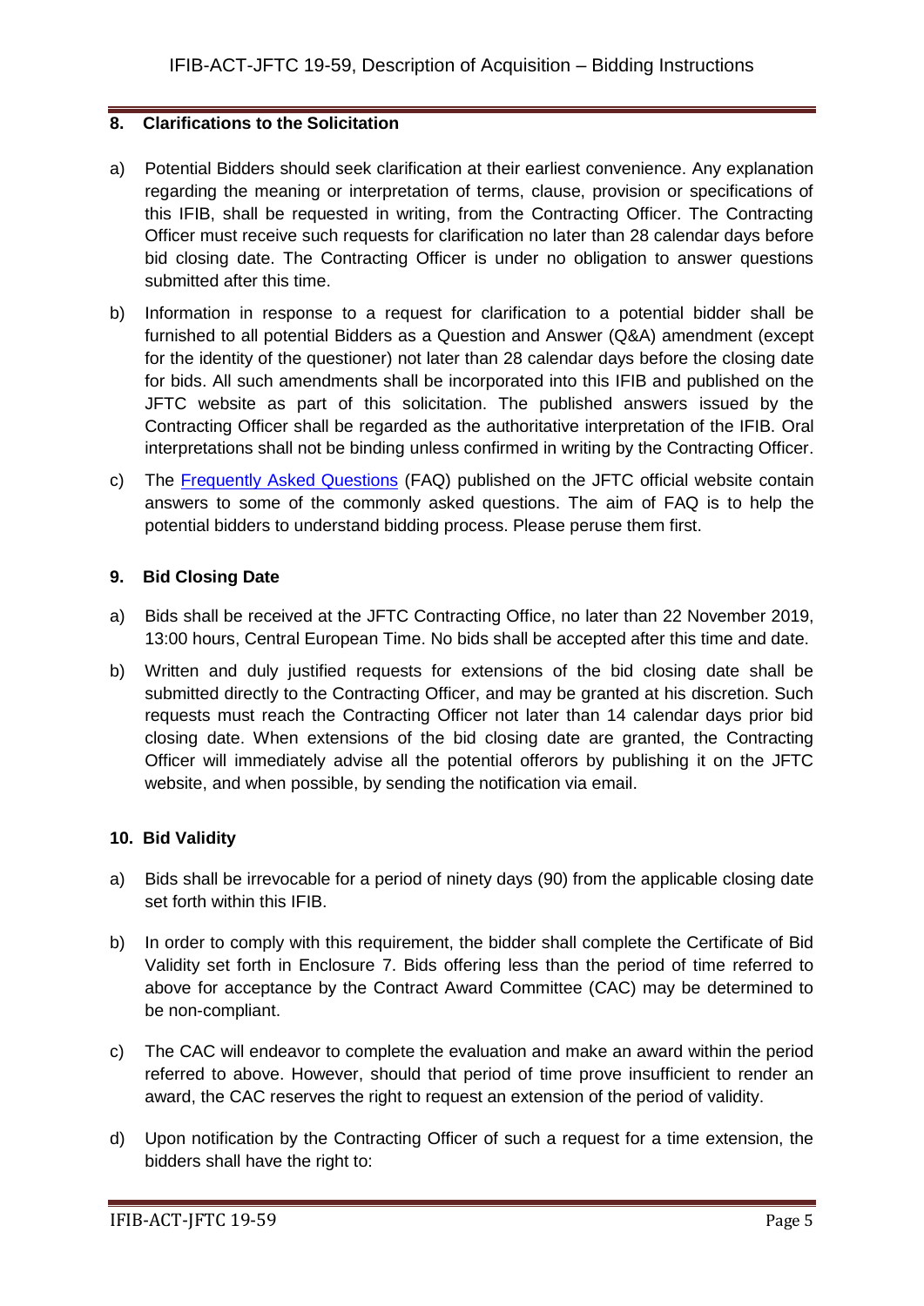## 8. Clarifications to the Solicitation

a) Potential Bidders should seek clarification at their earliest convenience. Any explanation regarding the meaning or interpretation of terms, clause, provision or specifications of this IFIB, shall be requested in writing, from the Contracting Officer. The Contracting Officer must receive such requests for clarification no later than 28 calendar days before bid closing date. The Contracting Officer is under no obligation to answer questions submitted after this time.

b) Information in response to a request for clarification to a potential bidder shall be furnished to all potential Bidders as a Question and Answer (Q&A) amendment (except for the identity of the questioner) not later than 28 calendar days before the closing date for bids. All such amendments shall be incorporated into this IFIB and published on the JFTC website as part of this solicitation. The published answers issued by the Contracting Officer shall be regarded as the authoritative interpretation of the IFIB. Oral interpretations shall not be binding unless confirmed in writing by the Contracting Officer.

c) The Frequently Asked Questions (FAQ) published on the JFTC official website contain answers to some of the commonly asked questions. The aim of FAQ is to help the potential bidders to understand bidding process. Please peruse them first.

## 9. Bid Closing Date

a) Bids shall be received at the JFTC Contracting Office, no later than 22 November 2019, 13:00 hours, Central European Time. No bids shall be accepted after this time and date.

b) Written and duly justified requests for extensions of the bid closing date shall be submitted directly to the Contracting Officer, and may be granted at his discretion. Such requests must reach the Contracting Officer not later than 14 calendar days prior bid closing date. When extensions of the bid closing date are granted, the Contracting Officer will immediately advise all the potential offerors by publishing it on the JFTC website, and when possible, by sending the notification via email.

## 10. Bid Validity

a) Bids shall be irrevocable for a period of ninety days (90) from the applicable closing date set forth within this IFIB.

b) In order to comply with this requirement, the bidder shall complete the Certificate of Bid Validity set forth in Enclosure 7. Bids offering less than the period of time referred to above for acceptance by the Contract Award Committee (CAC) may be determined to be non-compliant.

c) The CAC will endeavor to complete the evaluation and make an award within the period referred to above. However, should that period of time prove insufficient to render an award, the CAC reserves the right to request an extension of the period of validity.

d) Upon notification by the Contracting Officer of such a request for a time extension, the bidders shall have the right to: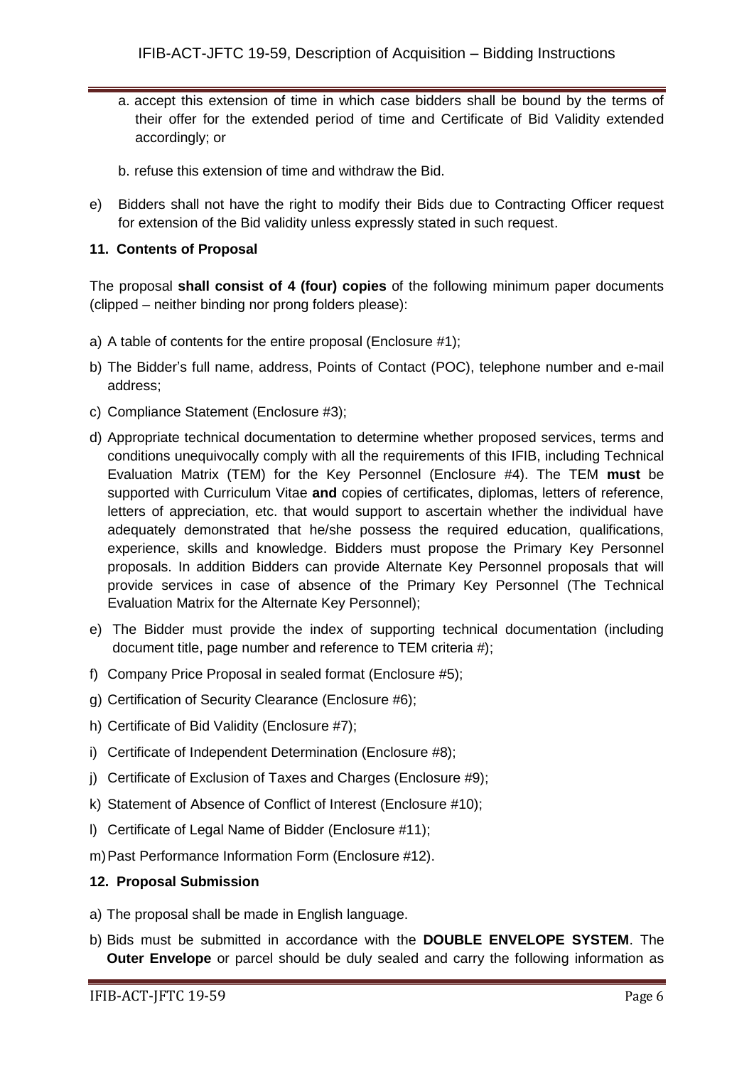a. accept this extension of time in which case bidders shall be bound by the terms of their offer for the extended period of time and Certificate of Bid Validity extended accordingly; or

b. refuse this extension of time and withdraw the Bid.

e) Bidders shall not have the right to modify their Bids due to Contracting Officer request for extension of the Bid validity unless expressly stated in such request.

**11. Contents of Proposal**

The proposal **shall consist of 4 (four) copies** of the following minimum paper documents (clipped – neither binding nor prong folders please):

a) A table of contents for the entire proposal (Enclosure #1);

b) The Bidder's full name, address, Points of Contact (POC), telephone number and e-mail address;

c) Compliance Statement (Enclosure #3);

d) Appropriate technical documentation to determine whether proposed services, terms and conditions unequivocally comply with all the requirements of this IFIB, including Technical Evaluation Matrix (TEM) for the Key Personnel (Enclosure #4). The TEM **must** be supported with Curriculum Vitae **and** copies of certificates, diplomas, letters of reference, letters of appreciation, etc. that would support to ascertain whether the individual have adequately demonstrated that he/she possess the required education, qualifications, experience, skills and knowledge. Bidders must propose the Primary Key Personnel proposals. In addition Bidders can provide Alternate Key Personnel proposals that will provide services in case of absence of the Primary Key Personnel (The Technical Evaluation Matrix for the Alternate Key Personnel);

e) The Bidder must provide the index of supporting technical documentation (including document title, page number and reference to TEM criteria #);

f) Company Price Proposal in sealed format (Enclosure #5);

g) Certification of Security Clearance (Enclosure #6);

h) Certificate of Bid Validity (Enclosure #7);

i) Certificate of Independent Determination (Enclosure #8);

j) Certificate of Exclusion of Taxes and Charges (Enclosure #9);

k) Statement of Absence of Conflict of Interest (Enclosure #10);

l) Certificate of Legal Name of Bidder (Enclosure #11);

m) Past Performance Information Form (Enclosure #12).

**12. Proposal Submission**

a) The proposal shall be made in English language.

b) Bids must be submitted in accordance with the **DOUBLE ENVELOPE SYSTEM**. The **Outer Envelope** or parcel should be duly sealed and carry the following information as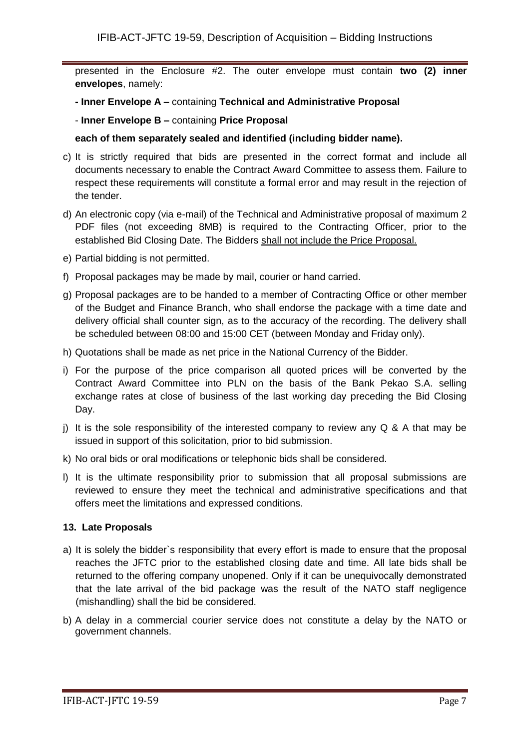presented in the Enclosure #2. The outer envelope must contain **two (2) inner envelopes**, namely:

**- Inner Envelope A –** containing **Technical and Administrative Proposal**

- **Inner Envelope B –** containing **Price Proposal**

**each of them separately sealed and identified (including bidder name).**

c) It is strictly required that bids are presented in the correct format and include all documents necessary to enable the Contract Award Committee to assess them. Failure to respect these requirements will constitute a formal error and may result in the rejection of the tender.

d) An electronic copy (via e-mail) of the Technical and Administrative proposal of maximum 2 PDF files (not exceeding 8MB) is required to the Contracting Officer, prior to the established Bid Closing Date. The Bidders <u>shall not include the Price Proposal.</u>

e) Partial bidding is not permitted.

f) Proposal packages may be made by mail, courier or hand carried.

g) Proposal packages are to be handed to a member of Contracting Office or other member of the Budget and Finance Branch, who shall endorse the package with a time date and delivery official shall counter sign, as to the accuracy of the recording. The delivery shall be scheduled between 08:00 and 15:00 CET (between Monday and Friday only).

h) Quotations shall be made as net price in the National Currency of the Bidder.

i) For the purpose of the price comparison all quoted prices will be converted by the Contract Award Committee into PLN on the basis of the Bank Pekao S.A. selling exchange rates at close of business of the last working day preceding the Bid Closing Day.

j) It is the sole responsibility of the interested company to review any Q & A that may be issued in support of this solicitation, prior to bid submission.

k) No oral bids or oral modifications or telephonic bids shall be considered.

l) It is the ultimate responsibility prior to submission that all proposal submissions are reviewed to ensure they meet the technical and administrative specifications and that offers meet the limitations and expressed conditions.

### 13. Late Proposals

a) It is solely the bidder`s responsibility that every effort is made to ensure that the proposal reaches the JFTC prior to the established closing date and time. All late bids shall be returned to the offering company unopened. Only if it can be unequivocally demonstrated that the late arrival of the bid package was the result of the NATO staff negligence (mishandling) shall the bid be considered.

b) A delay in a commercial courier service does not constitute a delay by the NATO or government channels.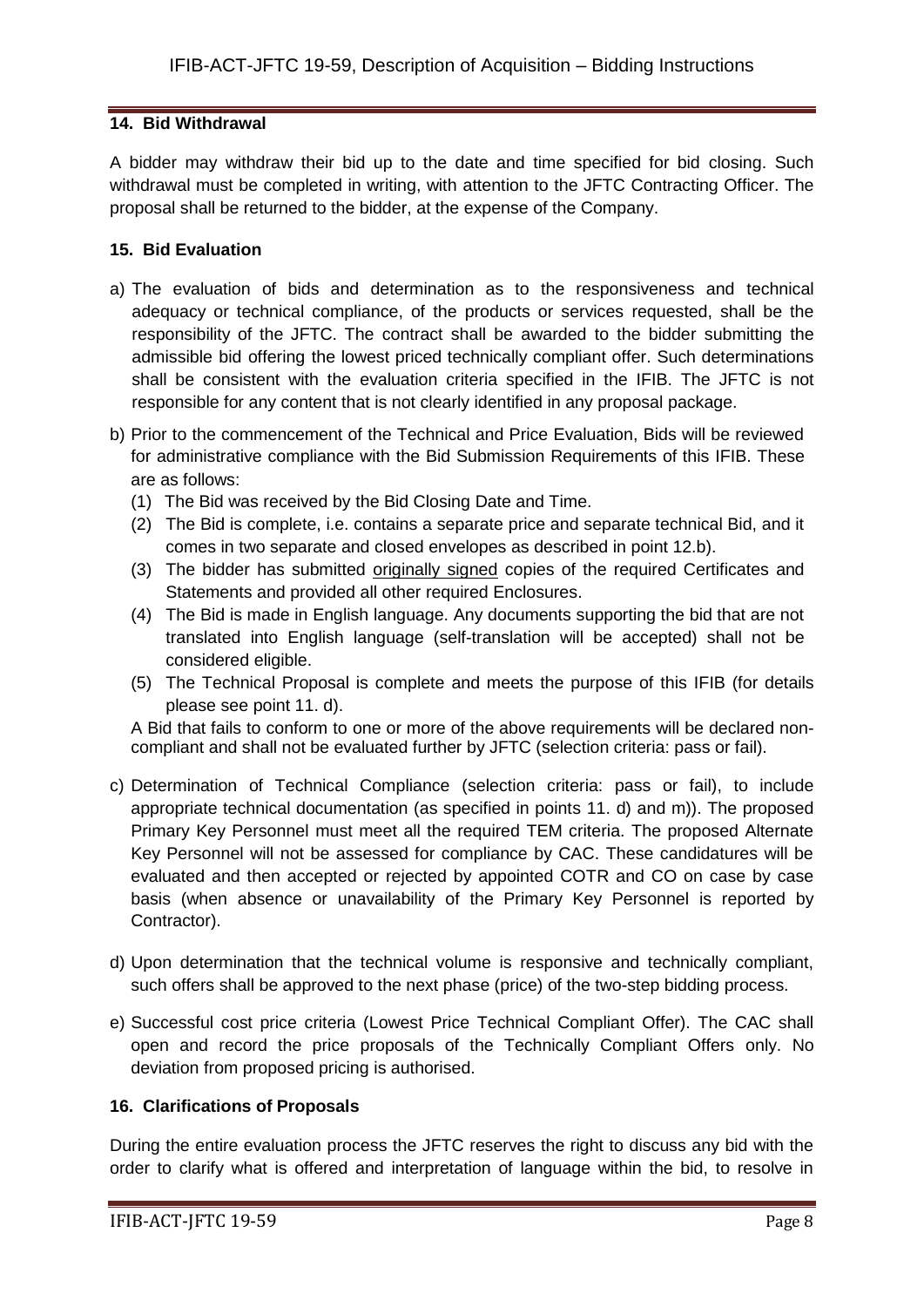## 14. Bid Withdrawal

A bidder may withdraw their bid up to the date and time specified for bid closing. Such withdrawal must be completed in writing, with attention to the JFTC Contracting Officer. The proposal shall be returned to the bidder, at the expense of the Company.

## 15. Bid Evaluation

a) The evaluation of bids and determination as to the responsiveness and technical adequacy or technical compliance, of the products or services requested, shall be the responsibility of the JFTC. The contract shall be awarded to the bidder submitting the admissible bid offering the lowest priced technically compliant offer. Such determinations shall be consistent with the evaluation criteria specified in the IFIB. The JFTC is not responsible for any content that is not clearly identified in any proposal package.

b) Prior to the commencement of the Technical and Price Evaluation, Bids will be reviewed for administrative compliance with the Bid Submission Requirements of this IFIB. These are as follows:
   (1) The Bid was received by the Bid Closing Date and Time.
   (2) The Bid is complete, i.e. contains a separate price and separate technical Bid, and it comes in two separate and closed envelopes as described in point 12.b).
   (3) The bidder has submitted originally signed copies of the required Certificates and Statements and provided all other required Enclosures.
   (4) The Bid is made in English language. Any documents supporting the bid that are not translated into English language (self-translation will be accepted) shall not be considered eligible.
   (5) The Technical Proposal is complete and meets the purpose of this IFIB (for details please see point 11. d).

   A Bid that fails to conform to one or more of the above requirements will be declared non-compliant and shall not be evaluated further by JFTC (selection criteria: pass or fail).

c) Determination of Technical Compliance (selection criteria: pass or fail), to include appropriate technical documentation (as specified in points 11. d) and m)). The proposed Primary Key Personnel must meet all the required TEM criteria. The proposed Alternate Key Personnel will not be assessed for compliance by CAC. These candidatures will be evaluated and then accepted or rejected by appointed COTR and CO on case by case basis (when absence or unavailability of the Primary Key Personnel is reported by Contractor).

d) Upon determination that the technical volume is responsive and technically compliant, such offers shall be approved to the next phase (price) of the two-step bidding process.

e) Successful cost price criteria (Lowest Price Technical Compliant Offer). The CAC shall open and record the price proposals of the Technically Compliant Offers only. No deviation from proposed pricing is authorised.

## 16. Clarifications of Proposals

During the entire evaluation process the JFTC reserves the right to discuss any bid with the order to clarify what is offered and interpretation of language within the bid, to resolve in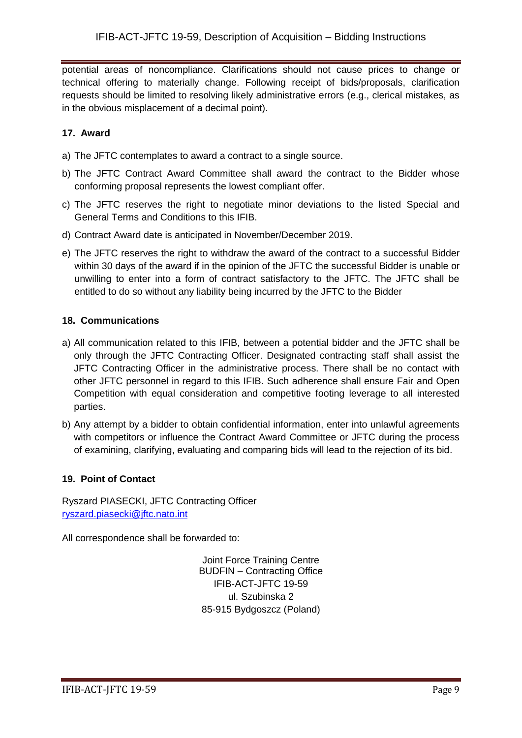potential areas of noncompliance. Clarifications should not cause prices to change or technical offering to materially change. Following receipt of bids/proposals, clarification requests should be limited to resolving likely administrative errors (e.g., clerical mistakes, as in the obvious misplacement of a decimal point).

### 17. Award

a) The JFTC contemplates to award a contract to a single source.

b) The JFTC Contract Award Committee shall award the contract to the Bidder whose conforming proposal represents the lowest compliant offer.

c) The JFTC reserves the right to negotiate minor deviations to the listed Special and General Terms and Conditions to this IFIB.

d) Contract Award date is anticipated in November/December 2019.

e) The JFTC reserves the right to withdraw the award of the contract to a successful Bidder within 30 days of the award if in the opinion of the JFTC the successful Bidder is unable or unwilling to enter into a form of contract satisfactory to the JFTC. The JFTC shall be entitled to do so without any liability being incurred by the JFTC to the Bidder

### 18. Communications

a) All communication related to this IFIB, between a potential bidder and the JFTC shall be only through the JFTC Contracting Officer. Designated contracting staff shall assist the JFTC Contracting Officer in the administrative process. There shall be no contact with other JFTC personnel in regard to this IFIB. Such adherence shall ensure Fair and Open Competition with equal consideration and competitive footing leverage to all interested parties.

b) Any attempt by a bidder to obtain confidential information, enter into unlawful agreements with competitors or influence the Contract Award Committee or JFTC during the process of examining, clarifying, evaluating and comparing bids will lead to the rejection of its bid.

### 19. Point of Contact

Ryszard PIASECKI, JFTC Contracting Officer
ryszard.piasecki@jftc.nato.int

All correspondence shall be forwarded to:

Joint Force Training Centre
BUDFIN – Contracting Office
IFIB-ACT-JFTC 19-59
ul. Szubinska 2
85-915 Bydgoszcz (Poland)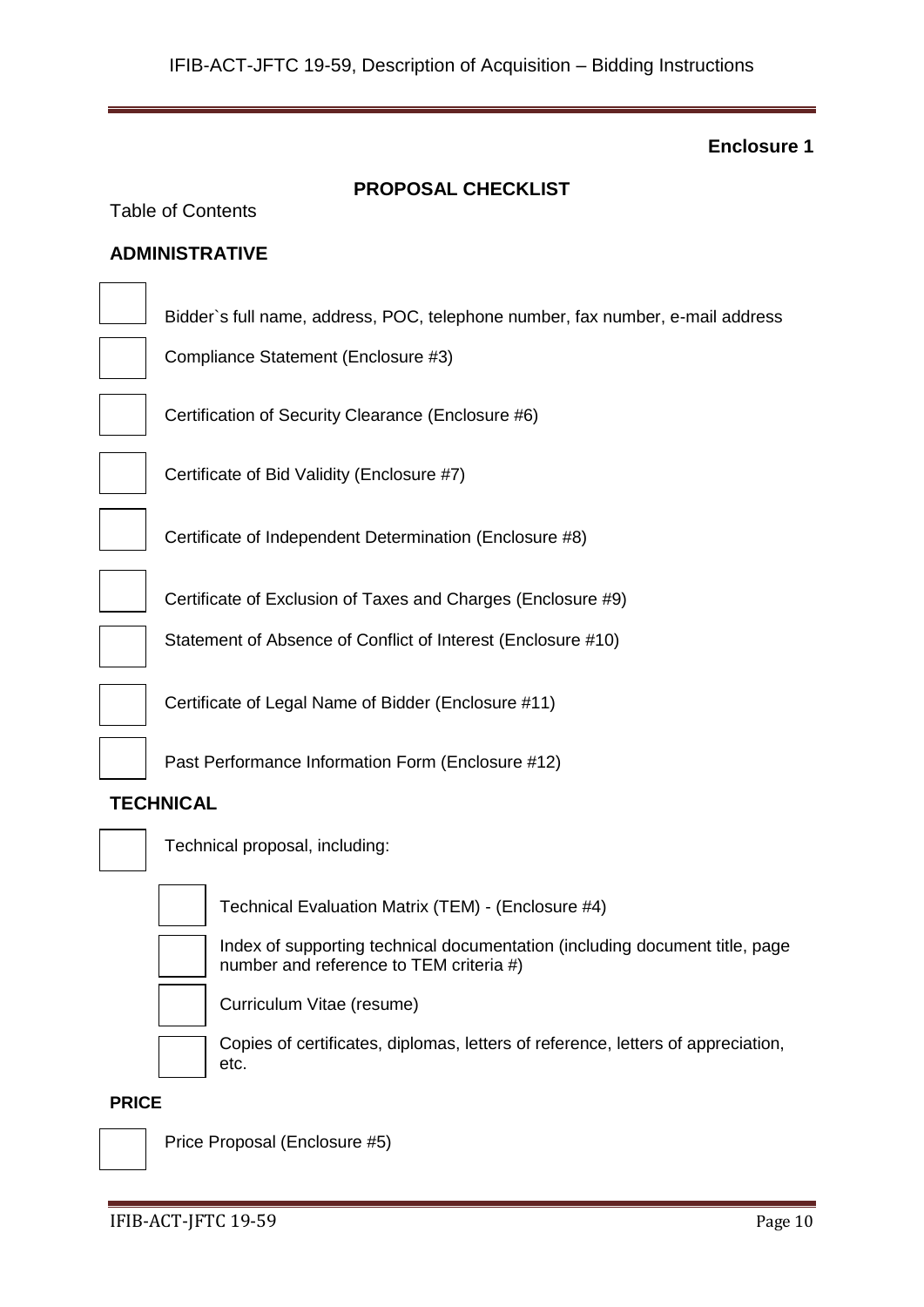**Enclosure 1**

## PROPOSAL CHECKLIST

Table of Contents

### ADMINISTRATIVE

- [ ] Bidder`s full name, address, POC, telephone number, fax number, e-mail address
- [ ] Compliance Statement (Enclosure #3)
- [ ] Certification of Security Clearance (Enclosure #6)
- [ ] Certificate of Bid Validity (Enclosure #7)
- [ ] Certificate of Independent Determination (Enclosure #8)
- [ ] Certificate of Exclusion of Taxes and Charges (Enclosure #9)
- [ ] Statement of Absence of Conflict of Interest (Enclosure #10)
- [ ] Certificate of Legal Name of Bidder (Enclosure #11)
- [ ] Past Performance Information Form (Enclosure #12)

### TECHNICAL

- [ ] Technical proposal, including:
    - [ ] Technical Evaluation Matrix (TEM) - (Enclosure #4)
    - [ ] Index of supporting technical documentation (including document title, page number and reference to TEM criteria #)
    - [ ] Curriculum Vitae (resume)
    - [ ] Copies of certificates, diplomas, letters of reference, letters of appreciation, etc.

### PRICE

- [ ] Price Proposal (Enclosure #5)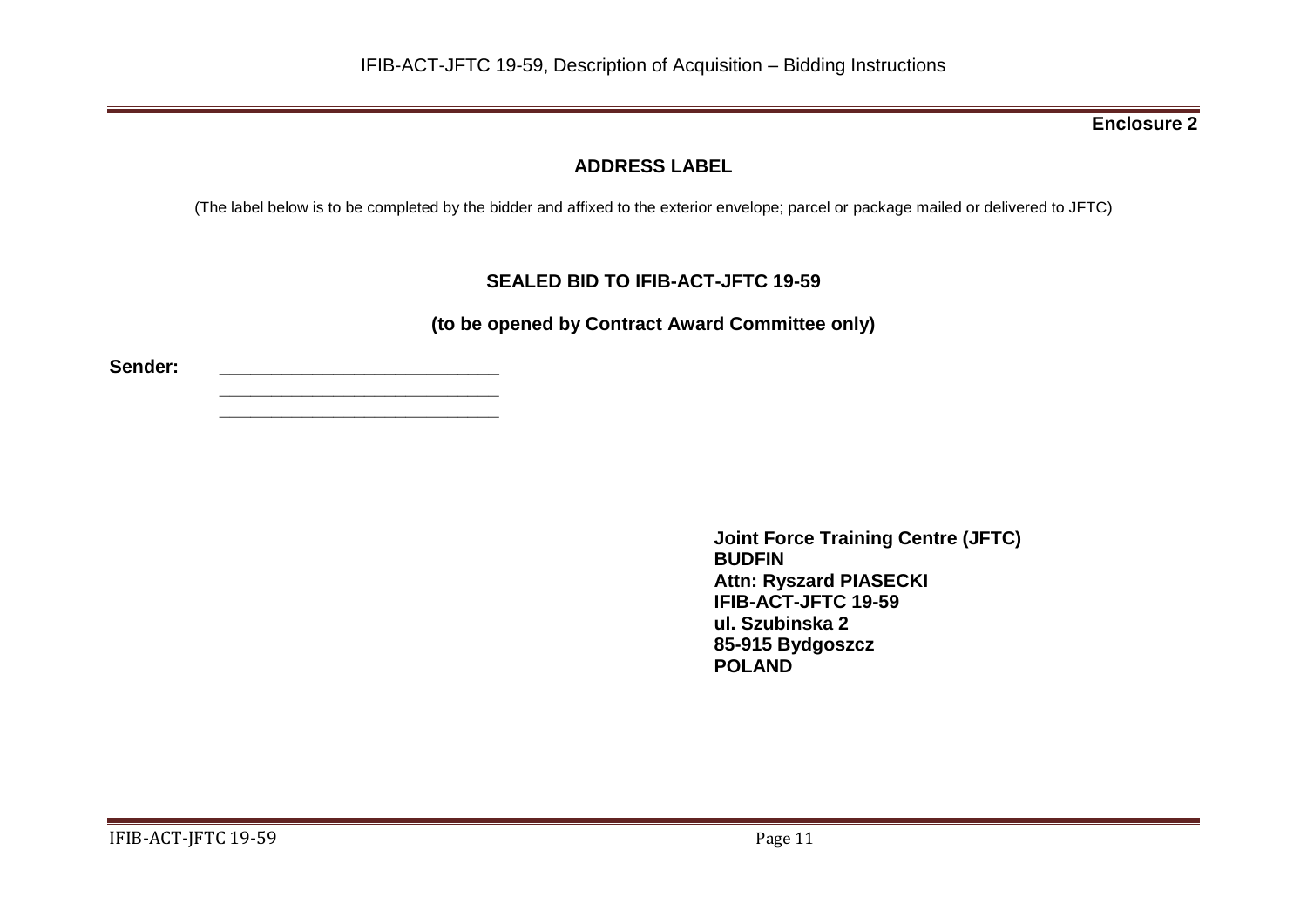**Enclosure 2**

## ADDRESS LABEL

(The label below is to be completed by the bidder and affixed to the exterior envelope; parcel or package mailed or delivered to JFTC)

### SEALED BID TO IFIB-ACT-JFTC 19-59

**(to be opened by Contract Award Committee only)**

**Sender:** ____________________________
____________________________
____________________________

**Joint Force Training Centre (JFTC)**
**BUDFIN**
**Attn: Ryszard PIASECKI**
**IFIB-ACT-JFTC 19-59**
**ul. Szubinska 2**
**85-915 Bydgoszcz**
**POLAND**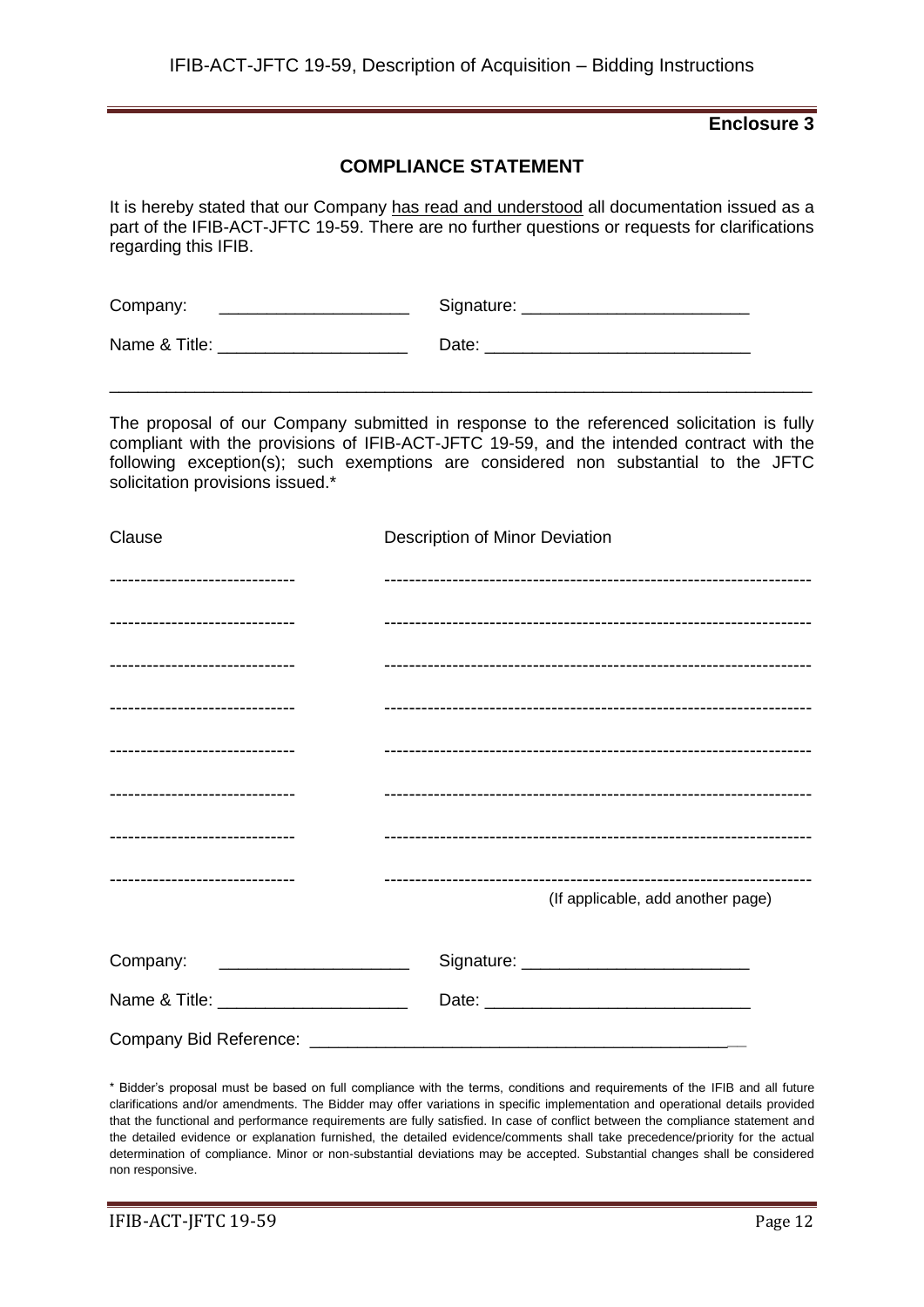**Enclosure 3**

## COMPLIANCE STATEMENT

It is hereby stated that our Company has read and understood all documentation issued as a part of the IFIB-ACT-JFTC 19-59. There are no further questions or requests for clarifications regarding this IFIB.

Company: ____________________ Signature: ________________________

Name & Title: ____________________ Date: ____________________________

---

The proposal of our Company submitted in response to the referenced solicitation is fully compliant with the provisions of IFIB-ACT-JFTC 19-59, and the intended contract with the following exception(s); such exemptions are considered non substantial to the JFTC solicitation provisions issued.*

| Clause | Description of Minor Deviation |
|---|---|
| ------------------------------ | -------------------------------------------------------------------- |
| ------------------------------ | -------------------------------------------------------------------- |
| ------------------------------ | -------------------------------------------------------------------- |
| ------------------------------ | -------------------------------------------------------------------- |
| ------------------------------ | -------------------------------------------------------------------- |
| ------------------------------ | -------------------------------------------------------------------- |
| ------------------------------ | -------------------------------------------------------------------- |
| ------------------------------ | -------------------------------------------------------------------- |

(If applicable, add another page)

Company: ____________________ Signature: ________________________

Name & Title: ____________________ Date: ____________________________

Company Bid Reference: ______________________________________________

\* Bidder's proposal must be based on full compliance with the terms, conditions and requirements of the IFIB and all future clarifications and/or amendments. The Bidder may offer variations in specific implementation and operational details provided that the functional and performance requirements are fully satisfied. In case of conflict between the compliance statement and the detailed evidence or explanation furnished, the detailed evidence/comments shall take precedence/priority for the actual determination of compliance. Minor or non-substantial deviations may be accepted. Substantial changes shall be considered non responsive.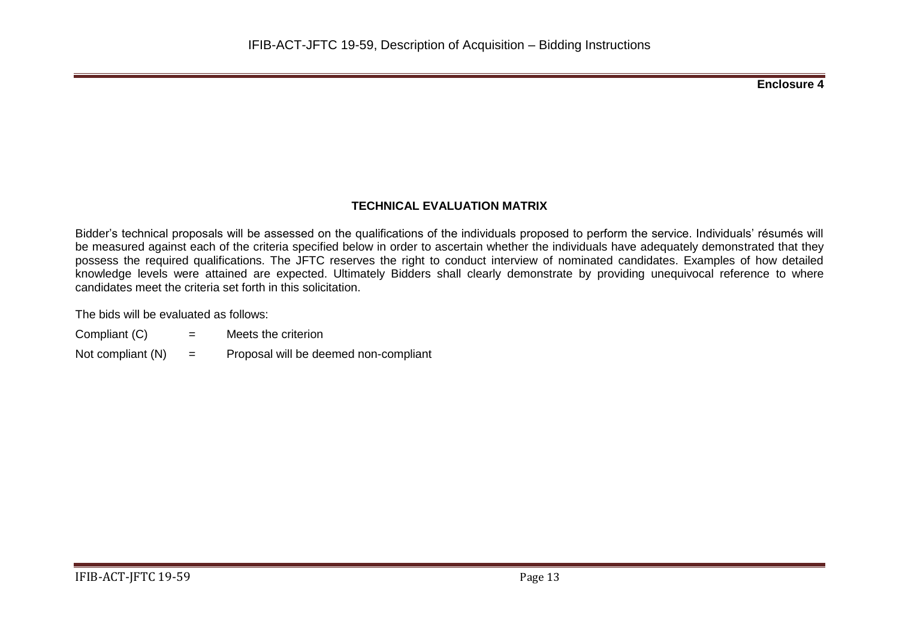**Enclosure 4**

## TECHNICAL EVALUATION MATRIX

Bidder's technical proposals will be assessed on the qualifications of the individuals proposed to perform the service. Individuals' résumés will be measured against each of the criteria specified below in order to ascertain whether the individuals have adequately demonstrated that they possess the required qualifications. The JFTC reserves the right to conduct interview of nominated candidates. Examples of how detailed knowledge levels were attained are expected. Ultimately Bidders shall clearly demonstrate by providing unequivocal reference to where candidates meet the criteria set forth in this solicitation.

The bids will be evaluated as follows:

Compliant (C) = Meets the criterion

Not compliant (N) = Proposal will be deemed non-compliant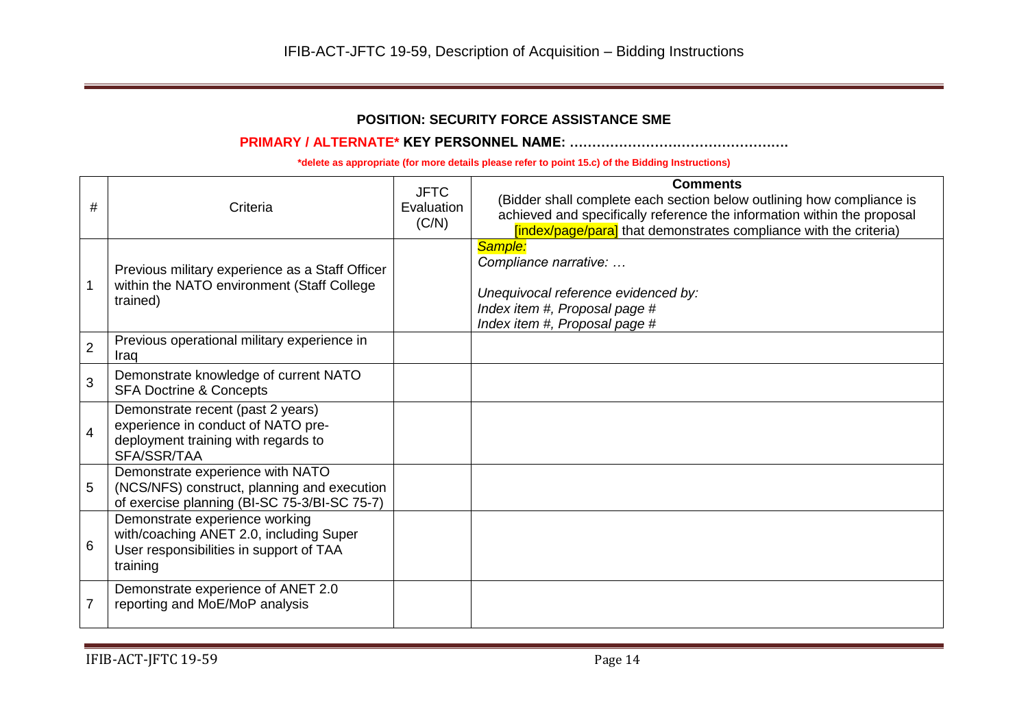**POSITION: SECURITY FORCE ASSISTANCE SME**

**PRIMARY / ALTERNATE\* KEY PERSONNEL NAME: …………………………………………**

**\*delete as appropriate (for more details please refer to point 15.c) of the Bidding Instructions)**

| # | Criteria | JFTC Evaluation (C/N) | **Comments**<br>(Bidder shall complete each section below outlining how compliance is achieved and specifically reference the information within the proposal [index/page/para] that demonstrates compliance with the criteria) |
|---|---|---|---|
| 1 | Previous military experience as a Staff Officer within the NATO environment (Staff College trained) | | *Sample:*<br>*Compliance narrative: …*<br><br>*Unequivocal reference evidenced by:*<br>*Index item #, Proposal page #*<br>*Index item #, Proposal page #* |
| 2 | Previous operational military experience in Iraq | | |
| 3 | Demonstrate knowledge of current NATO SFA Doctrine & Concepts | | |
| 4 | Demonstrate recent (past 2 years) experience in conduct of NATO pre-deployment training with regards to SFA/SSR/TAA | | |
| 5 | Demonstrate experience with NATO (NCS/NFS) construct, planning and execution of exercise planning (BI-SC 75-3/BI-SC 75-7) | | |
| 6 | Demonstrate experience working with/coaching ANET 2.0, including Super User responsibilities in support of TAA training | | |
| 7 | Demonstrate experience of ANET 2.0 reporting and MoE/MoP analysis | | |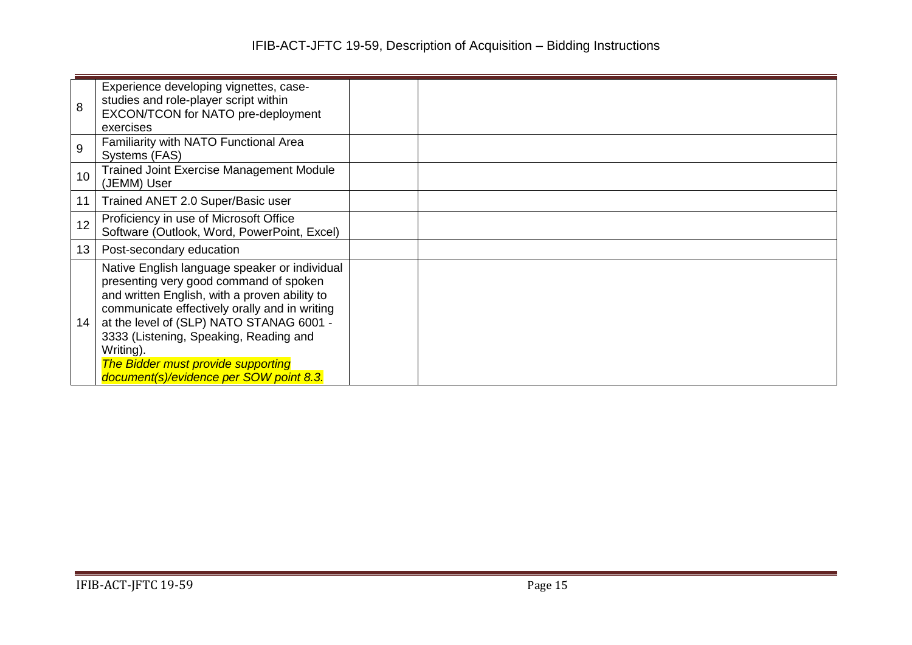| | | | |
|---|---|---|---|
| 8 | Experience developing vignettes, case-studies and role-player script within EXCON/TCON for NATO pre-deployment exercises | | |
| 9 | Familiarity with NATO Functional Area Systems (FAS) | | |
| 10 | Trained Joint Exercise Management Module (JEMM) User | | |
| 11 | Trained ANET 2.0 Super/Basic user | | |
| 12 | Proficiency in use of Microsoft Office Software (Outlook, Word, PowerPoint, Excel) | | |
| 13 | Post-secondary education | | |
| 14 | Native English language speaker or individual presenting very good command of spoken and written English, with a proven ability to communicate effectively orally and in writing at the level of (SLP) NATO STANAG 6001 - 3333 (Listening, Speaking, Reading and Writing). *The Bidder must provide supporting document(s)/evidence per SOW point 8.3.* | | |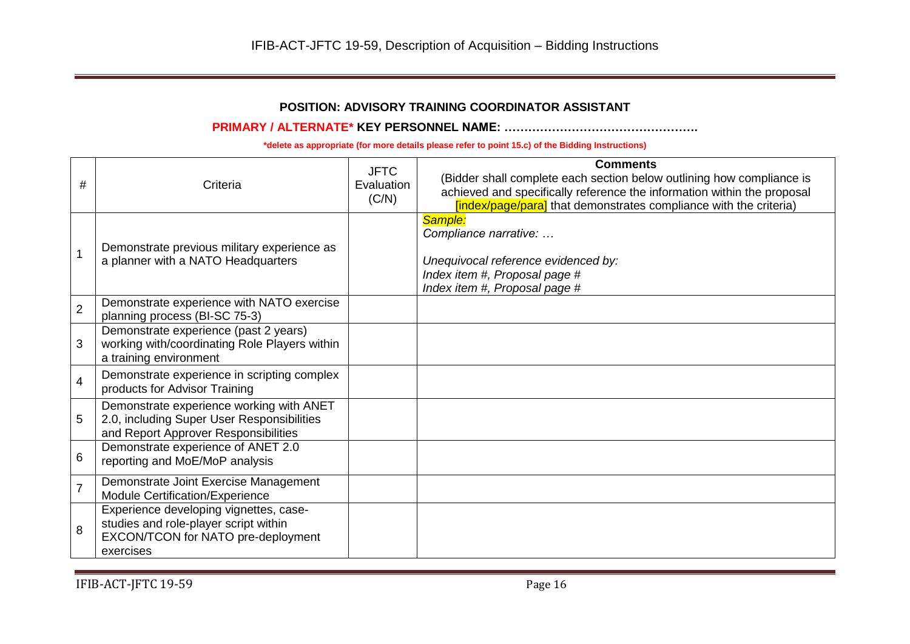**POSITION: ADVISORY TRAINING COORDINATOR ASSISTANT**

**PRIMARY / ALTERNATE* KEY PERSONNEL NAME: ………………………………………….**

**\*delete as appropriate (for more details please refer to point 15.c) of the Bidding Instructions)**

| # | Criteria | JFTC Evaluation (C/N) | **Comments**<br>(Bidder shall complete each section below outlining how compliance is achieved and specifically reference the information within the proposal [index/page/para] that demonstrates compliance with the criteria) |
|---|---|---|---|
| 1 | Demonstrate previous military experience as a planner with a NATO Headquarters | | *Sample:*<br>*Compliance narrative: …*<br><br>*Unequivocal reference evidenced by:*<br>*Index item #, Proposal page #*<br>*Index item #, Proposal page #* |
| 2 | Demonstrate experience with NATO exercise planning process (BI-SC 75-3) | | |
| 3 | Demonstrate experience (past 2 years) working with/coordinating Role Players within a training environment | | |
| 4 | Demonstrate experience in scripting complex products for Advisor Training | | |
| 5 | Demonstrate experience working with ANET 2.0, including Super User Responsibilities and Report Approver Responsibilities | | |
| 6 | Demonstrate experience of ANET 2.0 reporting and MoE/MoP analysis | | |
| 7 | Demonstrate Joint Exercise Management Module Certification/Experience | | |
| 8 | Experience developing vignettes, case-studies and role-player script within EXCON/TCON for NATO pre-deployment exercises | | |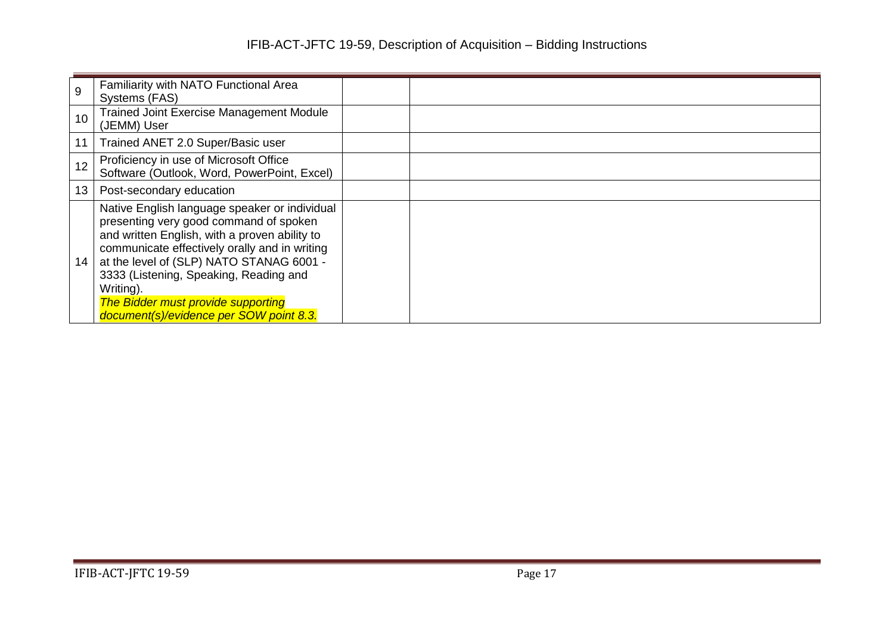| | | | |
|---|---|---|---|
| 9 | Familiarity with NATO Functional Area Systems (FAS) | | |
| 10 | Trained Joint Exercise Management Module (JEMM) User | | |
| 11 | Trained ANET 2.0 Super/Basic user | | |
| 12 | Proficiency in use of Microsoft Office Software (Outlook, Word, PowerPoint, Excel) | | |
| 13 | Post-secondary education | | |
| 14 | Native English language speaker or individual presenting very good command of spoken and written English, with a proven ability to communicate effectively orally and in writing at the level of (SLP) NATO STANAG 6001 - 3333 (Listening, Speaking, Reading and Writing). *The Bidder must provide supporting document(s)/evidence per SOW point 8.3.* | | |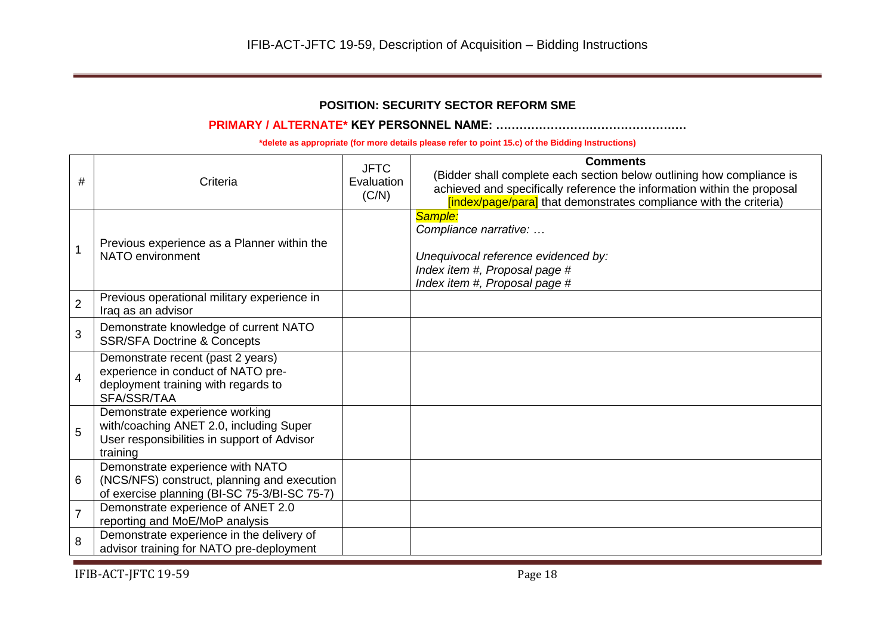**POSITION: SECURITY SECTOR REFORM SME**

**PRIMARY / ALTERNATE* KEY PERSONNEL NAME: …………………………………………**

***delete as appropriate (for more details please refer to point 15.c) of the Bidding Instructions)**

| # | Criteria | JFTC Evaluation (C/N) | **Comments** (Bidder shall complete each section below outlining how compliance is achieved and specifically reference the information within the proposal [index/page/para] that demonstrates compliance with the criteria) |
|---|---|---|---|
| 1 | Previous experience as a Planner within the NATO environment | | *Sample:* *Compliance narrative: …* *Unequivocal reference evidenced by:* *Index item #, Proposal page #* *Index item #, Proposal page #* |
| 2 | Previous operational military experience in Iraq as an advisor | | |
| 3 | Demonstrate knowledge of current NATO SSR/SFA Doctrine & Concepts | | |
| 4 | Demonstrate recent (past 2 years) experience in conduct of NATO pre-deployment training with regards to SFA/SSR/TAA | | |
| 5 | Demonstrate experience working with/coaching ANET 2.0, including Super User responsibilities in support of Advisor training | | |
| 6 | Demonstrate experience with NATO (NCS/NFS) construct, planning and execution of exercise planning (BI-SC 75-3/BI-SC 75-7) | | |
| 7 | Demonstrate experience of ANET 2.0 reporting and MoE/MoP analysis | | |
| 8 | Demonstrate experience in the delivery of advisor training for NATO pre-deployment | | |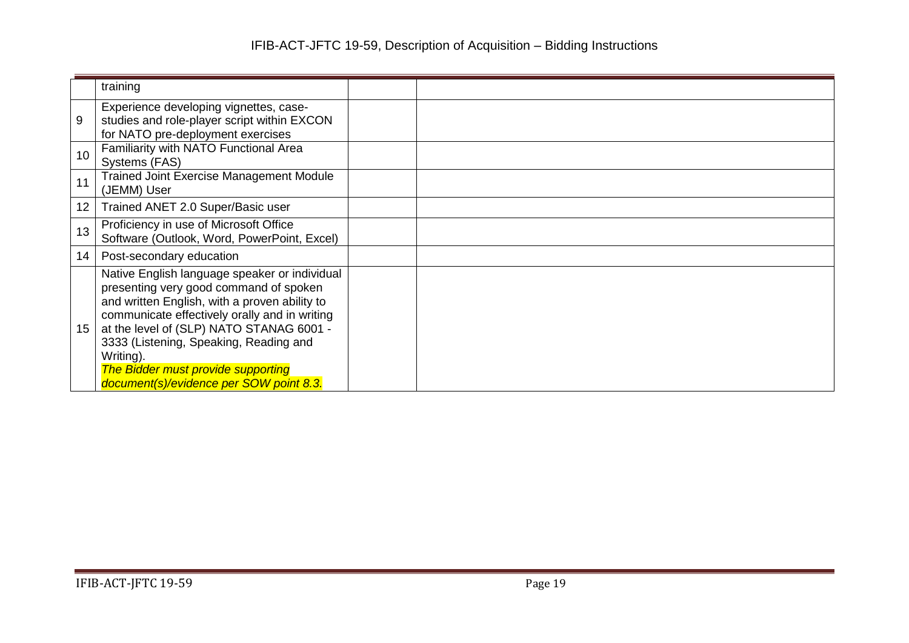| | | | |
|---|---|---|---|
| | training | | |
| 9 | Experience developing vignettes, case-studies and role-player script within EXCON for NATO pre-deployment exercises | | |
| 10 | Familiarity with NATO Functional Area Systems (FAS) | | |
| 11 | Trained Joint Exercise Management Module (JEMM) User | | |
| 12 | Trained ANET 2.0 Super/Basic user | | |
| 13 | Proficiency in use of Microsoft Office Software (Outlook, Word, PowerPoint, Excel) | | |
| 14 | Post-secondary education | | |
| 15 | Native English language speaker or individual presenting very good command of spoken and written English, with a proven ability to communicate effectively orally and in writing at the level of (SLP) NATO STANAG 6001 - 3333 (Listening, Speaking, Reading and Writing). *The Bidder must provide supporting document(s)/evidence per SOW point 8.3.* | | |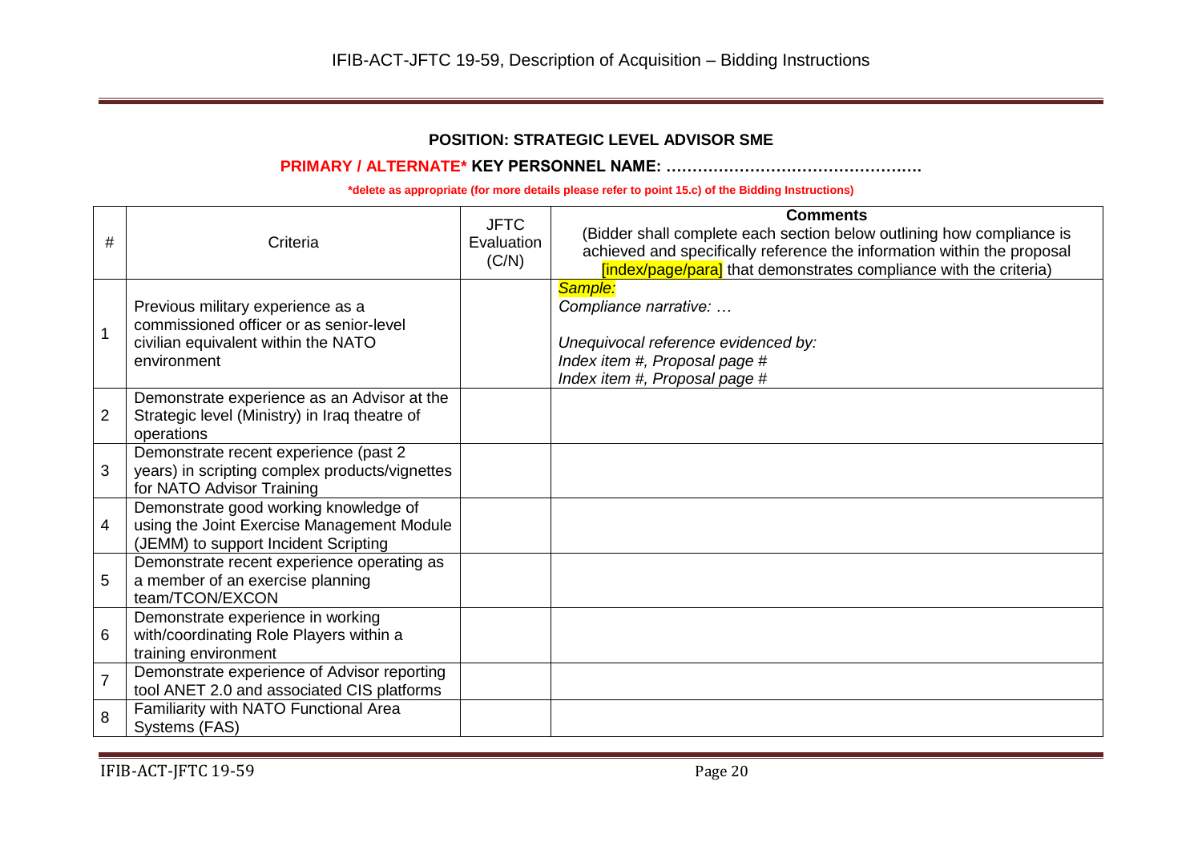**POSITION: STRATEGIC LEVEL ADVISOR SME**

**PRIMARY / ALTERNATE* KEY PERSONNEL NAME: ………………………………………….**

***delete as appropriate (for more details please refer to point 15.c) of the Bidding Instructions)**

| # | Criteria | JFTC Evaluation (C/N) | **Comments** (Bidder shall complete each section below outlining how compliance is achieved and specifically reference the information within the proposal [index/page/para] that demonstrates compliance with the criteria) |
|---|---|---|---|
| 1 | Previous military experience as a commissioned officer or as senior-level civilian equivalent within the NATO environment | | *Sample:*<br>*Compliance narrative: …*<br><br>*Unequivocal reference evidenced by:*<br>*Index item #, Proposal page #*<br>*Index item #, Proposal page #* |
| 2 | Demonstrate experience as an Advisor at the Strategic level (Ministry) in Iraq theatre of operations | | |
| 3 | Demonstrate recent experience (past 2 years) in scripting complex products/vignettes for NATO Advisor Training | | |
| 4 | Demonstrate good working knowledge of using the Joint Exercise Management Module (JEMM) to support Incident Scripting | | |
| 5 | Demonstrate recent experience operating as a member of an exercise planning team/TCON/EXCON | | |
| 6 | Demonstrate experience in working with/coordinating Role Players within a training environment | | |
| 7 | Demonstrate experience of Advisor reporting tool ANET 2.0 and associated CIS platforms | | |
| 8 | Familiarity with NATO Functional Area Systems (FAS) | | |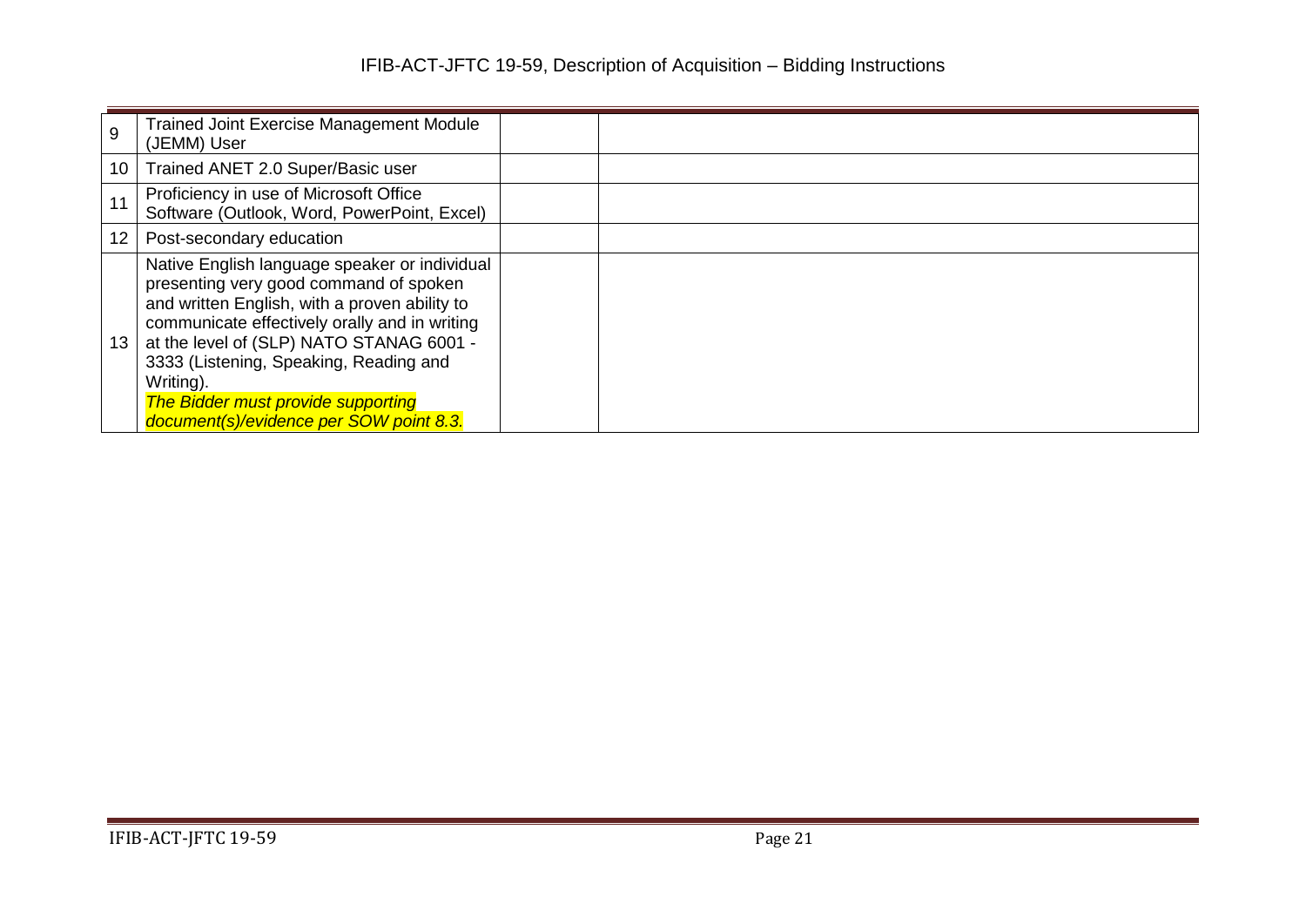| | | | |
|---|---|---|---|
| 9 | Trained Joint Exercise Management Module (JEMM) User | | |
| 10 | Trained ANET 2.0 Super/Basic user | | |
| 11 | Proficiency in use of Microsoft Office Software (Outlook, Word, PowerPoint, Excel) | | |
| 12 | Post-secondary education | | |
| 13 | Native English language speaker or individual presenting very good command of spoken and written English, with a proven ability to communicate effectively orally and in writing at the level of (SLP) NATO STANAG 6001 - 3333 (Listening, Speaking, Reading and Writing). ***The Bidder must provide supporting document(s)/evidence per SOW point 8.3.*** | | |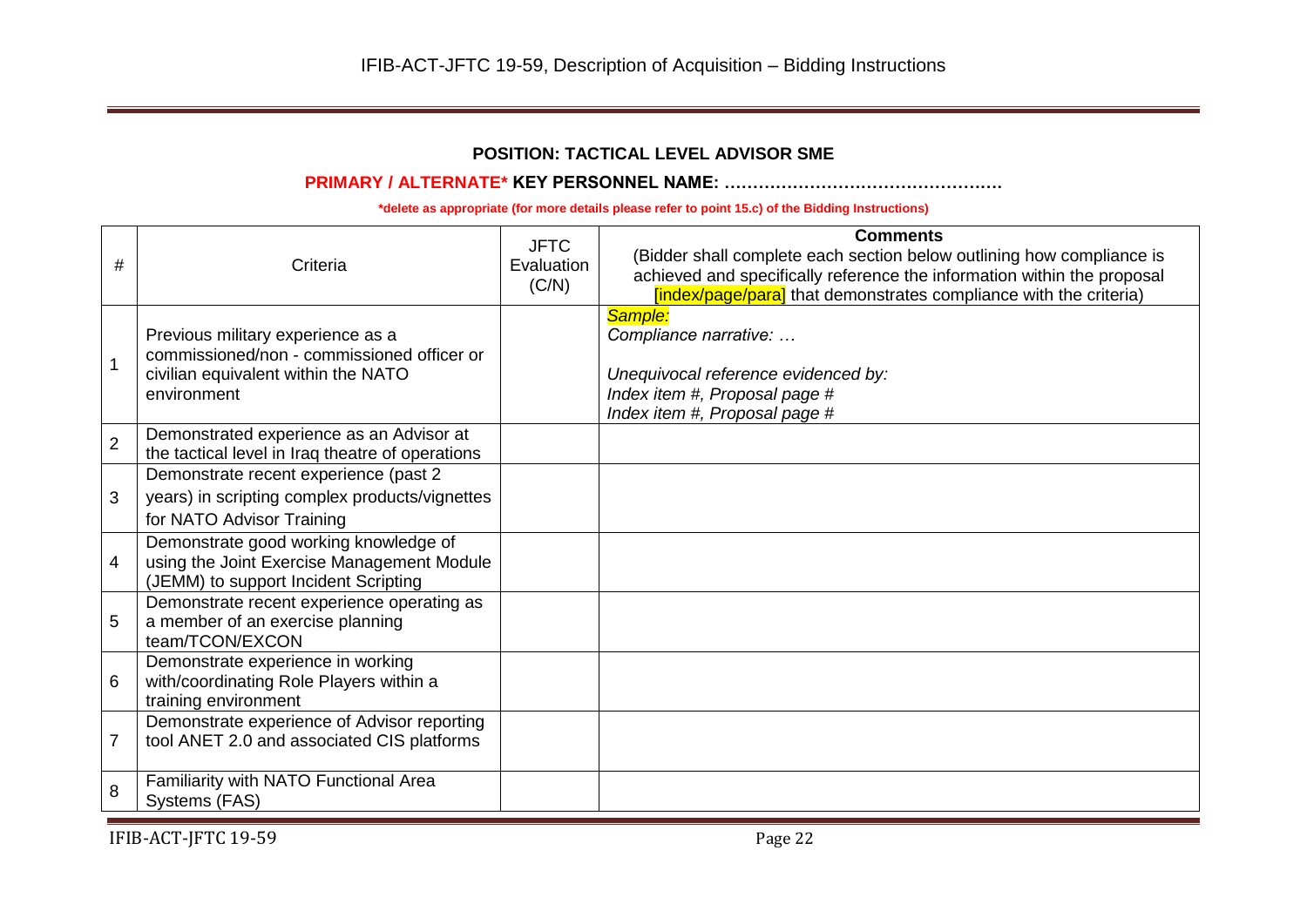**POSITION: TACTICAL LEVEL ADVISOR SME**

**PRIMARY / ALTERNATE* KEY PERSONNEL NAME: …………………………………………**

**\*delete as appropriate (for more details please refer to point 15.c) of the Bidding Instructions)**

| # | Criteria | JFTC Evaluation (C/N) | **Comments** (Bidder shall complete each section below outlining how compliance is achieved and specifically reference the information within the proposal [index/page/para] that demonstrates compliance with the criteria) |
|---|---|---|---|
| 1 | Previous military experience as a commissioned/non - commissioned officer or civilian equivalent within the NATO environment | | *Sample:*<br>*Compliance narrative: …*<br><br>*Unequivocal reference evidenced by:*<br>*Index item #, Proposal page #*<br>*Index item #, Proposal page #* |
| 2 | Demonstrated experience as an Advisor at the tactical level in Iraq theatre of operations | | |
| 3 | Demonstrate recent experience (past 2 years) in scripting complex products/vignettes for NATO Advisor Training | | |
| 4 | Demonstrate good working knowledge of using the Joint Exercise Management Module (JEMM) to support Incident Scripting | | |
| 5 | Demonstrate recent experience operating as a member of an exercise planning team/TCON/EXCON | | |
| 6 | Demonstrate experience in working with/coordinating Role Players within a training environment | | |
| 7 | Demonstrate experience of Advisor reporting tool ANET 2.0 and associated CIS platforms | | |
| 8 | Familiarity with NATO Functional Area Systems (FAS) | | |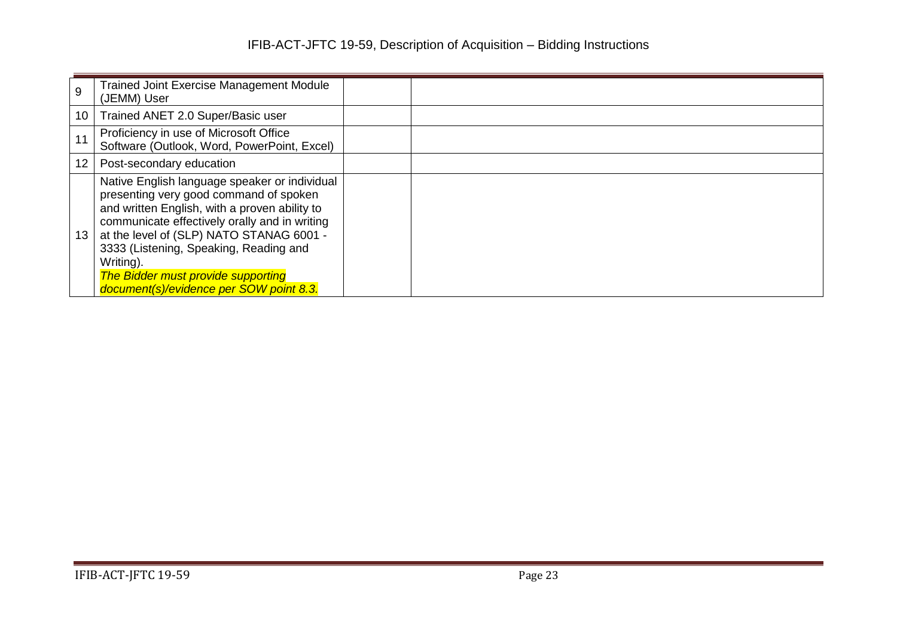| | | | |
|---|---|---|---|
| 9 | Trained Joint Exercise Management Module (JEMM) User | | |
| 10 | Trained ANET 2.0 Super/Basic user | | |
| 11 | Proficiency in use of Microsoft Office Software (Outlook, Word, PowerPoint, Excel) | | |
| 12 | Post-secondary education | | |
| 13 | Native English language speaker or individual presenting very good command of spoken and written English, with a proven ability to communicate effectively orally and in writing at the level of (SLP) NATO STANAG 6001 - 3333 (Listening, Speaking, Reading and Writing). *The Bidder must provide supporting document(s)/evidence per SOW point 8.3.* | | |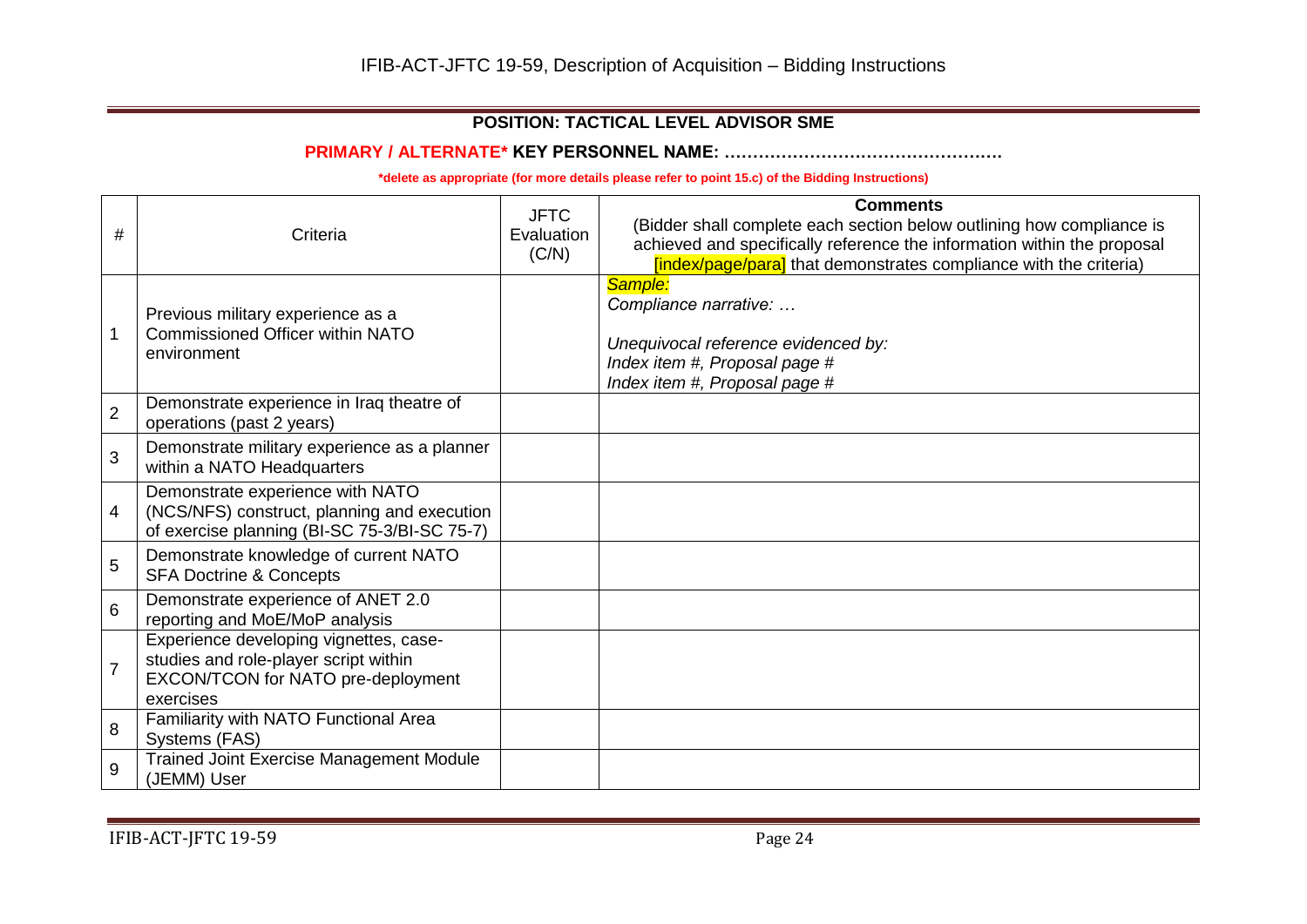**POSITION: TACTICAL LEVEL ADVISOR SME**

**PRIMARY / ALTERNATE\* KEY PERSONNEL NAME: …………………………………………**

**\*delete as appropriate (for more details please refer to point 15.c) of the Bidding Instructions)**

| # | Criteria | JFTC Evaluation (C/N) | **Comments** (Bidder shall complete each section below outlining how compliance is achieved and specifically reference the information within the proposal [index/page/para] that demonstrates compliance with the criteria) |
|---|---|---|---|
| 1 | Previous military experience as a Commissioned Officer within NATO environment | | *Sample:* <br> *Compliance narrative: …* <br> <br> *Unequivocal reference evidenced by:* <br> *Index item #, Proposal page #* <br> *Index item #, Proposal page #* |
| 2 | Demonstrate experience in Iraq theatre of operations (past 2 years) | | |
| 3 | Demonstrate military experience as a planner within a NATO Headquarters | | |
| 4 | Demonstrate experience with NATO (NCS/NFS) construct, planning and execution of exercise planning (BI-SC 75-3/BI-SC 75-7) | | |
| 5 | Demonstrate knowledge of current NATO SFA Doctrine & Concepts | | |
| 6 | Demonstrate experience of ANET 2.0 reporting and MoE/MoP analysis | | |
| 7 | Experience developing vignettes, case-studies and role-player script within EXCON/TCON for NATO pre-deployment exercises | | |
| 8 | Familiarity with NATO Functional Area Systems (FAS) | | |
| 9 | Trained Joint Exercise Management Module (JEMM) User | | |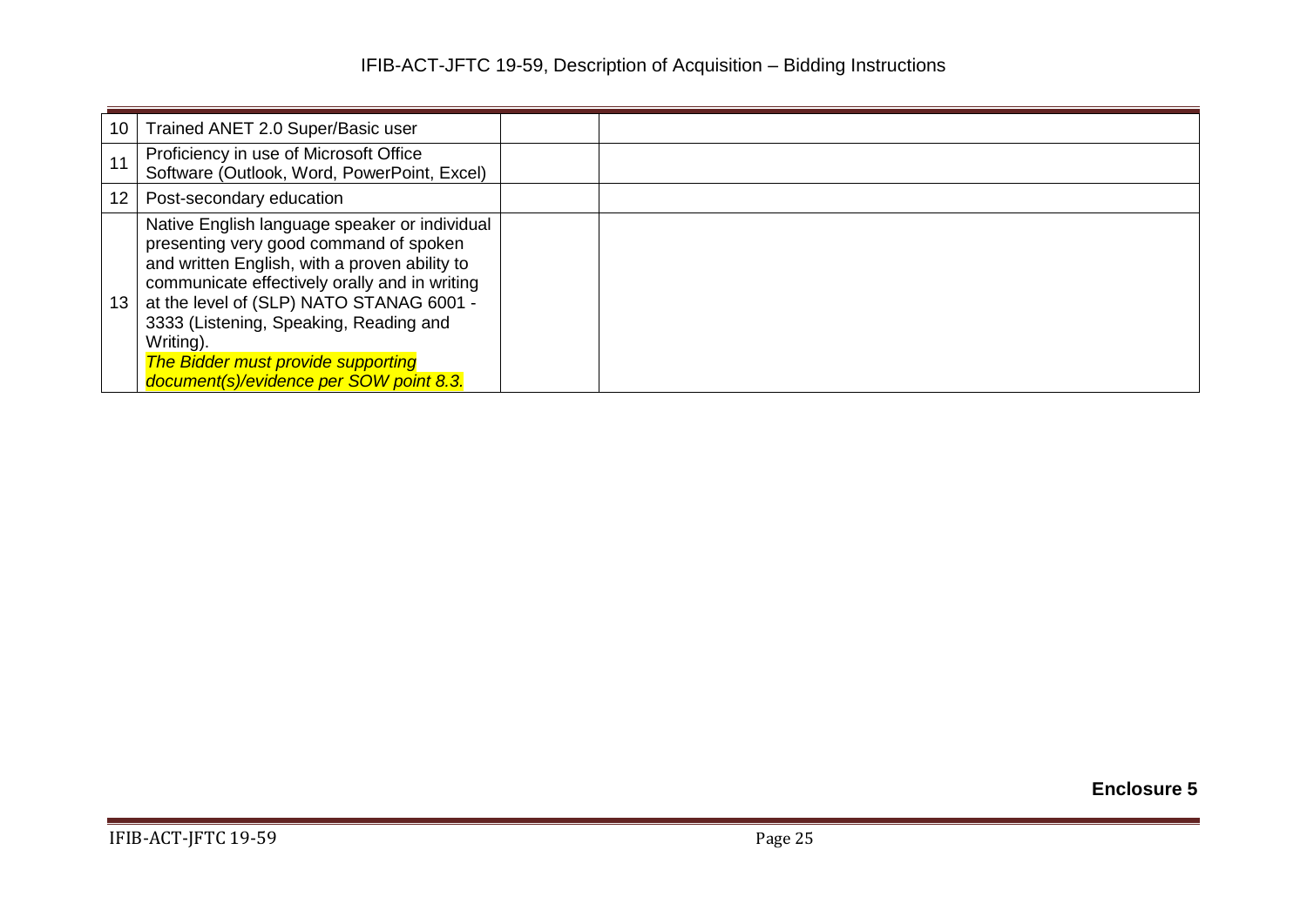| | | | |
|---|---|---|---|
| 10 | Trained ANET 2.0 Super/Basic user | | |
| 11 | Proficiency in use of Microsoft Office Software (Outlook, Word, PowerPoint, Excel) | | |
| 12 | Post-secondary education | | |
| 13 | Native English language speaker or individual presenting very good command of spoken and written English, with a proven ability to communicate effectively orally and in writing at the level of (SLP) NATO STANAG 6001 - 3333 (Listening, Speaking, Reading and Writing). *The Bidder must provide supporting document(s)/evidence per SOW point 8.3.* | | |

**Enclosure 5**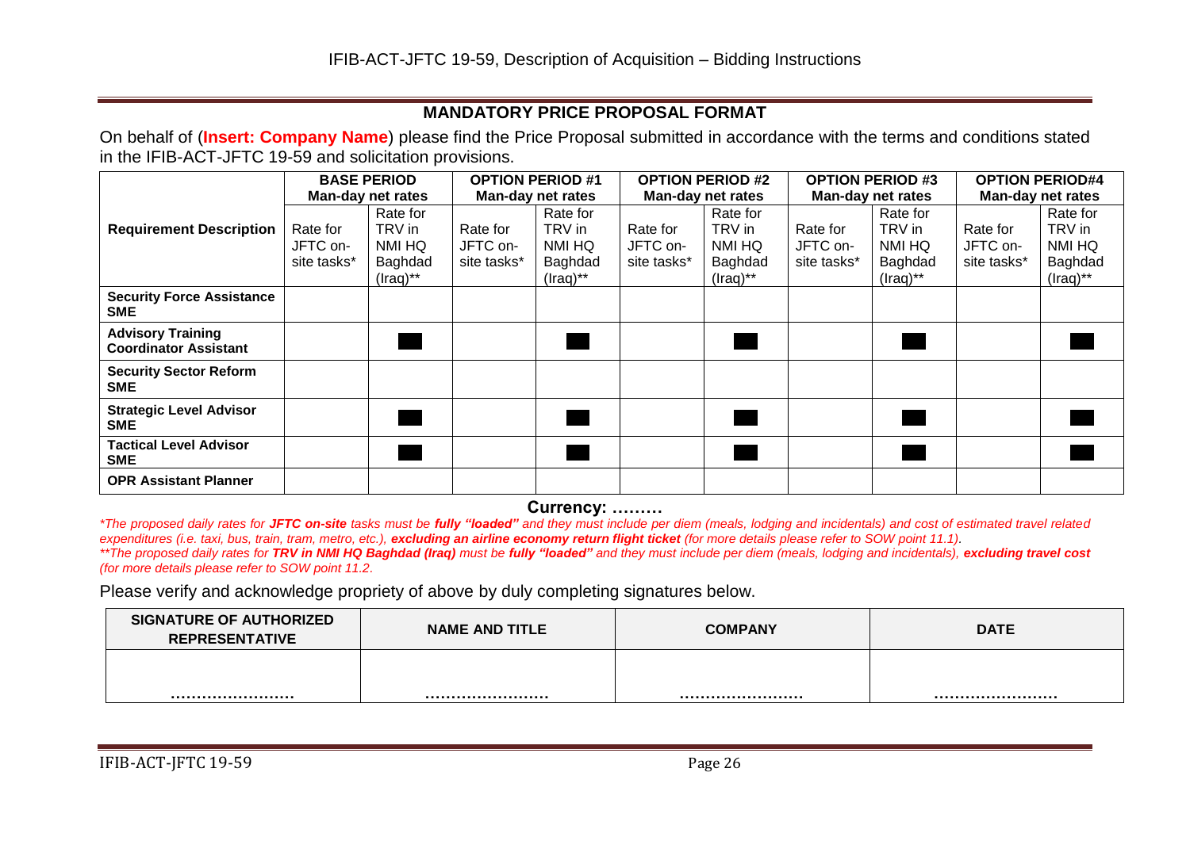## MANDATORY PRICE PROPOSAL FORMAT

On behalf of (**Insert: Company Name**) please find the Price Proposal submitted in accordance with the terms and conditions stated in the IFIB-ACT-JFTC 19-59 and solicitation provisions.

| Requirement Description | BASE PERIOD Man-day net rates | | OPTION PERIOD #1 Man-day net rates | | OPTION PERIOD #2 Man-day net rates | | OPTION PERIOD #3 Man-day net rates | | OPTION PERIOD#4 Man-day net rates | |
|---|---|---|---|---|---|---|---|---|---|---|
| | Rate for JFTC on-site tasks* | Rate for TRV in NMI HQ Baghdad (Iraq)** | Rate for JFTC on-site tasks* | Rate for TRV in NMI HQ Baghdad (Iraq)** | Rate for JFTC on-site tasks* | Rate for TRV in NMI HQ Baghdad (Iraq)** | Rate for JFTC on-site tasks* | Rate for TRV in NMI HQ Baghdad (Iraq)** | Rate for JFTC on-site tasks* | Rate for TRV in NMI HQ Baghdad (Iraq)** |
| **Security Force Assistance SME** | | | | | | | | | | |
| **Advisory Training Coordinator Assistant** | | ■ | | ■ | | ■ | | ■ | | ■ |
| **Security Sector Reform SME** | | | | | | | | | | |
| **Strategic Level Advisor SME** | | ■ | | ■ | | ■ | | ■ | | ■ |
| **Tactical Level Advisor SME** | | ■ | | ■ | | ■ | | ■ | | ■ |
| **OPR Assistant Planner** | | | | | | | | | | |

**Currency: ………**

*\*The proposed daily rates for **JFTC on-site** tasks must be **fully "loaded"** and they must include per diem (meals, lodging and incidentals) and cost of estimated travel related expenditures (i.e. taxi, bus, train, tram, metro, etc.), **excluding an airline economy return flight ticket** (for more details please refer to SOW point 11.1).*

*\*\*The proposed daily rates for **TRV in NMI HQ Baghdad (Iraq)** must be **fully "loaded"** and they must include per diem (meals, lodging and incidentals), **excluding travel cost** (for more details please refer to SOW point 11.2.*

Please verify and acknowledge propriety of above by duly completing signatures below.

| SIGNATURE OF AUTHORIZED REPRESENTATIVE | NAME AND TITLE | COMPANY | DATE |
|---|---|---|---|
| …………………… | …………………… | …………………… | …………………… |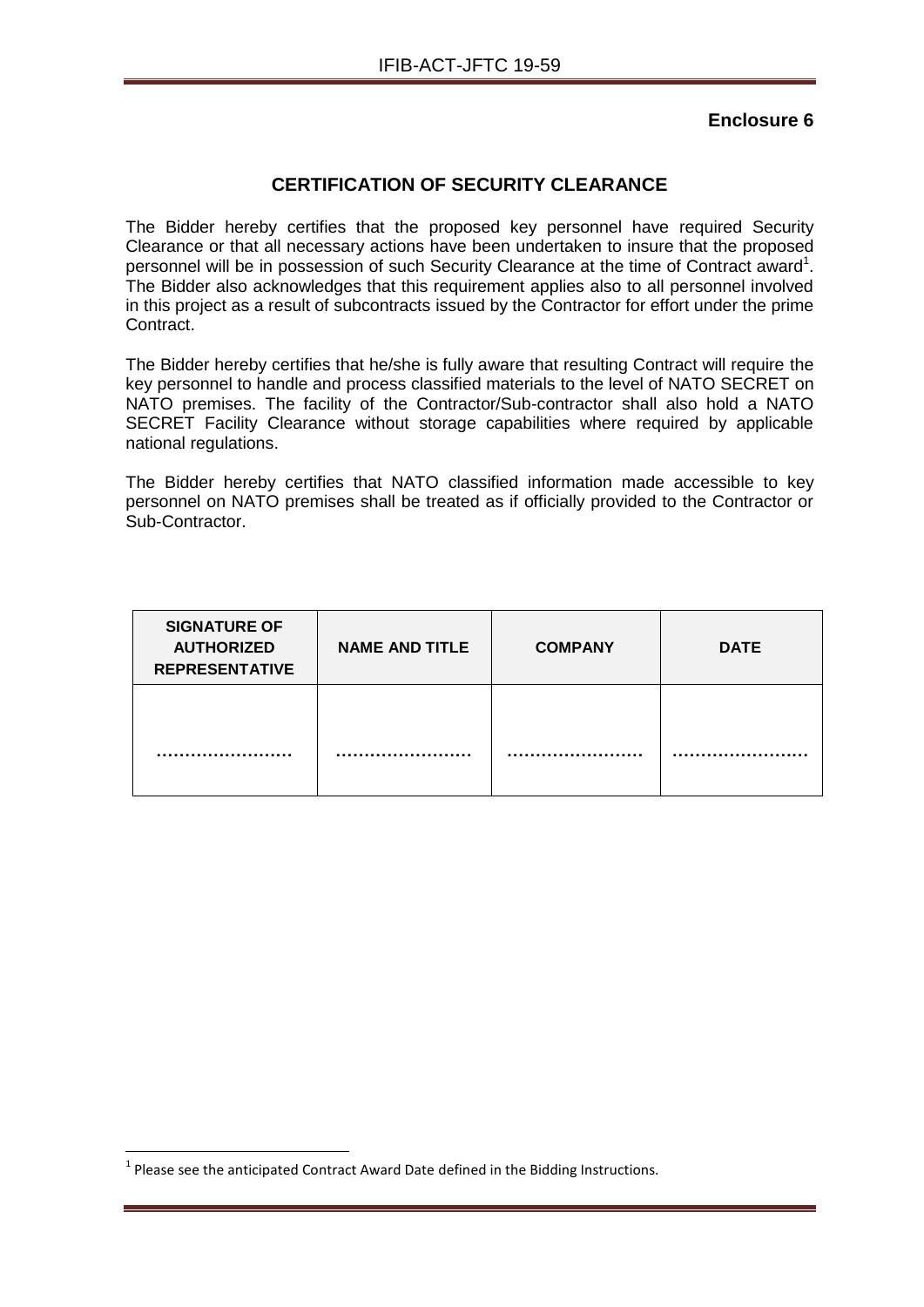**Enclosure 6**

## CERTIFICATION OF SECURITY CLEARANCE

The Bidder hereby certifies that the proposed key personnel have required Security Clearance or that all necessary actions have been undertaken to insure that the proposed personnel will be in possession of such Security Clearance at the time of Contract award[1]. The Bidder also acknowledges that this requirement applies also to all personnel involved in this project as a result of subcontracts issued by the Contractor for effort under the prime Contract.

The Bidder hereby certifies that he/she is fully aware that resulting Contract will require the key personnel to handle and process classified materials to the level of NATO SECRET on NATO premises. The facility of the Contractor/Sub-contractor shall also hold a NATO SECRET Facility Clearance without storage capabilities where required by applicable national regulations.

The Bidder hereby certifies that NATO classified information made accessible to key personnel on NATO premises shall be treated as if officially provided to the Contractor or Sub-Contractor.

| SIGNATURE OF AUTHORIZED REPRESENTATIVE | NAME AND TITLE | COMPANY | DATE |
|---|---|---|---|
| …………………… | …………………… | …………………… | …………………… |

[1] Please see the anticipated Contract Award Date defined in the Bidding Instructions.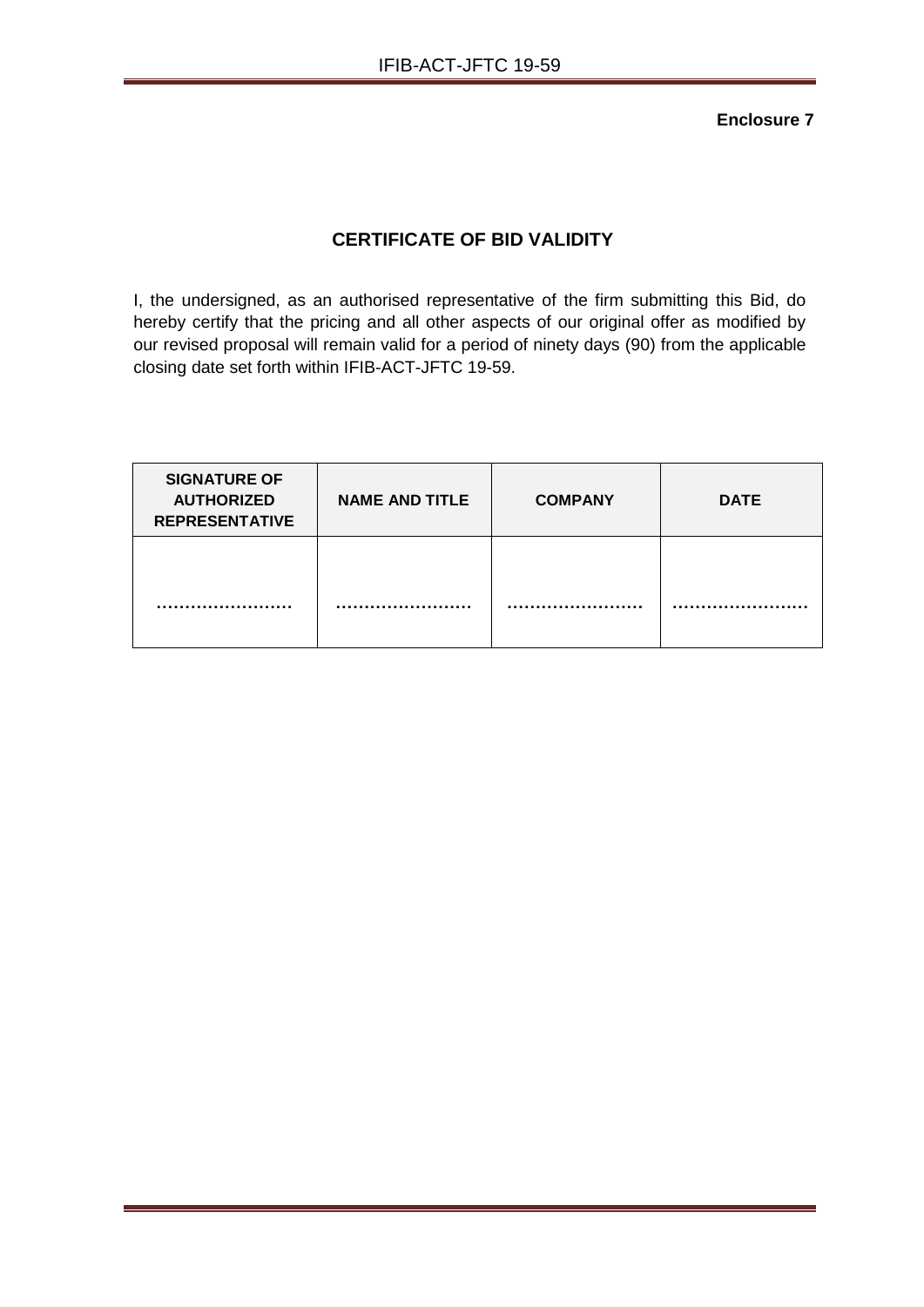**Enclosure 7**

## CERTIFICATE OF BID VALIDITY

I, the undersigned, as an authorised representative of the firm submitting this Bid, do hereby certify that the pricing and all other aspects of our original offer as modified by our revised proposal will remain valid for a period of ninety days (90) from the applicable closing date set forth within IFIB-ACT-JFTC 19-59.

| SIGNATURE OF AUTHORIZED REPRESENTATIVE | NAME AND TITLE | COMPANY | DATE |
|---|---|---|---|
| …………………… | …………………… | …………………… | …………………… |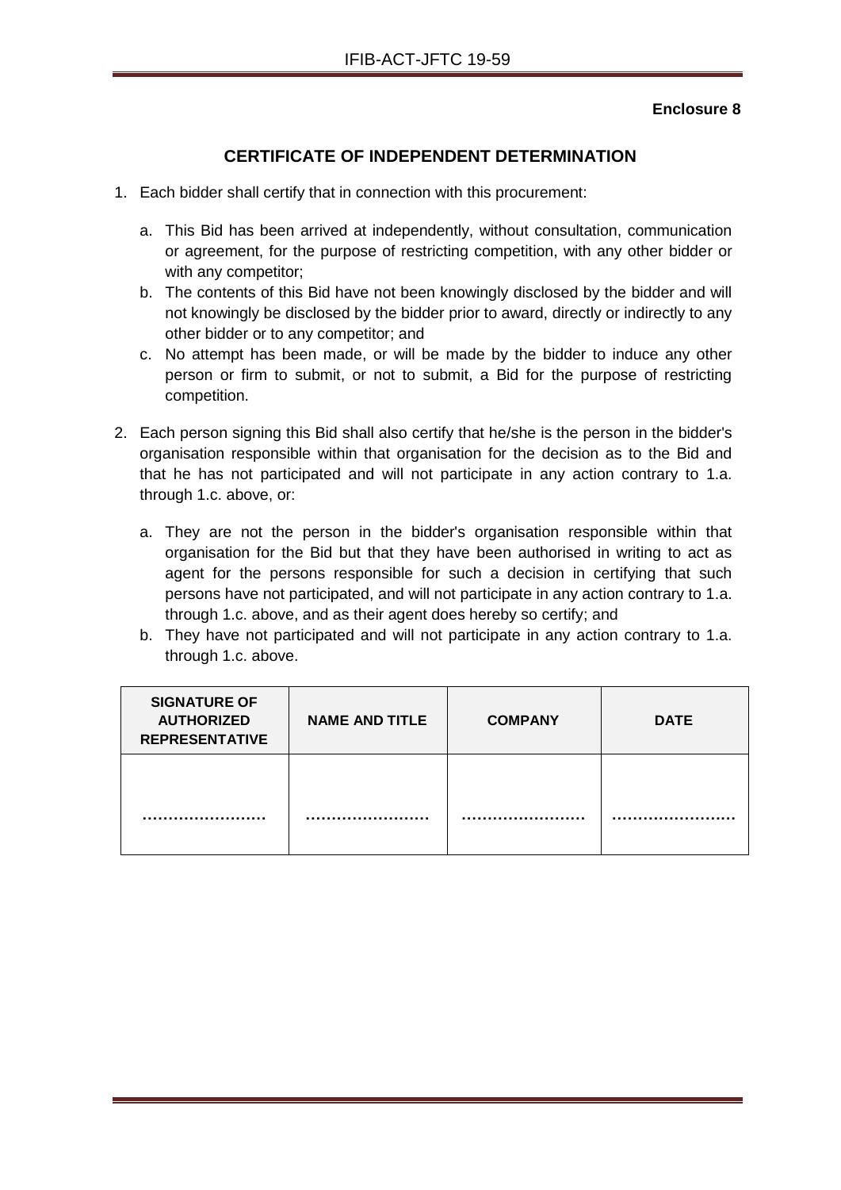**Enclosure 8**

## CERTIFICATE OF INDEPENDENT DETERMINATION

1. Each bidder shall certify that in connection with this procurement:

   a. This Bid has been arrived at independently, without consultation, communication or agreement, for the purpose of restricting competition, with any other bidder or with any competitor;

   b. The contents of this Bid have not been knowingly disclosed by the bidder and will not knowingly be disclosed by the bidder prior to award, directly or indirectly to any other bidder or to any competitor; and

   c. No attempt has been made, or will be made by the bidder to induce any other person or firm to submit, or not to submit, a Bid for the purpose of restricting competition.

2. Each person signing this Bid shall also certify that he/she is the person in the bidder's organisation responsible within that organisation for the decision as to the Bid and that he has not participated and will not participate in any action contrary to 1.a. through 1.c. above, or:

   a. They are not the person in the bidder's organisation responsible within that organisation for the Bid but that they have been authorised in writing to act as agent for the persons responsible for such a decision in certifying that such persons have not participated, and will not participate in any action contrary to 1.a. through 1.c. above, and as their agent does hereby so certify; and

   b. They have not participated and will not participate in any action contrary to 1.a. through 1.c. above.

| SIGNATURE OF AUTHORIZED REPRESENTATIVE | NAME AND TITLE | COMPANY | DATE |
|---|---|---|---|
| …………………… | …………………… | …………………… | …………………… |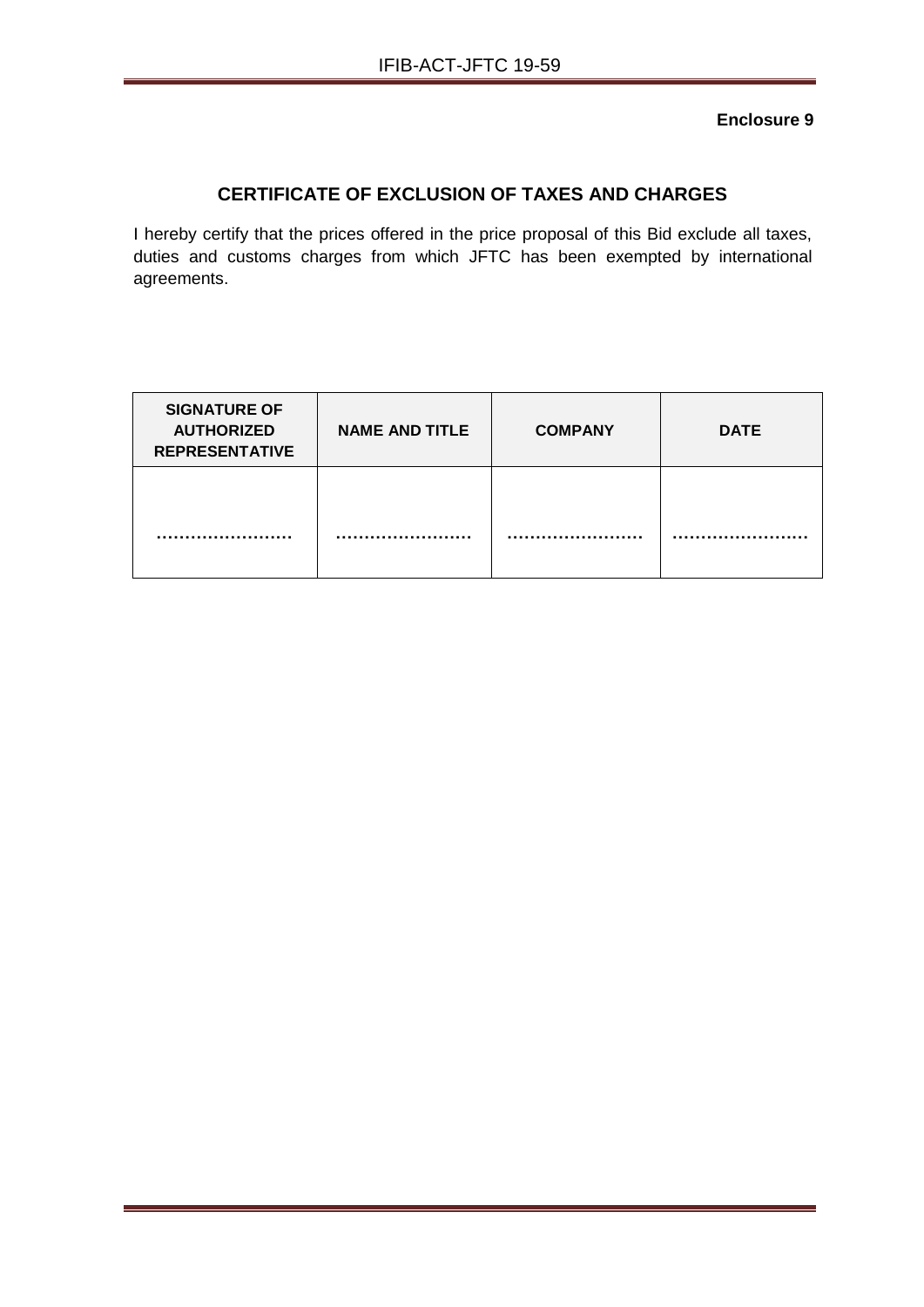**Enclosure 9**

## CERTIFICATE OF EXCLUSION OF TAXES AND CHARGES

I hereby certify that the prices offered in the price proposal of this Bid exclude all taxes, duties and customs charges from which JFTC has been exempted by international agreements.

| SIGNATURE OF AUTHORIZED REPRESENTATIVE | NAME AND TITLE | COMPANY | DATE |
|---|---|---|---|
| …………………… | …………………… | …………………… | …………………… |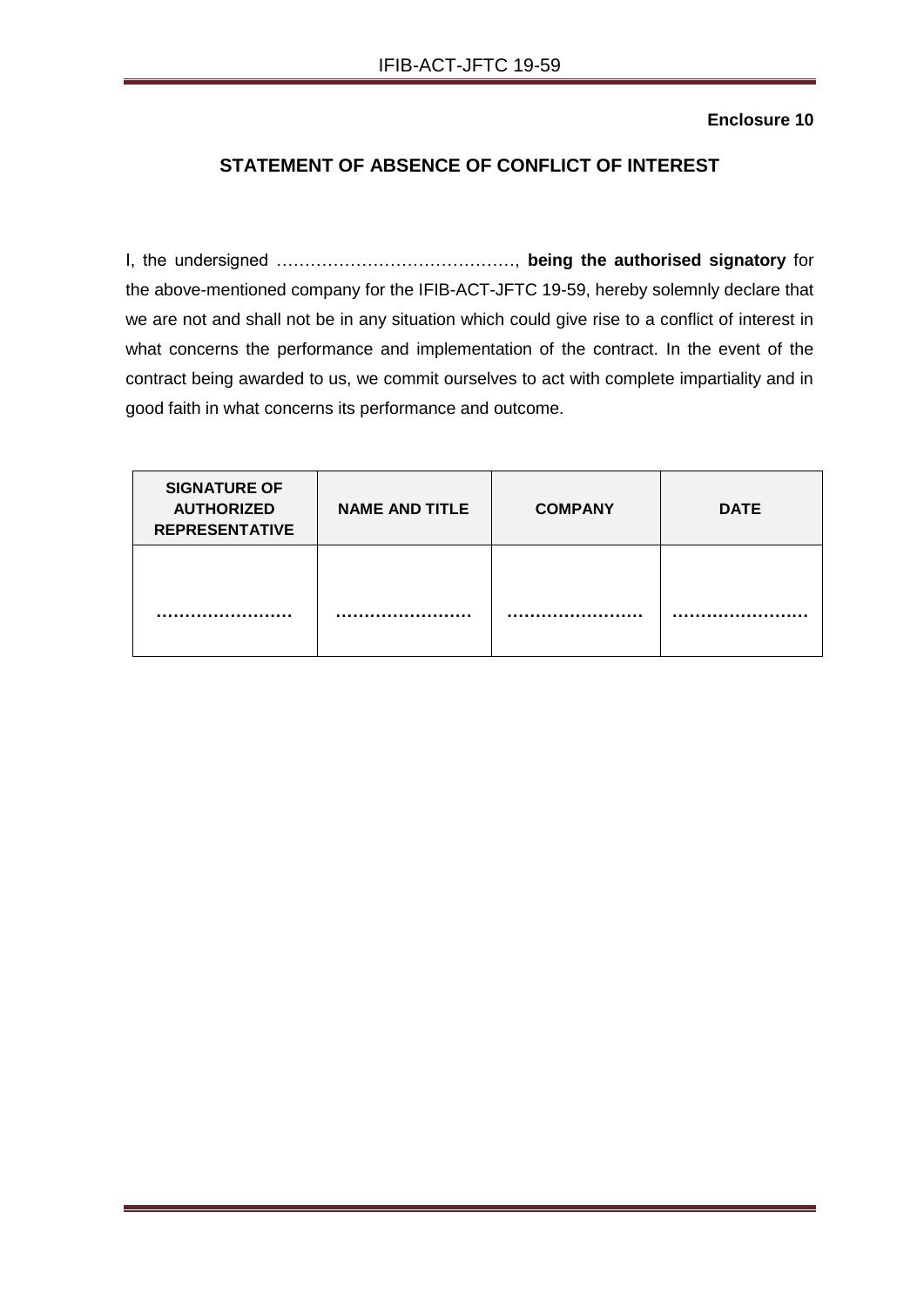**Enclosure 10**

## STATEMENT OF ABSENCE OF CONFLICT OF INTEREST

I, the undersigned ……………………………………, **being the authorised signatory** for the above-mentioned company for the IFIB-ACT-JFTC 19-59, hereby solemnly declare that we are not and shall not be in any situation which could give rise to a conflict of interest in what concerns the performance and implementation of the contract. In the event of the contract being awarded to us, we commit ourselves to act with complete impartiality and in good faith in what concerns its performance and outcome.

| SIGNATURE OF AUTHORIZED REPRESENTATIVE | NAME AND TITLE | COMPANY | DATE |
|---|---|---|---|
| …………………… | …………………… | …………………… | …………………… |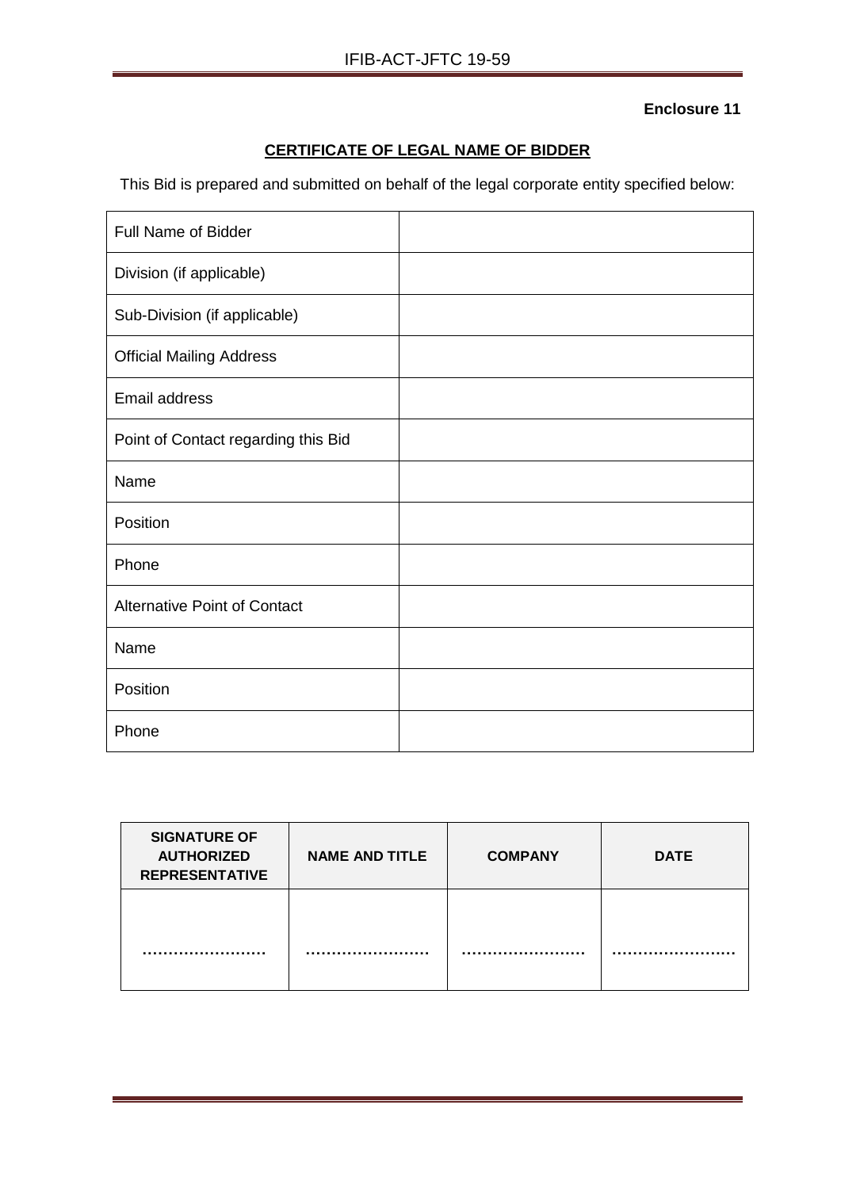**Enclosure 11**

## CERTIFICATE OF LEGAL NAME OF BIDDER

This Bid is prepared and submitted on behalf of the legal corporate entity specified below:

| | |
|---|---|
| Full Name of Bidder | |
| Division (if applicable) | |
| Sub-Division (if applicable) | |
| Official Mailing Address | |
| Email address | |
| Point of Contact regarding this Bid | |
| Name | |
| Position | |
| Phone | |
| Alternative Point of Contact | |
| Name | |
| Position | |
| Phone | |

| SIGNATURE OF AUTHORIZED REPRESENTATIVE | NAME AND TITLE | COMPANY | DATE |
|---|---|---|---|
| …………………… | …………………… | …………………… | …………………… |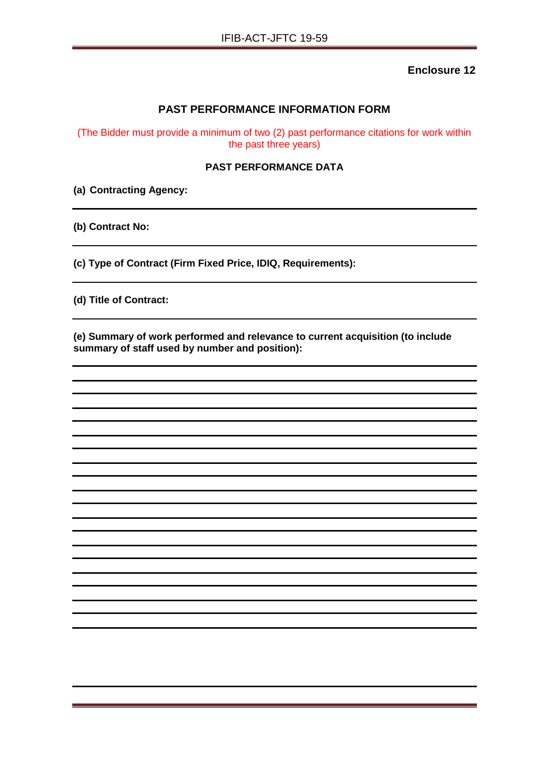**Enclosure 12**

## PAST PERFORMANCE INFORMATION FORM

(The Bidder must provide a minimum of two (2) past performance citations for work within the past three years)

### PAST PERFORMANCE DATA

**(a) Contracting Agency:**

---

**(b) Contract No:**

---

**(c) Type of Contract (Firm Fixed Price, IDIQ, Requirements):**

---

**(d) Title of Contract:**

---

**(e) Summary of work performed and relevance to current acquisition (to include summary of staff used by number and position):**

---

---

---

---

---

---

---

---

---

---

---

---

---

---

---

---

---

---

---

---

---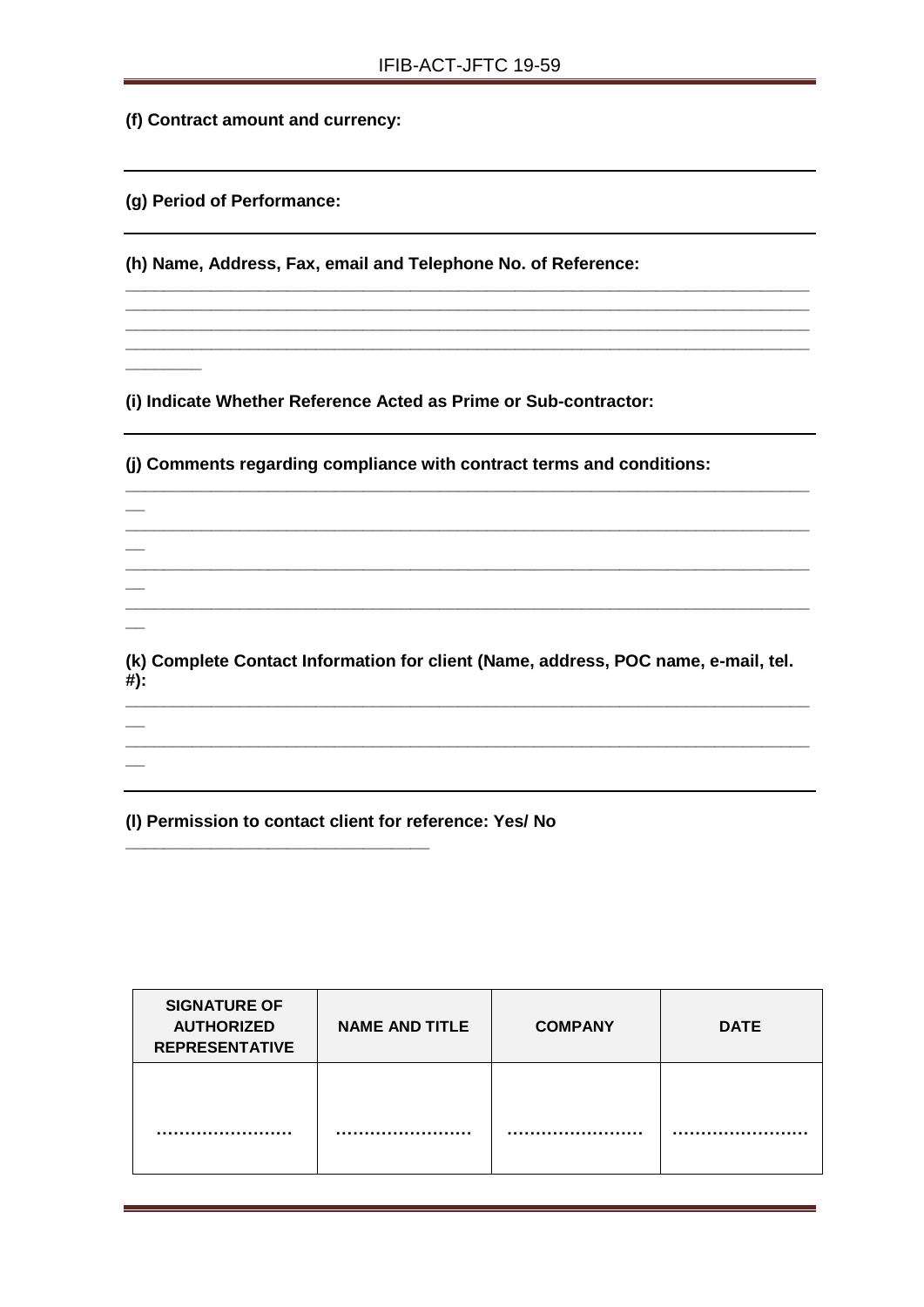**(f) Contract amount and currency:**

---

**(g) Period of Performance:**

---

**(h) Name, Address, Fax, email and Telephone No. of Reference:**

______________________________________________________________________________
______________________________________________________________________________
______________________________________________________________________________
______________________________________________________________________________
________

**(i) Indicate Whether Reference Acted as Prime or Sub-contractor:**

---

**(j) Comments regarding compliance with contract terms and conditions:**

______________________________________________________________________________
______________________________________________________________________________
______________________________________________________________________________
______________________________________________________________________________

**(k) Complete Contact Information for client (Name, address, POC name, e-mail, tel. #):**

______________________________________________________________________________
______________________________________________________________________________

---

**(l) Permission to contact client for reference: Yes/ No**

_________________________________

| SIGNATURE OF AUTHORIZED REPRESENTATIVE | NAME AND TITLE | COMPANY | DATE |
|---|---|---|---|
| …………………… | …………………… | …………………… | …………………… |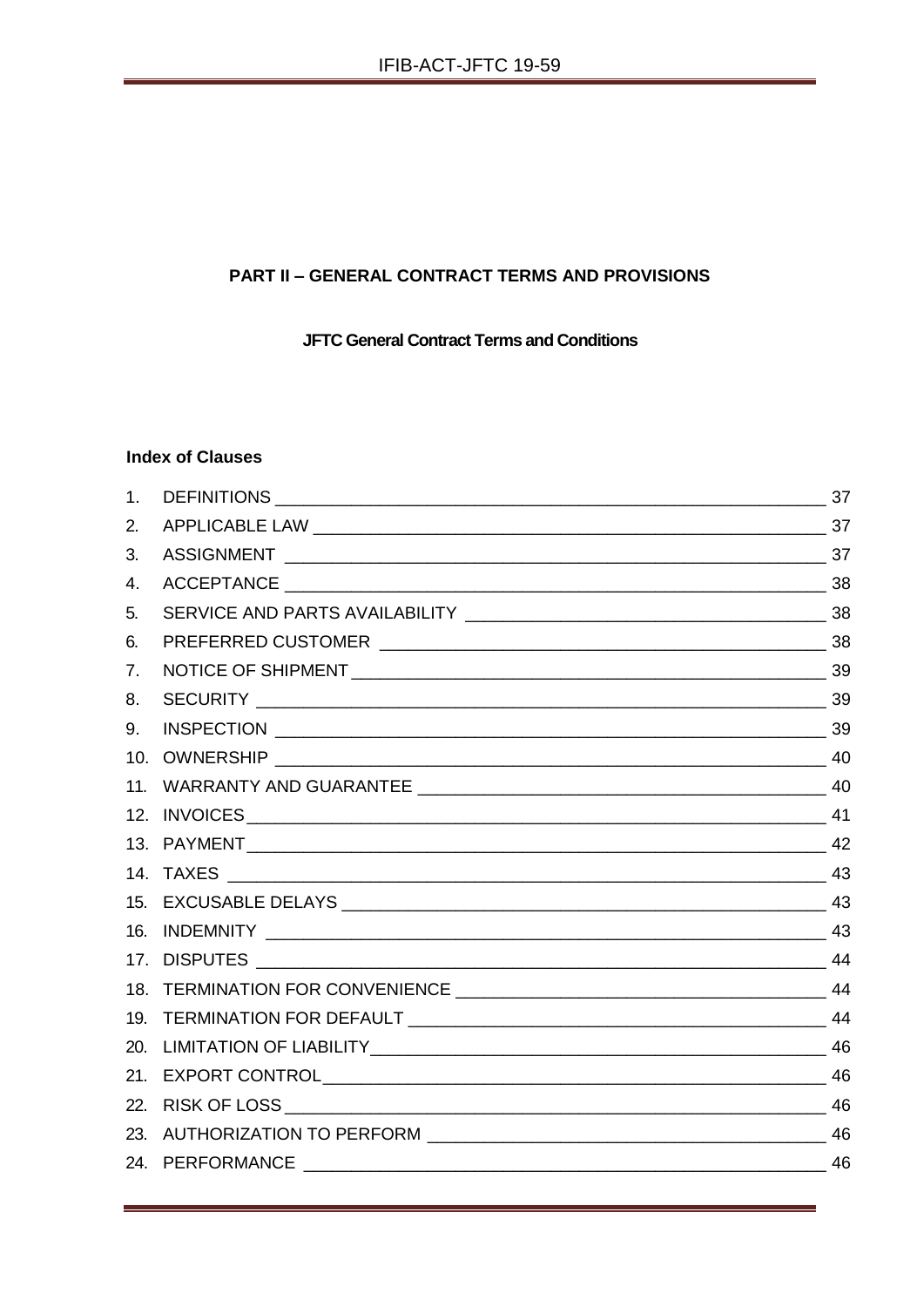## PART II – GENERAL CONTRACT TERMS AND PROVISIONS

### JFTC General Contract Terms and Conditions

**Index of Clauses**

1. DEFINITIONS ____ 37
2. APPLICABLE LAW ____ 37
3. ASSIGNMENT ____ 37
4. ACCEPTANCE ____ 38
5. SERVICE AND PARTS AVAILABILITY ____ 38
6. PREFERRED CUSTOMER ____ 38
7. NOTICE OF SHIPMENT ____ 39
8. SECURITY ____ 39
9. INSPECTION ____ 39
10. OWNERSHIP ____ 40
11. WARRANTY AND GUARANTEE ____ 40
12. INVOICES ____ 41
13. PAYMENT ____ 42
14. TAXES ____ 43
15. EXCUSABLE DELAYS ____ 43
16. INDEMNITY ____ 43
17. DISPUTES ____ 44
18. TERMINATION FOR CONVENIENCE ____ 44
19. TERMINATION FOR DEFAULT ____ 44
20. LIMITATION OF LIABILITY ____ 46
21. EXPORT CONTROL ____ 46
22. RISK OF LOSS ____ 46
23. AUTHORIZATION TO PERFORM ____ 46
24. PERFORMANCE ____ 46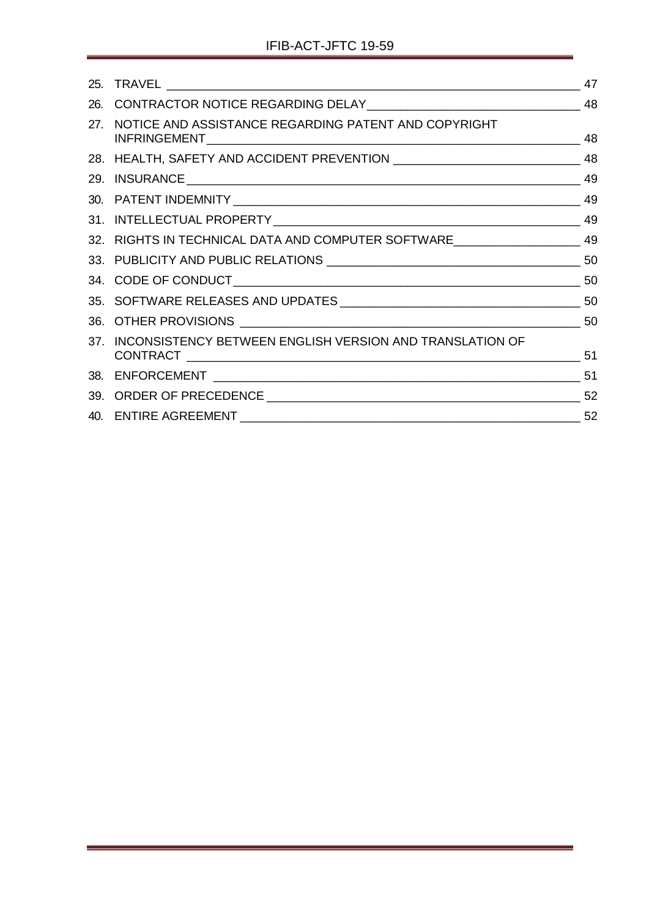| | | |
|---|---|---|
| 25. | TRAVEL | 47 |
| 26. | CONTRACTOR NOTICE REGARDING DELAY | 48 |
| 27. | NOTICE AND ASSISTANCE REGARDING PATENT AND COPYRIGHT INFRINGEMENT | 48 |
| 28. | HEALTH, SAFETY AND ACCIDENT PREVENTION | 48 |
| 29. | INSURANCE | 49 |
| 30. | PATENT INDEMNITY | 49 |
| 31. | INTELLECTUAL PROPERTY | 49 |
| 32. | RIGHTS IN TECHNICAL DATA AND COMPUTER SOFTWARE | 49 |
| 33. | PUBLICITY AND PUBLIC RELATIONS | 50 |
| 34. | CODE OF CONDUCT | 50 |
| 35. | SOFTWARE RELEASES AND UPDATES | 50 |
| 36. | OTHER PROVISIONS | 50 |
| 37. | INCONSISTENCY BETWEEN ENGLISH VERSION AND TRANSLATION OF CONTRACT | 51 |
| 38. | ENFORCEMENT | 51 |
| 39. | ORDER OF PRECEDENCE | 52 |
| 40. | ENTIRE AGREEMENT | 52 |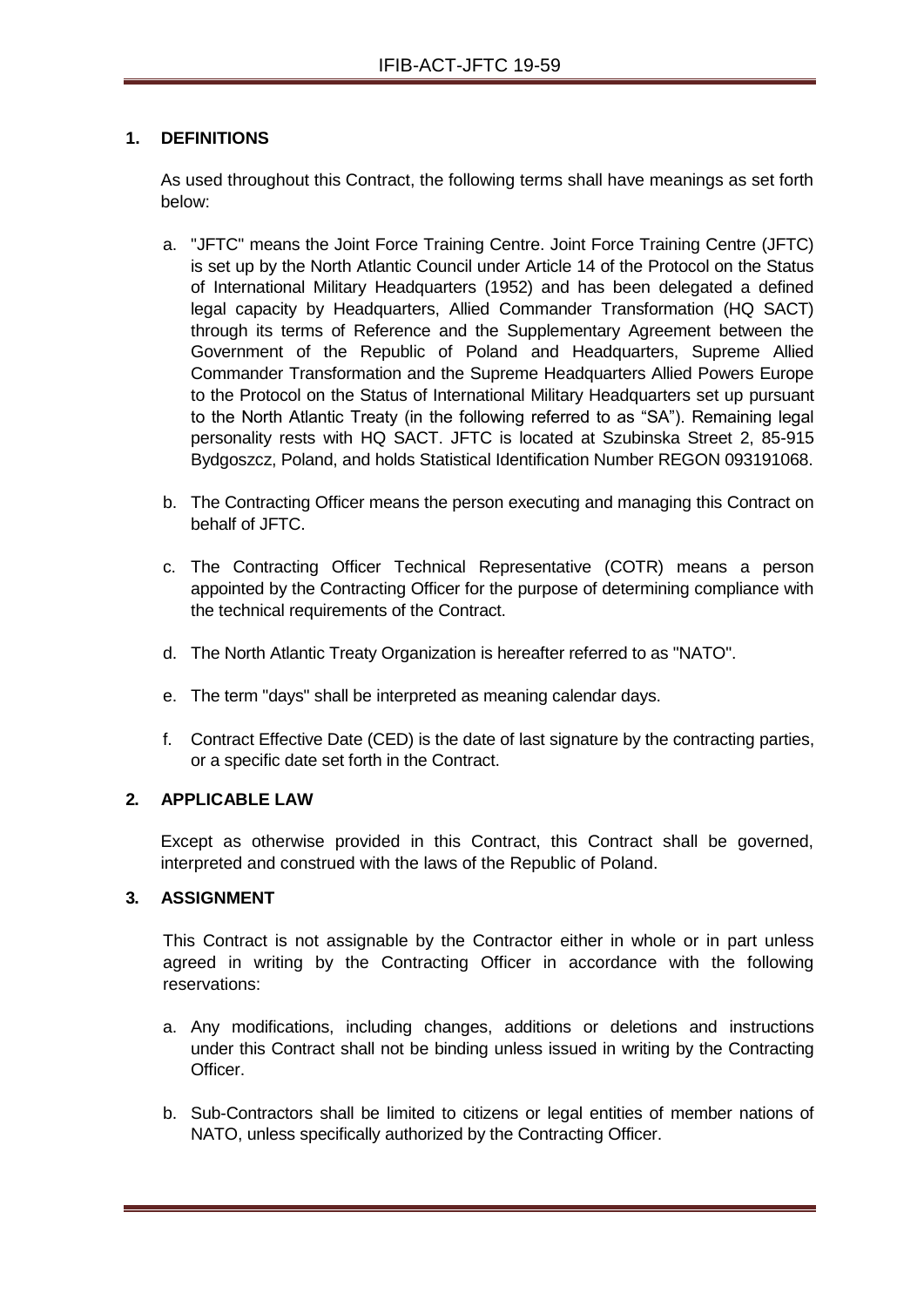## 1. DEFINITIONS

As used throughout this Contract, the following terms shall have meanings as set forth below:

a. "JFTC" means the Joint Force Training Centre. Joint Force Training Centre (JFTC) is set up by the North Atlantic Council under Article 14 of the Protocol on the Status of International Military Headquarters (1952) and has been delegated a defined legal capacity by Headquarters, Allied Commander Transformation (HQ SACT) through its terms of Reference and the Supplementary Agreement between the Government of the Republic of Poland and Headquarters, Supreme Allied Commander Transformation and the Supreme Headquarters Allied Powers Europe to the Protocol on the Status of International Military Headquarters set up pursuant to the North Atlantic Treaty (in the following referred to as "SA"). Remaining legal personality rests with HQ SACT. JFTC is located at Szubinska Street 2, 85-915 Bydgoszcz, Poland, and holds Statistical Identification Number REGON 093191068.

b. The Contracting Officer means the person executing and managing this Contract on behalf of JFTC.

c. The Contracting Officer Technical Representative (COTR) means a person appointed by the Contracting Officer for the purpose of determining compliance with the technical requirements of the Contract.

d. The North Atlantic Treaty Organization is hereafter referred to as "NATO".

e. The term "days" shall be interpreted as meaning calendar days.

f. Contract Effective Date (CED) is the date of last signature by the contracting parties, or a specific date set forth in the Contract.

## 2. APPLICABLE LAW

Except as otherwise provided in this Contract, this Contract shall be governed, interpreted and construed with the laws of the Republic of Poland.

## 3. ASSIGNMENT

This Contract is not assignable by the Contractor either in whole or in part unless agreed in writing by the Contracting Officer in accordance with the following reservations:

a. Any modifications, including changes, additions or deletions and instructions under this Contract shall not be binding unless issued in writing by the Contracting Officer.

b. Sub-Contractors shall be limited to citizens or legal entities of member nations of NATO, unless specifically authorized by the Contracting Officer.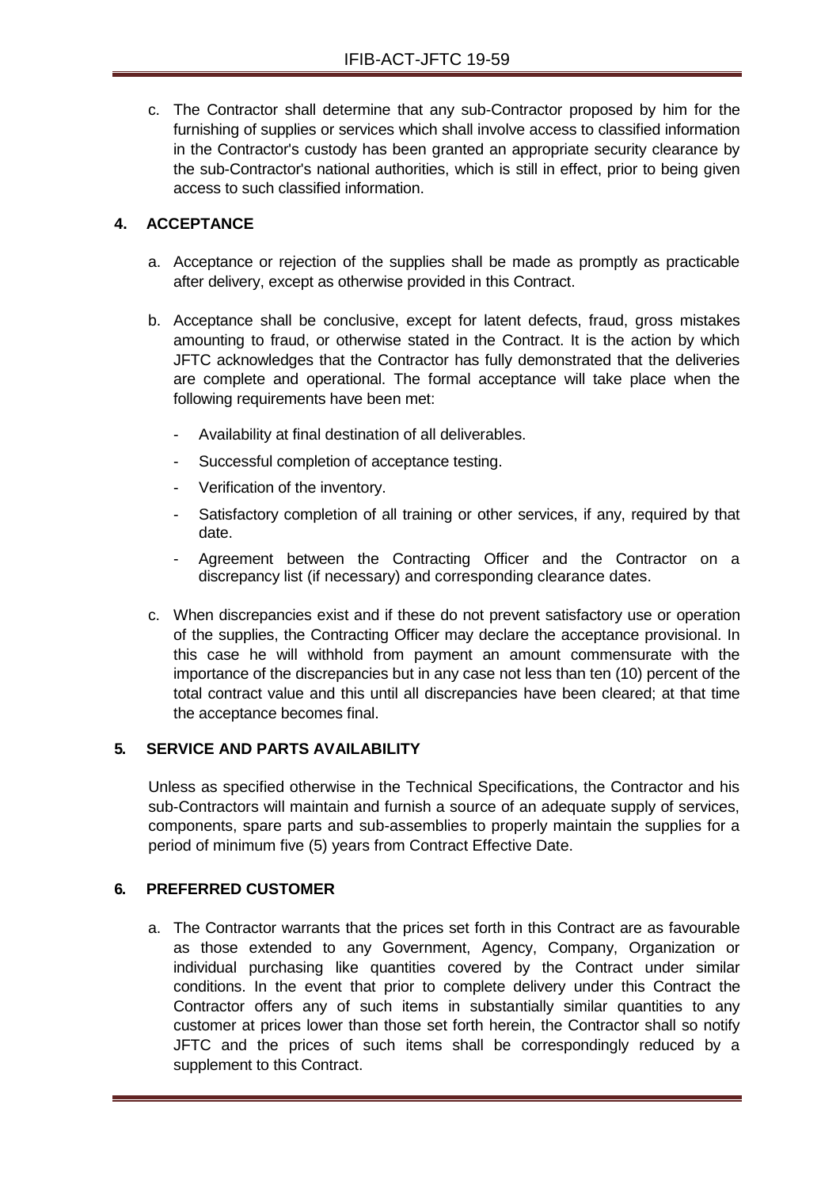c. The Contractor shall determine that any sub-Contractor proposed by him for the furnishing of supplies or services which shall involve access to classified information in the Contractor's custody has been granted an appropriate security clearance by the sub-Contractor's national authorities, which is still in effect, prior to being given access to such classified information.

## 4. ACCEPTANCE

a. Acceptance or rejection of the supplies shall be made as promptly as practicable after delivery, except as otherwise provided in this Contract.

b. Acceptance shall be conclusive, except for latent defects, fraud, gross mistakes amounting to fraud, or otherwise stated in the Contract. It is the action by which JFTC acknowledges that the Contractor has fully demonstrated that the deliveries are complete and operational. The formal acceptance will take place when the following requirements have been met:

- Availability at final destination of all deliverables.
- Successful completion of acceptance testing.
- Verification of the inventory.
- Satisfactory completion of all training or other services, if any, required by that date.
- Agreement between the Contracting Officer and the Contractor on a discrepancy list (if necessary) and corresponding clearance dates.

c. When discrepancies exist and if these do not prevent satisfactory use or operation of the supplies, the Contracting Officer may declare the acceptance provisional. In this case he will withhold from payment an amount commensurate with the importance of the discrepancies but in any case not less than ten (10) percent of the total contract value and this until all discrepancies have been cleared; at that time the acceptance becomes final.

## 5. SERVICE AND PARTS AVAILABILITY

Unless as specified otherwise in the Technical Specifications, the Contractor and his sub-Contractors will maintain and furnish a source of an adequate supply of services, components, spare parts and sub-assemblies to properly maintain the supplies for a period of minimum five (5) years from Contract Effective Date.

## 6. PREFERRED CUSTOMER

a. The Contractor warrants that the prices set forth in this Contract are as favourable as those extended to any Government, Agency, Company, Organization or individual purchasing like quantities covered by the Contract under similar conditions. In the event that prior to complete delivery under this Contract the Contractor offers any of such items in substantially similar quantities to any customer at prices lower than those set forth herein, the Contractor shall so notify JFTC and the prices of such items shall be correspondingly reduced by a supplement to this Contract.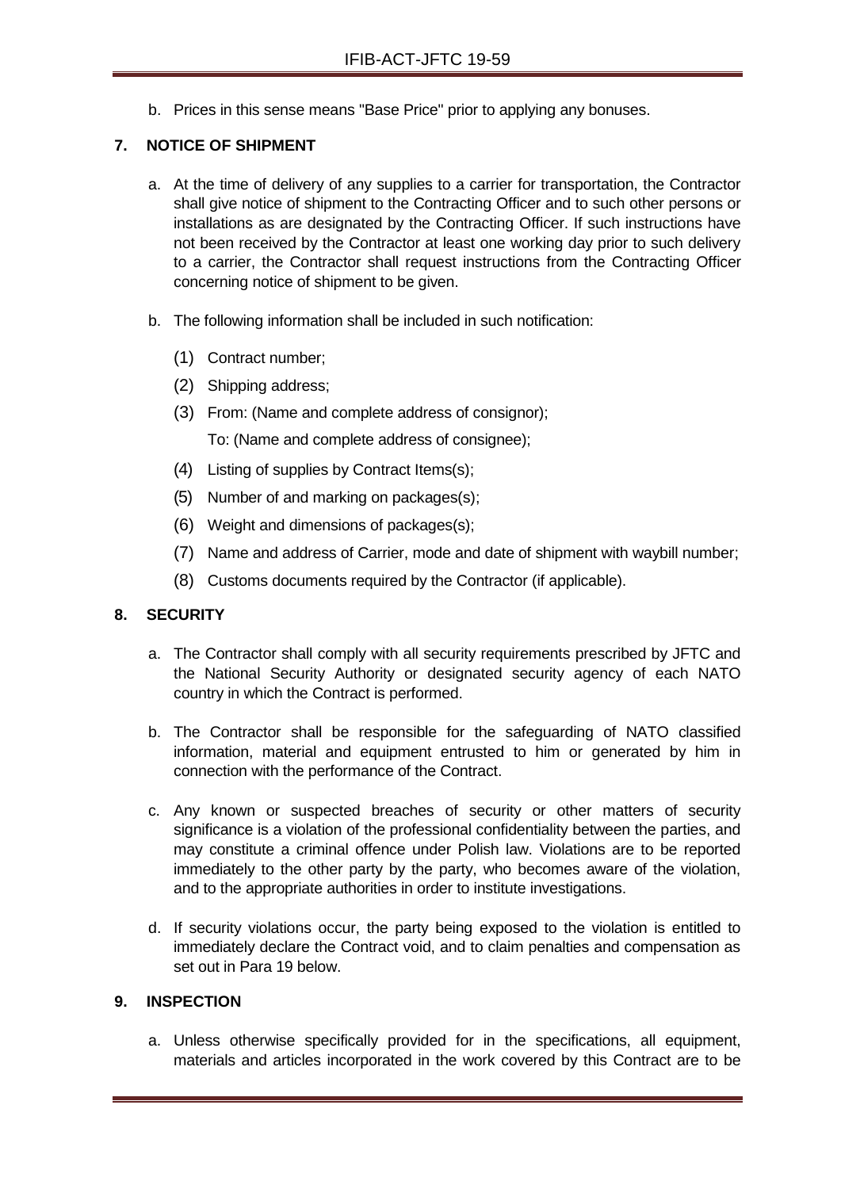b. Prices in this sense means "Base Price" prior to applying any bonuses.

## 7. NOTICE OF SHIPMENT

a. At the time of delivery of any supplies to a carrier for transportation, the Contractor shall give notice of shipment to the Contracting Officer and to such other persons or installations as are designated by the Contracting Officer. If such instructions have not been received by the Contractor at least one working day prior to such delivery to a carrier, the Contractor shall request instructions from the Contracting Officer concerning notice of shipment to be given.

b. The following information shall be included in such notification:

(1) Contract number;

(2) Shipping address;

(3) From: (Name and complete address of consignor);
To: (Name and complete address of consignee);

(4) Listing of supplies by Contract Items(s);

(5) Number of and marking on packages(s);

(6) Weight and dimensions of packages(s);

(7) Name and address of Carrier, mode and date of shipment with waybill number;

(8) Customs documents required by the Contractor (if applicable).

## 8. SECURITY

a. The Contractor shall comply with all security requirements prescribed by JFTC and the National Security Authority or designated security agency of each NATO country in which the Contract is performed.

b. The Contractor shall be responsible for the safeguarding of NATO classified information, material and equipment entrusted to him or generated by him in connection with the performance of the Contract.

c. Any known or suspected breaches of security or other matters of security significance is a violation of the professional confidentiality between the parties, and may constitute a criminal offence under Polish law. Violations are to be reported immediately to the other party by the party, who becomes aware of the violation, and to the appropriate authorities in order to institute investigations.

d. If security violations occur, the party being exposed to the violation is entitled to immediately declare the Contract void, and to claim penalties and compensation as set out in Para 19 below.

## 9. INSPECTION

a. Unless otherwise specifically provided for in the specifications, all equipment, materials and articles incorporated in the work covered by this Contract are to be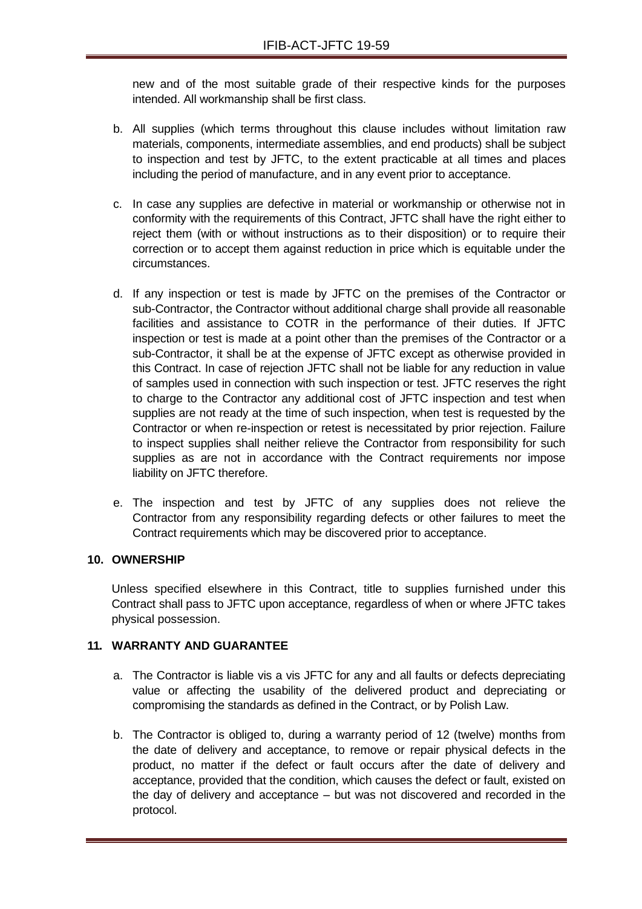new and of the most suitable grade of their respective kinds for the purposes intended. All workmanship shall be first class.

b. All supplies (which terms throughout this clause includes without limitation raw materials, components, intermediate assemblies, and end products) shall be subject to inspection and test by JFTC, to the extent practicable at all times and places including the period of manufacture, and in any event prior to acceptance.

c. In case any supplies are defective in material or workmanship or otherwise not in conformity with the requirements of this Contract, JFTC shall have the right either to reject them (with or without instructions as to their disposition) or to require their correction or to accept them against reduction in price which is equitable under the circumstances.

d. If any inspection or test is made by JFTC on the premises of the Contractor or sub-Contractor, the Contractor without additional charge shall provide all reasonable facilities and assistance to COTR in the performance of their duties. If JFTC inspection or test is made at a point other than the premises of the Contractor or a sub-Contractor, it shall be at the expense of JFTC except as otherwise provided in this Contract. In case of rejection JFTC shall not be liable for any reduction in value of samples used in connection with such inspection or test. JFTC reserves the right to charge to the Contractor any additional cost of JFTC inspection and test when supplies are not ready at the time of such inspection, when test is requested by the Contractor or when re-inspection or retest is necessitated by prior rejection. Failure to inspect supplies shall neither relieve the Contractor from responsibility for such supplies as are not in accordance with the Contract requirements nor impose liability on JFTC therefore.

e. The inspection and test by JFTC of any supplies does not relieve the Contractor from any responsibility regarding defects or other failures to meet the Contract requirements which may be discovered prior to acceptance.

## 10. OWNERSHIP

Unless specified elsewhere in this Contract, title to supplies furnished under this Contract shall pass to JFTC upon acceptance, regardless of when or where JFTC takes physical possession.

## 11. WARRANTY AND GUARANTEE

a. The Contractor is liable vis a vis JFTC for any and all faults or defects depreciating value or affecting the usability of the delivered product and depreciating or compromising the standards as defined in the Contract, or by Polish Law.

b. The Contractor is obliged to, during a warranty period of 12 (twelve) months from the date of delivery and acceptance, to remove or repair physical defects in the product, no matter if the defect or fault occurs after the date of delivery and acceptance, provided that the condition, which causes the defect or fault, existed on the day of delivery and acceptance – but was not discovered and recorded in the protocol.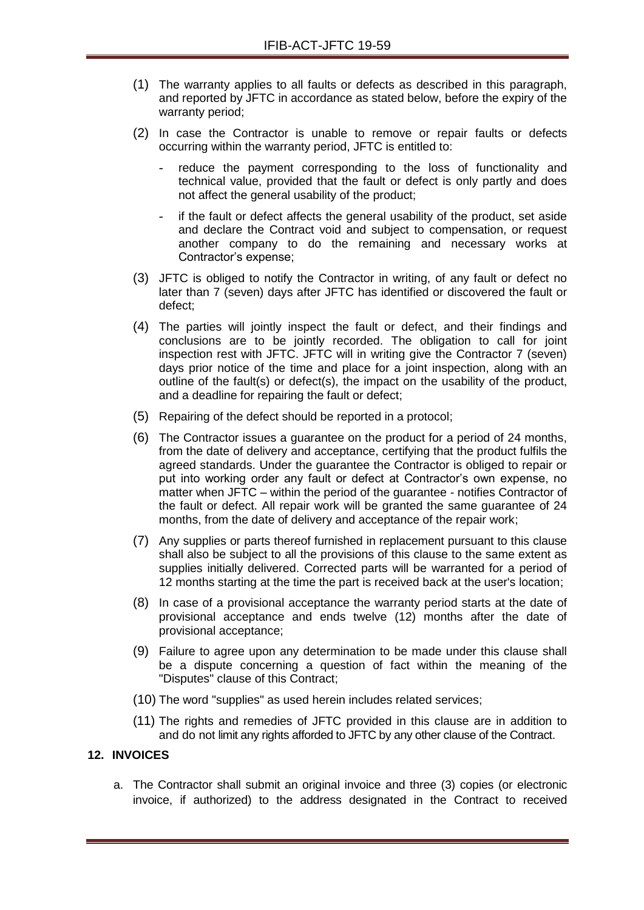(1) The warranty applies to all faults or defects as described in this paragraph, and reported by JFTC in accordance as stated below, before the expiry of the warranty period;

(2) In case the Contractor is unable to remove or repair faults or defects occurring within the warranty period, JFTC is entitled to:

- reduce the payment corresponding to the loss of functionality and technical value, provided that the fault or defect is only partly and does not affect the general usability of the product;
- if the fault or defect affects the general usability of the product, set aside and declare the Contract void and subject to compensation, or request another company to do the remaining and necessary works at Contractor's expense;

(3) JFTC is obliged to notify the Contractor in writing, of any fault or defect no later than 7 (seven) days after JFTC has identified or discovered the fault or defect;

(4) The parties will jointly inspect the fault or defect, and their findings and conclusions are to be jointly recorded. The obligation to call for joint inspection rest with JFTC. JFTC will in writing give the Contractor 7 (seven) days prior notice of the time and place for a joint inspection, along with an outline of the fault(s) or defect(s), the impact on the usability of the product, and a deadline for repairing the fault or defect;

(5) Repairing of the defect should be reported in a protocol;

(6) The Contractor issues a guarantee on the product for a period of 24 months, from the date of delivery and acceptance, certifying that the product fulfils the agreed standards. Under the guarantee the Contractor is obliged to repair or put into working order any fault or defect at Contractor's own expense, no matter when JFTC – within the period of the guarantee - notifies Contractor of the fault or defect. All repair work will be granted the same guarantee of 24 months, from the date of delivery and acceptance of the repair work;

(7) Any supplies or parts thereof furnished in replacement pursuant to this clause shall also be subject to all the provisions of this clause to the same extent as supplies initially delivered. Corrected parts will be warranted for a period of 12 months starting at the time the part is received back at the user's location;

(8) In case of a provisional acceptance the warranty period starts at the date of provisional acceptance and ends twelve (12) months after the date of provisional acceptance;

(9) Failure to agree upon any determination to be made under this clause shall be a dispute concerning a question of fact within the meaning of the "Disputes" clause of this Contract;

(10) The word "supplies" as used herein includes related services;

(11) The rights and remedies of JFTC provided in this clause are in addition to and do not limit any rights afforded to JFTC by any other clause of the Contract.

## 12. INVOICES

a. The Contractor shall submit an original invoice and three (3) copies (or electronic invoice, if authorized) to the address designated in the Contract to received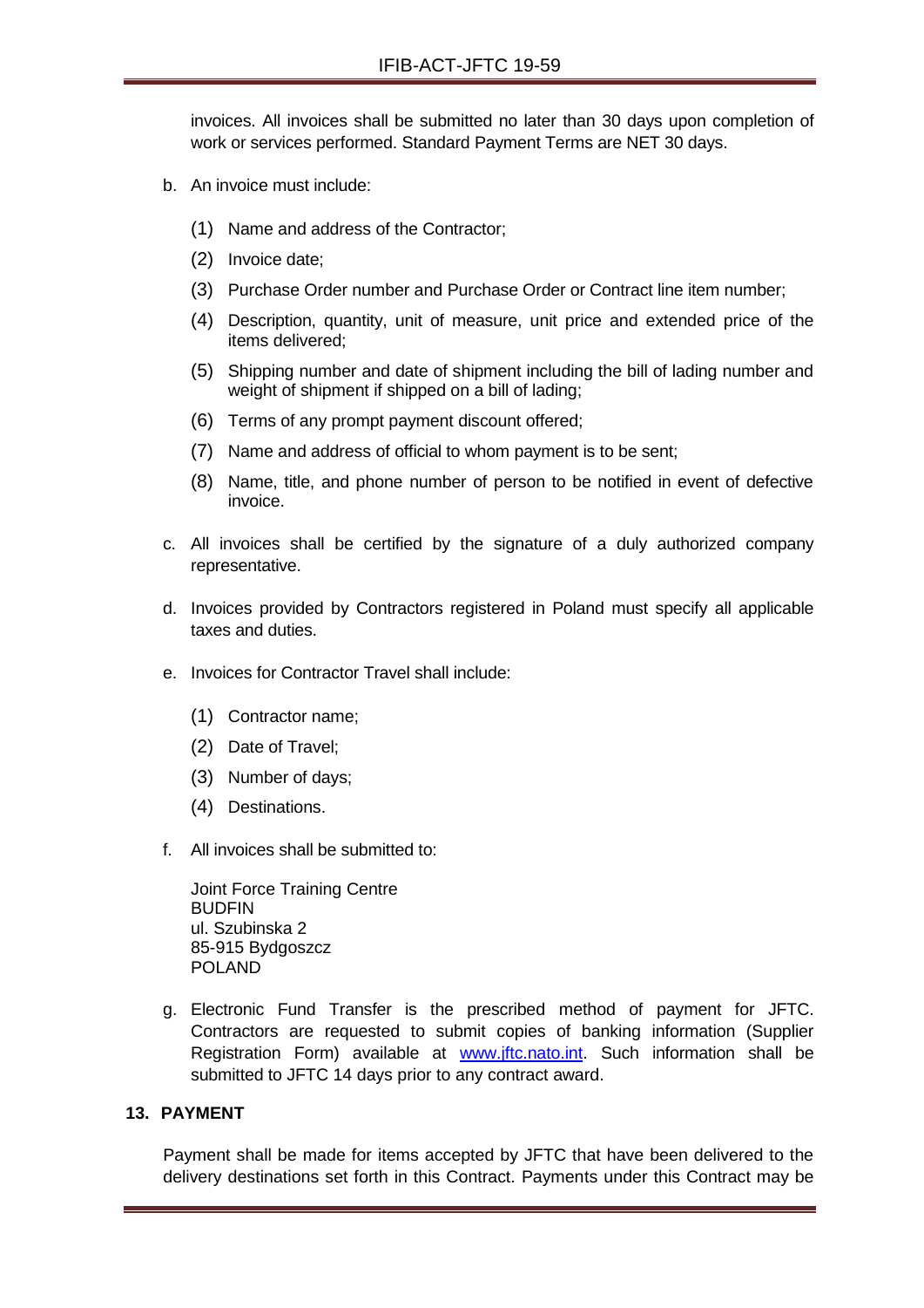invoices. All invoices shall be submitted no later than 30 days upon completion of work or services performed. Standard Payment Terms are NET 30 days.

b. An invoice must include:

   (1) Name and address of the Contractor;

   (2) Invoice date;

   (3) Purchase Order number and Purchase Order or Contract line item number;

   (4) Description, quantity, unit of measure, unit price and extended price of the items delivered;

   (5) Shipping number and date of shipment including the bill of lading number and weight of shipment if shipped on a bill of lading;

   (6) Terms of any prompt payment discount offered;

   (7) Name and address of official to whom payment is to be sent;

   (8) Name, title, and phone number of person to be notified in event of defective invoice.

c. All invoices shall be certified by the signature of a duly authorized company representative.

d. Invoices provided by Contractors registered in Poland must specify all applicable taxes and duties.

e. Invoices for Contractor Travel shall include:

   (1) Contractor name;

   (2) Date of Travel;

   (3) Number of days;

   (4) Destinations.

f. All invoices shall be submitted to:

   Joint Force Training Centre
   BUDFIN
   ul. Szubinska 2
   85-915 Bydgoszcz
   POLAND

g. Electronic Fund Transfer is the prescribed method of payment for JFTC. Contractors are requested to submit copies of banking information (Supplier Registration Form) available at www.jftc.nato.int. Such information shall be submitted to JFTC 14 days prior to any contract award.

## 13. PAYMENT

Payment shall be made for items accepted by JFTC that have been delivered to the delivery destinations set forth in this Contract. Payments under this Contract may be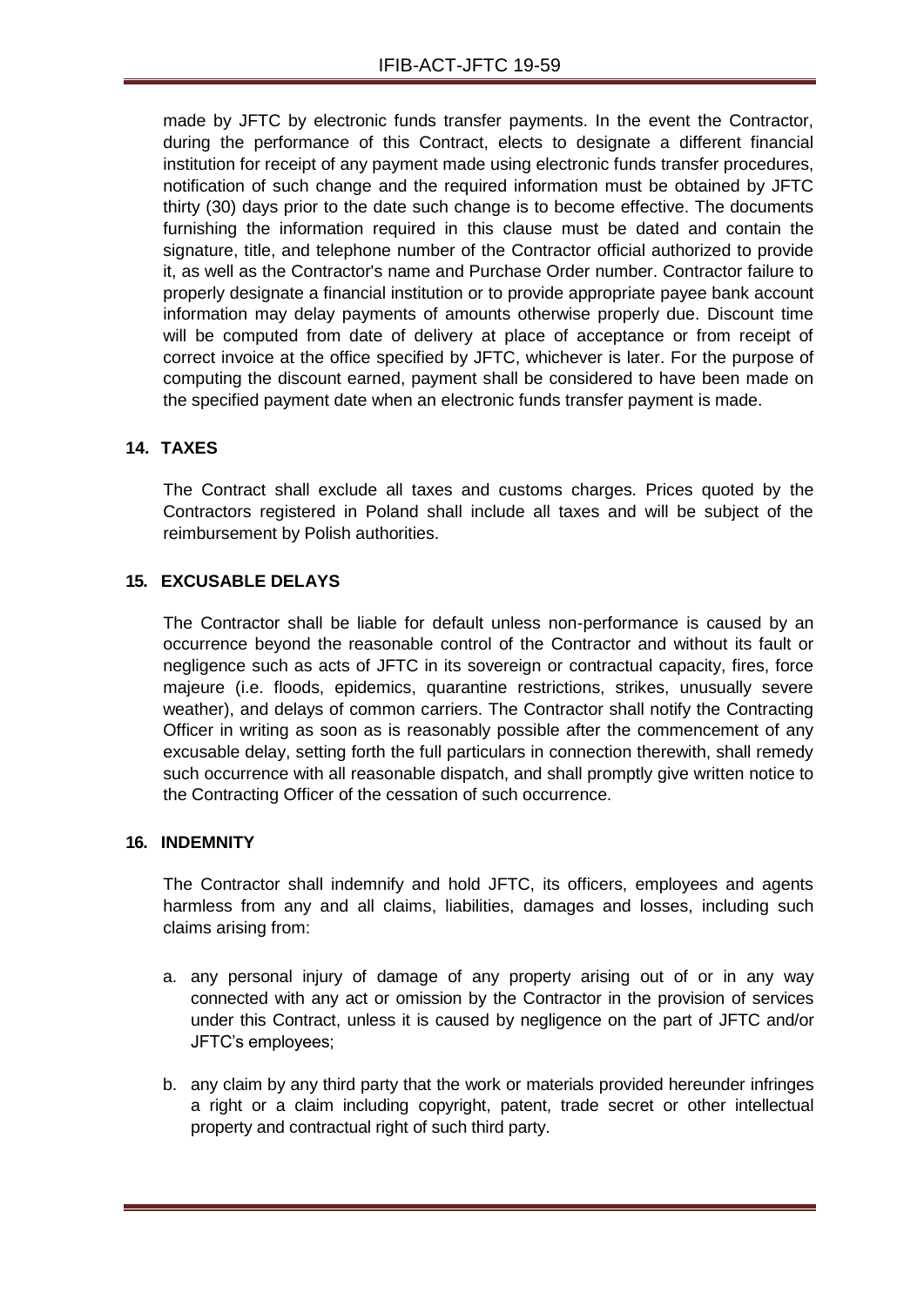made by JFTC by electronic funds transfer payments. In the event the Contractor, during the performance of this Contract, elects to designate a different financial institution for receipt of any payment made using electronic funds transfer procedures, notification of such change and the required information must be obtained by JFTC thirty (30) days prior to the date such change is to become effective. The documents furnishing the information required in this clause must be dated and contain the signature, title, and telephone number of the Contractor official authorized to provide it, as well as the Contractor's name and Purchase Order number. Contractor failure to properly designate a financial institution or to provide appropriate payee bank account information may delay payments of amounts otherwise properly due. Discount time will be computed from date of delivery at place of acceptance or from receipt of correct invoice at the office specified by JFTC, whichever is later. For the purpose of computing the discount earned, payment shall be considered to have been made on the specified payment date when an electronic funds transfer payment is made.

### 14. TAXES

The Contract shall exclude all taxes and customs charges. Prices quoted by the Contractors registered in Poland shall include all taxes and will be subject of the reimbursement by Polish authorities.

### 15. EXCUSABLE DELAYS

The Contractor shall be liable for default unless non-performance is caused by an occurrence beyond the reasonable control of the Contractor and without its fault or negligence such as acts of JFTC in its sovereign or contractual capacity, fires, force majeure (i.e. floods, epidemics, quarantine restrictions, strikes, unusually severe weather), and delays of common carriers. The Contractor shall notify the Contracting Officer in writing as soon as is reasonably possible after the commencement of any excusable delay, setting forth the full particulars in connection therewith, shall remedy such occurrence with all reasonable dispatch, and shall promptly give written notice to the Contracting Officer of the cessation of such occurrence.

### 16. INDEMNITY

The Contractor shall indemnify and hold JFTC, its officers, employees and agents harmless from any and all claims, liabilities, damages and losses, including such claims arising from:

a. any personal injury of damage of any property arising out of or in any way connected with any act or omission by the Contractor in the provision of services under this Contract, unless it is caused by negligence on the part of JFTC and/or JFTC's employees;

b. any claim by any third party that the work or materials provided hereunder infringes a right or a claim including copyright, patent, trade secret or other intellectual property and contractual right of such third party.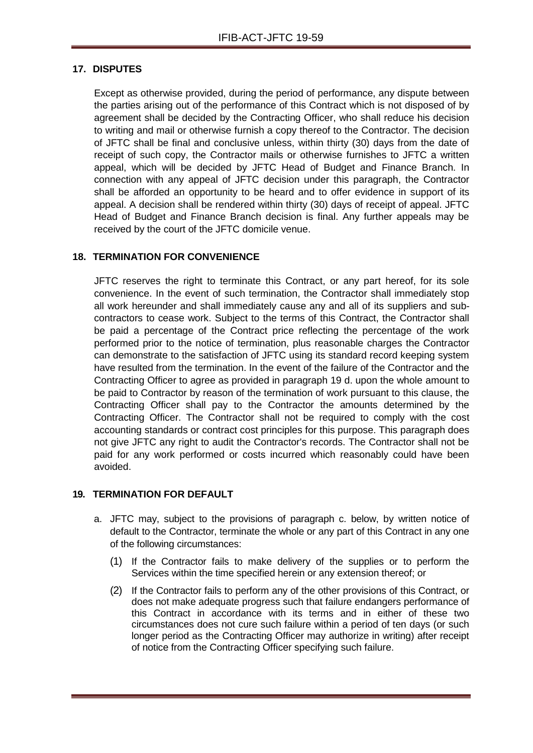## 17. DISPUTES

Except as otherwise provided, during the period of performance, any dispute between the parties arising out of the performance of this Contract which is not disposed of by agreement shall be decided by the Contracting Officer, who shall reduce his decision to writing and mail or otherwise furnish a copy thereof to the Contractor. The decision of JFTC shall be final and conclusive unless, within thirty (30) days from the date of receipt of such copy, the Contractor mails or otherwise furnishes to JFTC a written appeal, which will be decided by JFTC Head of Budget and Finance Branch. In connection with any appeal of JFTC decision under this paragraph, the Contractor shall be afforded an opportunity to be heard and to offer evidence in support of its appeal. A decision shall be rendered within thirty (30) days of receipt of appeal. JFTC Head of Budget and Finance Branch decision is final. Any further appeals may be received by the court of the JFTC domicile venue.

## 18. TERMINATION FOR CONVENIENCE

JFTC reserves the right to terminate this Contract, or any part hereof, for its sole convenience. In the event of such termination, the Contractor shall immediately stop all work hereunder and shall immediately cause any and all of its suppliers and sub-contractors to cease work. Subject to the terms of this Contract, the Contractor shall be paid a percentage of the Contract price reflecting the percentage of the work performed prior to the notice of termination, plus reasonable charges the Contractor can demonstrate to the satisfaction of JFTC using its standard record keeping system have resulted from the termination. In the event of the failure of the Contractor and the Contracting Officer to agree as provided in paragraph 19 d. upon the whole amount to be paid to Contractor by reason of the termination of work pursuant to this clause, the Contracting Officer shall pay to the Contractor the amounts determined by the Contracting Officer. The Contractor shall not be required to comply with the cost accounting standards or contract cost principles for this purpose. This paragraph does not give JFTC any right to audit the Contractor's records. The Contractor shall not be paid for any work performed or costs incurred which reasonably could have been avoided.

## 19. TERMINATION FOR DEFAULT

a. JFTC may, subject to the provisions of paragraph c. below, by written notice of default to the Contractor, terminate the whole or any part of this Contract in any one of the following circumstances:

   (1) If the Contractor fails to make delivery of the supplies or to perform the Services within the time specified herein or any extension thereof; or

   (2) If the Contractor fails to perform any of the other provisions of this Contract, or does not make adequate progress such that failure endangers performance of this Contract in accordance with its terms and in either of these two circumstances does not cure such failure within a period of ten days (or such longer period as the Contracting Officer may authorize in writing) after receipt of notice from the Contracting Officer specifying such failure.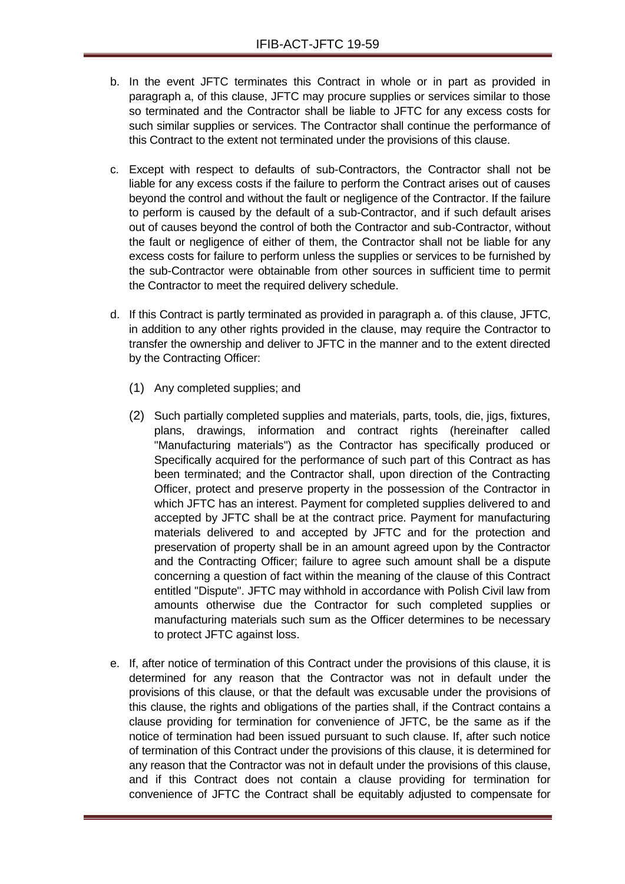b. In the event JFTC terminates this Contract in whole or in part as provided in paragraph a, of this clause, JFTC may procure supplies or services similar to those so terminated and the Contractor shall be liable to JFTC for any excess costs for such similar supplies or services. The Contractor shall continue the performance of this Contract to the extent not terminated under the provisions of this clause.

c. Except with respect to defaults of sub-Contractors, the Contractor shall not be liable for any excess costs if the failure to perform the Contract arises out of causes beyond the control and without the fault or negligence of the Contractor. If the failure to perform is caused by the default of a sub-Contractor, and if such default arises out of causes beyond the control of both the Contractor and sub-Contractor, without the fault or negligence of either of them, the Contractor shall not be liable for any excess costs for failure to perform unless the supplies or services to be furnished by the sub-Contractor were obtainable from other sources in sufficient time to permit the Contractor to meet the required delivery schedule.

d. If this Contract is partly terminated as provided in paragraph a. of this clause, JFTC, in addition to any other rights provided in the clause, may require the Contractor to transfer the ownership and deliver to JFTC in the manner and to the extent directed by the Contracting Officer:

   (1) Any completed supplies; and

   (2) Such partially completed supplies and materials, parts, tools, die, jigs, fixtures, plans, drawings, information and contract rights (hereinafter called "Manufacturing materials") as the Contractor has specifically produced or Specifically acquired for the performance of such part of this Contract as has been terminated; and the Contractor shall, upon direction of the Contracting Officer, protect and preserve property in the possession of the Contractor in which JFTC has an interest. Payment for completed supplies delivered to and accepted by JFTC shall be at the contract price. Payment for manufacturing materials delivered to and accepted by JFTC and for the protection and preservation of property shall be in an amount agreed upon by the Contractor and the Contracting Officer; failure to agree such amount shall be a dispute concerning a question of fact within the meaning of the clause of this Contract entitled "Dispute". JFTC may withhold in accordance with Polish Civil law from amounts otherwise due the Contractor for such completed supplies or manufacturing materials such sum as the Officer determines to be necessary to protect JFTC against loss.

e. If, after notice of termination of this Contract under the provisions of this clause, it is determined for any reason that the Contractor was not in default under the provisions of this clause, or that the default was excusable under the provisions of this clause, the rights and obligations of the parties shall, if the Contract contains a clause providing for termination for convenience of JFTC, be the same as if the notice of termination had been issued pursuant to such clause. If, after such notice of termination of this Contract under the provisions of this clause, it is determined for any reason that the Contractor was not in default under the provisions of this clause, and if this Contract does not contain a clause providing for termination for convenience of JFTC the Contract shall be equitably adjusted to compensate for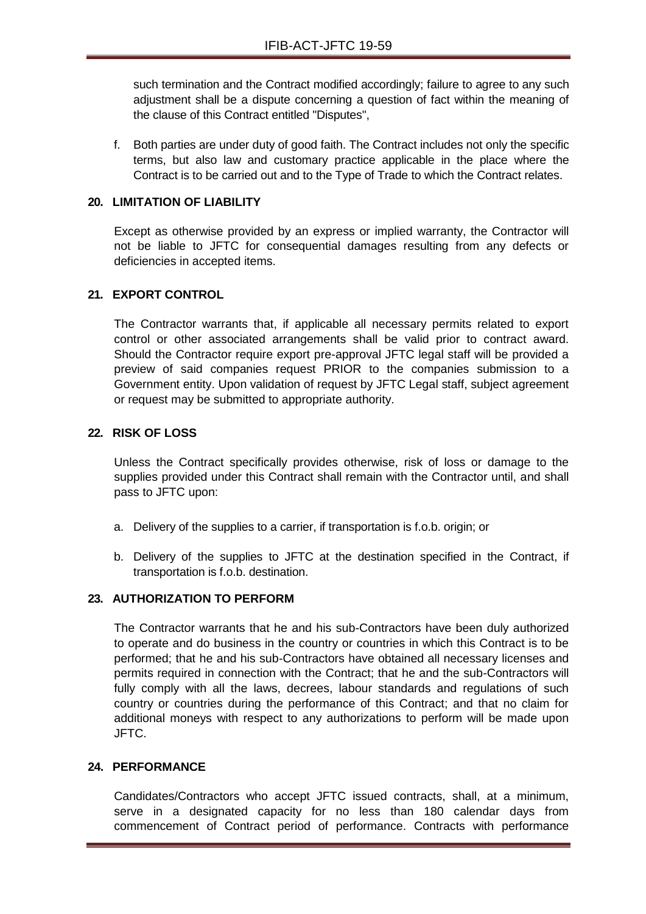such termination and the Contract modified accordingly; failure to agree to any such adjustment shall be a dispute concerning a question of fact within the meaning of the clause of this Contract entitled "Disputes",

f. Both parties are under duty of good faith. The Contract includes not only the specific terms, but also law and customary practice applicable in the place where the Contract is to be carried out and to the Type of Trade to which the Contract relates.

## 20. LIMITATION OF LIABILITY

Except as otherwise provided by an express or implied warranty, the Contractor will not be liable to JFTC for consequential damages resulting from any defects or deficiencies in accepted items.

## 21. EXPORT CONTROL

The Contractor warrants that, if applicable all necessary permits related to export control or other associated arrangements shall be valid prior to contract award. Should the Contractor require export pre-approval JFTC legal staff will be provided a preview of said companies request PRIOR to the companies submission to a Government entity. Upon validation of request by JFTC Legal staff, subject agreement or request may be submitted to appropriate authority.

## 22. RISK OF LOSS

Unless the Contract specifically provides otherwise, risk of loss or damage to the supplies provided under this Contract shall remain with the Contractor until, and shall pass to JFTC upon:

a. Delivery of the supplies to a carrier, if transportation is f.o.b. origin; or

b. Delivery of the supplies to JFTC at the destination specified in the Contract, if transportation is f.o.b. destination.

## 23. AUTHORIZATION TO PERFORM

The Contractor warrants that he and his sub-Contractors have been duly authorized to operate and do business in the country or countries in which this Contract is to be performed; that he and his sub-Contractors have obtained all necessary licenses and permits required in connection with the Contract; that he and the sub-Contractors will fully comply with all the laws, decrees, labour standards and regulations of such country or countries during the performance of this Contract; and that no claim for additional moneys with respect to any authorizations to perform will be made upon JFTC.

## 24. PERFORMANCE

Candidates/Contractors who accept JFTC issued contracts, shall, at a minimum, serve in a designated capacity for no less than 180 calendar days from commencement of Contract period of performance. Contracts with performance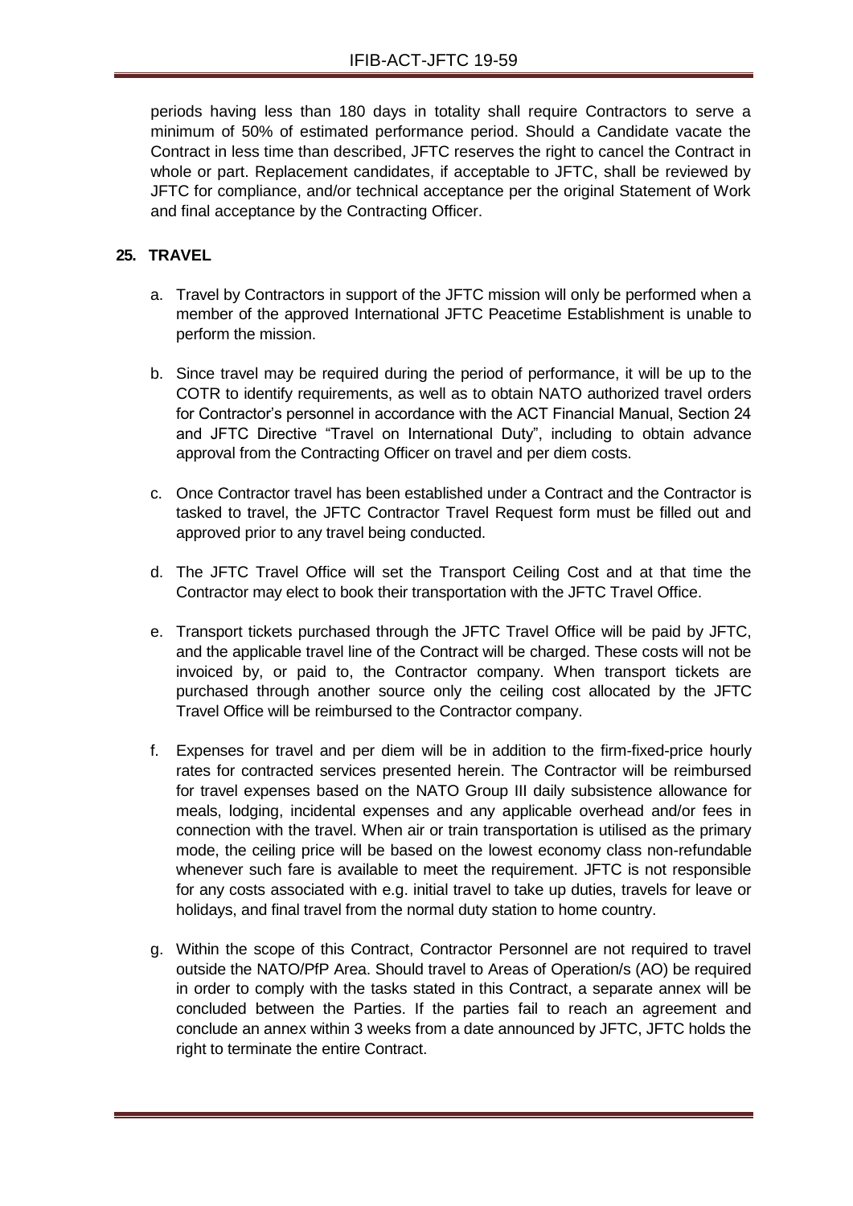periods having less than 180 days in totality shall require Contractors to serve a minimum of 50% of estimated performance period. Should a Candidate vacate the Contract in less time than described, JFTC reserves the right to cancel the Contract in whole or part. Replacement candidates, if acceptable to JFTC, shall be reviewed by JFTC for compliance, and/or technical acceptance per the original Statement of Work and final acceptance by the Contracting Officer.

## 25. TRAVEL

a. Travel by Contractors in support of the JFTC mission will only be performed when a member of the approved International JFTC Peacetime Establishment is unable to perform the mission.

b. Since travel may be required during the period of performance, it will be up to the COTR to identify requirements, as well as to obtain NATO authorized travel orders for Contractor's personnel in accordance with the ACT Financial Manual, Section 24 and JFTC Directive "Travel on International Duty", including to obtain advance approval from the Contracting Officer on travel and per diem costs.

c. Once Contractor travel has been established under a Contract and the Contractor is tasked to travel, the JFTC Contractor Travel Request form must be filled out and approved prior to any travel being conducted.

d. The JFTC Travel Office will set the Transport Ceiling Cost and at that time the Contractor may elect to book their transportation with the JFTC Travel Office.

e. Transport tickets purchased through the JFTC Travel Office will be paid by JFTC, and the applicable travel line of the Contract will be charged. These costs will not be invoiced by, or paid to, the Contractor company. When transport tickets are purchased through another source only the ceiling cost allocated by the JFTC Travel Office will be reimbursed to the Contractor company.

f. Expenses for travel and per diem will be in addition to the firm-fixed-price hourly rates for contracted services presented herein. The Contractor will be reimbursed for travel expenses based on the NATO Group III daily subsistence allowance for meals, lodging, incidental expenses and any applicable overhead and/or fees in connection with the travel. When air or train transportation is utilised as the primary mode, the ceiling price will be based on the lowest economy class non-refundable whenever such fare is available to meet the requirement. JFTC is not responsible for any costs associated with e.g. initial travel to take up duties, travels for leave or holidays, and final travel from the normal duty station to home country.

g. Within the scope of this Contract, Contractor Personnel are not required to travel outside the NATO/PfP Area. Should travel to Areas of Operation/s (AO) be required in order to comply with the tasks stated in this Contract, a separate annex will be concluded between the Parties. If the parties fail to reach an agreement and conclude an annex within 3 weeks from a date announced by JFTC, JFTC holds the right to terminate the entire Contract.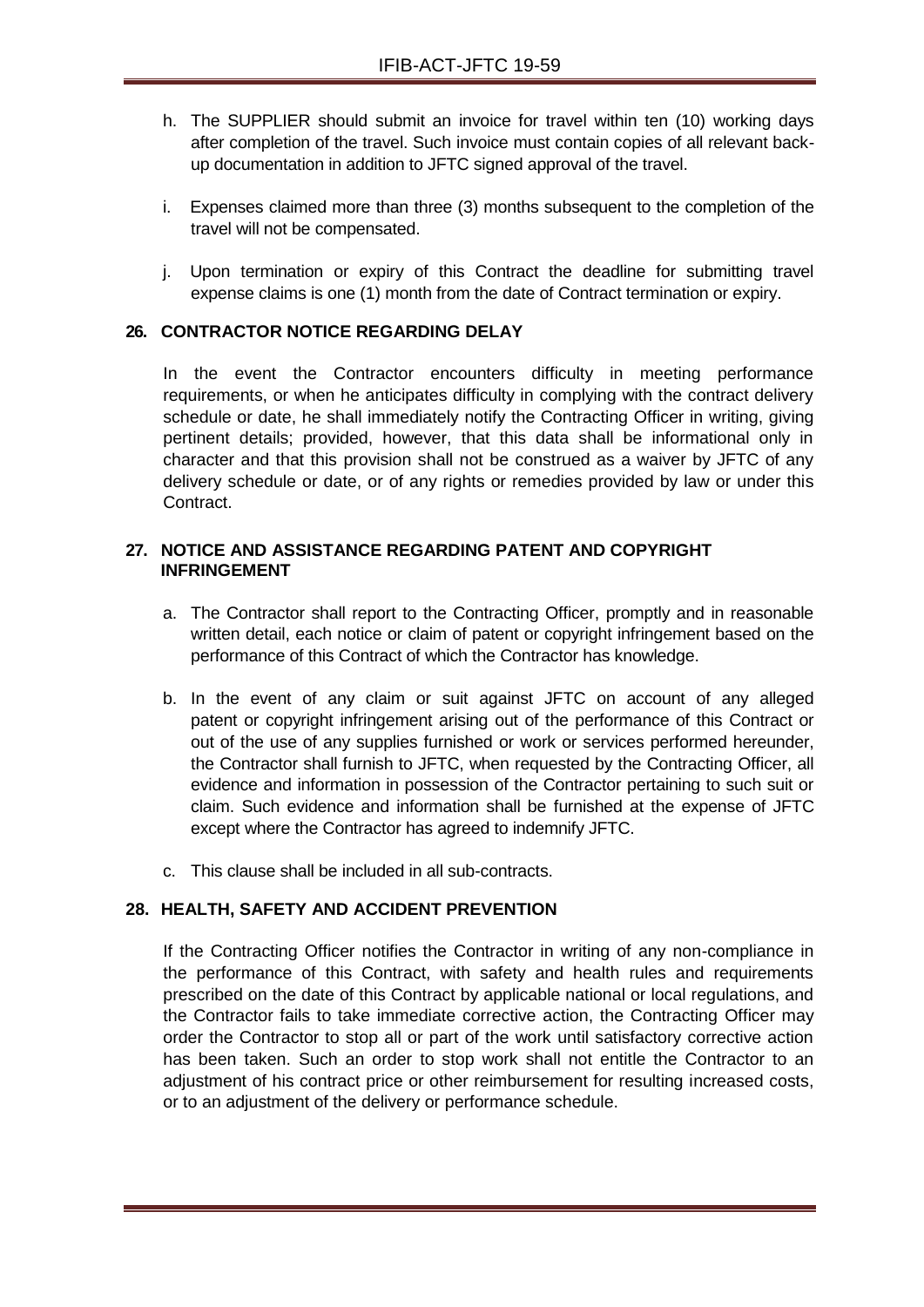h. The SUPPLIER should submit an invoice for travel within ten (10) working days after completion of the travel. Such invoice must contain copies of all relevant back-up documentation in addition to JFTC signed approval of the travel.

i. Expenses claimed more than three (3) months subsequent to the completion of the travel will not be compensated.

j. Upon termination or expiry of this Contract the deadline for submitting travel expense claims is one (1) month from the date of Contract termination or expiry.

## 26. CONTRACTOR NOTICE REGARDING DELAY

In the event the Contractor encounters difficulty in meeting performance requirements, or when he anticipates difficulty in complying with the contract delivery schedule or date, he shall immediately notify the Contracting Officer in writing, giving pertinent details; provided, however, that this data shall be informational only in character and that this provision shall not be construed as a waiver by JFTC of any delivery schedule or date, or of any rights or remedies provided by law or under this Contract.

## 27. NOTICE AND ASSISTANCE REGARDING PATENT AND COPYRIGHT INFRINGEMENT

a. The Contractor shall report to the Contracting Officer, promptly and in reasonable written detail, each notice or claim of patent or copyright infringement based on the performance of this Contract of which the Contractor has knowledge.

b. In the event of any claim or suit against JFTC on account of any alleged patent or copyright infringement arising out of the performance of this Contract or out of the use of any supplies furnished or work or services performed hereunder, the Contractor shall furnish to JFTC, when requested by the Contracting Officer, all evidence and information in possession of the Contractor pertaining to such suit or claim. Such evidence and information shall be furnished at the expense of JFTC except where the Contractor has agreed to indemnify JFTC.

c. This clause shall be included in all sub-contracts.

## 28. HEALTH, SAFETY AND ACCIDENT PREVENTION

If the Contracting Officer notifies the Contractor in writing of any non-compliance in the performance of this Contract, with safety and health rules and requirements prescribed on the date of this Contract by applicable national or local regulations, and the Contractor fails to take immediate corrective action, the Contracting Officer may order the Contractor to stop all or part of the work until satisfactory corrective action has been taken. Such an order to stop work shall not entitle the Contractor to an adjustment of his contract price or other reimbursement for resulting increased costs, or to an adjustment of the delivery or performance schedule.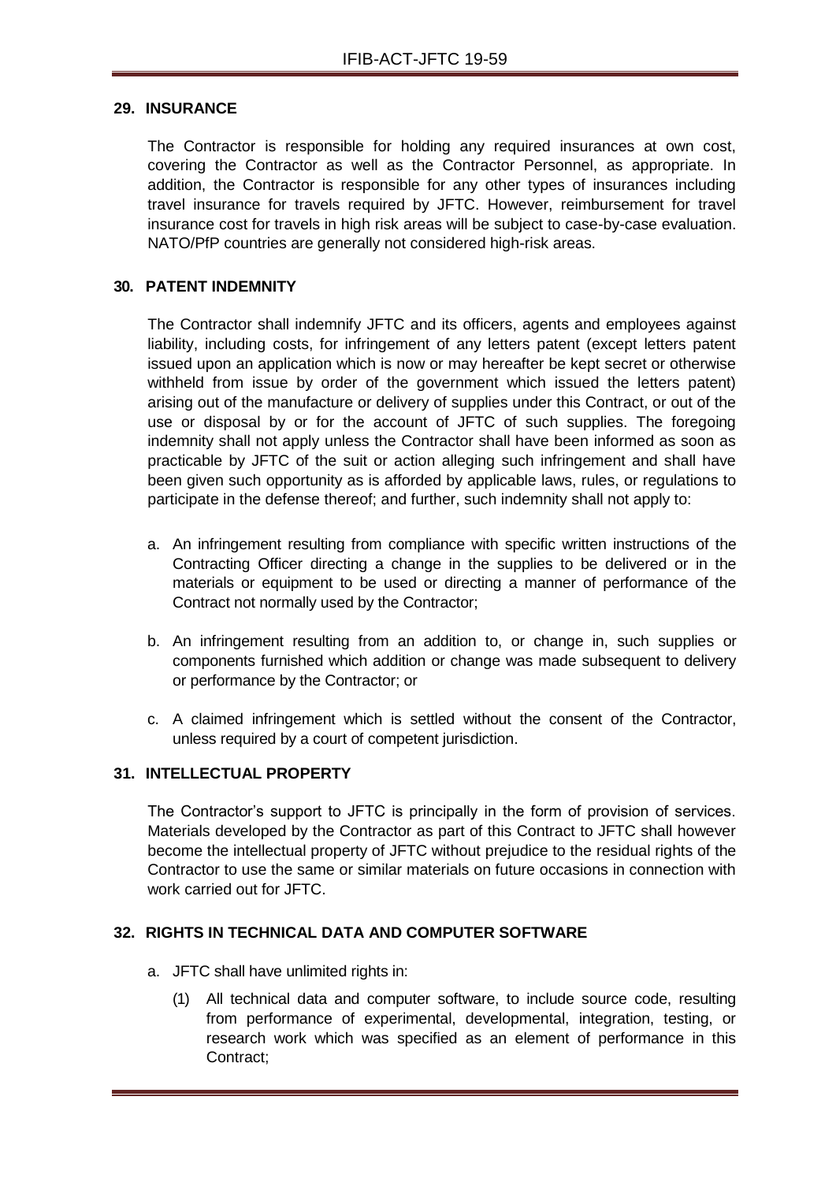## 29. INSURANCE

The Contractor is responsible for holding any required insurances at own cost, covering the Contractor as well as the Contractor Personnel, as appropriate. In addition, the Contractor is responsible for any other types of insurances including travel insurance for travels required by JFTC. However, reimbursement for travel insurance cost for travels in high risk areas will be subject to case-by-case evaluation. NATO/PfP countries are generally not considered high-risk areas.

## 30. PATENT INDEMNITY

The Contractor shall indemnify JFTC and its officers, agents and employees against liability, including costs, for infringement of any letters patent (except letters patent issued upon an application which is now or may hereafter be kept secret or otherwise withheld from issue by order of the government which issued the letters patent) arising out of the manufacture or delivery of supplies under this Contract, or out of the use or disposal by or for the account of JFTC of such supplies. The foregoing indemnity shall not apply unless the Contractor shall have been informed as soon as practicable by JFTC of the suit or action alleging such infringement and shall have been given such opportunity as is afforded by applicable laws, rules, or regulations to participate in the defense thereof; and further, such indemnity shall not apply to:

a. An infringement resulting from compliance with specific written instructions of the Contracting Officer directing a change in the supplies to be delivered or in the materials or equipment to be used or directing a manner of performance of the Contract not normally used by the Contractor;

b. An infringement resulting from an addition to, or change in, such supplies or components furnished which addition or change was made subsequent to delivery or performance by the Contractor; or

c. A claimed infringement which is settled without the consent of the Contractor, unless required by a court of competent jurisdiction.

## 31. INTELLECTUAL PROPERTY

The Contractor’s support to JFTC is principally in the form of provision of services. Materials developed by the Contractor as part of this Contract to JFTC shall however become the intellectual property of JFTC without prejudice to the residual rights of the Contractor to use the same or similar materials on future occasions in connection with work carried out for JFTC.

## 32. RIGHTS IN TECHNICAL DATA AND COMPUTER SOFTWARE

a. JFTC shall have unlimited rights in:

   (1) All technical data and computer software, to include source code, resulting from performance of experimental, developmental, integration, testing, or research work which was specified as an element of performance in this Contract;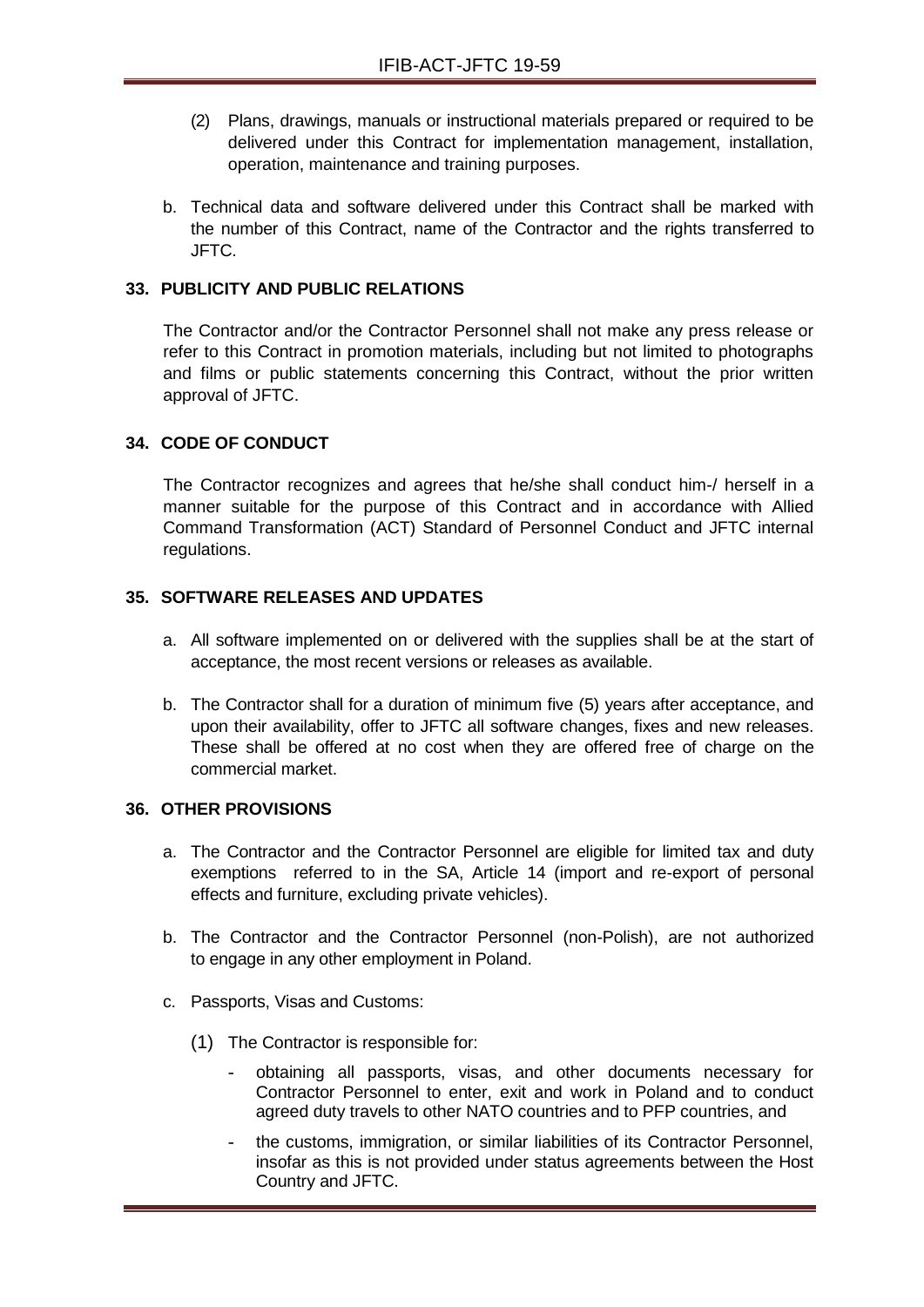(2) Plans, drawings, manuals or instructional materials prepared or required to be delivered under this Contract for implementation management, installation, operation, maintenance and training purposes.

b. Technical data and software delivered under this Contract shall be marked with the number of this Contract, name of the Contractor and the rights transferred to JFTC.

## 33. PUBLICITY AND PUBLIC RELATIONS

The Contractor and/or the Contractor Personnel shall not make any press release or refer to this Contract in promotion materials, including but not limited to photographs and films or public statements concerning this Contract, without the prior written approval of JFTC.

## 34. CODE OF CONDUCT

The Contractor recognizes and agrees that he/she shall conduct him-/ herself in a manner suitable for the purpose of this Contract and in accordance with Allied Command Transformation (ACT) Standard of Personnel Conduct and JFTC internal regulations.

## 35. SOFTWARE RELEASES AND UPDATES

a. All software implemented on or delivered with the supplies shall be at the start of acceptance, the most recent versions or releases as available.

b. The Contractor shall for a duration of minimum five (5) years after acceptance, and upon their availability, offer to JFTC all software changes, fixes and new releases. These shall be offered at no cost when they are offered free of charge on the commercial market.

## 36. OTHER PROVISIONS

a. The Contractor and the Contractor Personnel are eligible for limited tax and duty exemptions referred to in the SA, Article 14 (import and re-export of personal effects and furniture, excluding private vehicles).

b. The Contractor and the Contractor Personnel (non-Polish), are not authorized to engage in any other employment in Poland.

c. Passports, Visas and Customs:

(1) The Contractor is responsible for:

- obtaining all passports, visas, and other documents necessary for Contractor Personnel to enter, exit and work in Poland and to conduct agreed duty travels to other NATO countries and to PFP countries, and
- the customs, immigration, or similar liabilities of its Contractor Personnel, insofar as this is not provided under status agreements between the Host Country and JFTC.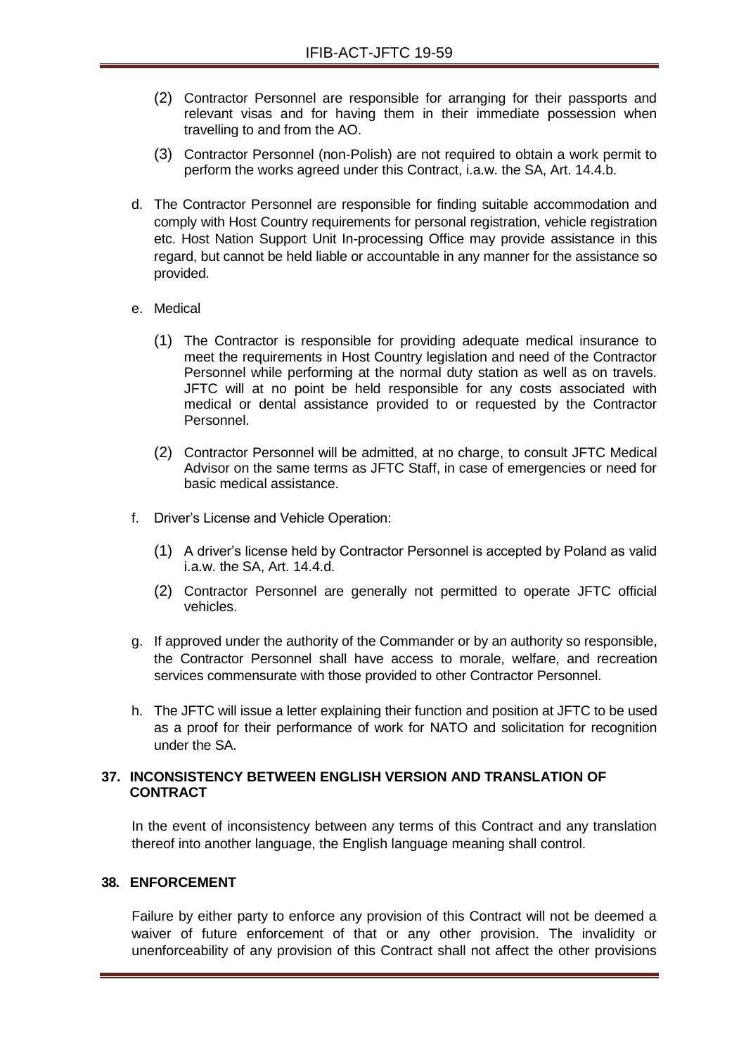(2) Contractor Personnel are responsible for arranging for their passports and relevant visas and for having them in their immediate possession when travelling to and from the AO.

(3) Contractor Personnel (non-Polish) are not required to obtain a work permit to perform the works agreed under this Contract, i.a.w. the SA, Art. 14.4.b.

d. The Contractor Personnel are responsible for finding suitable accommodation and comply with Host Country requirements for personal registration, vehicle registration etc. Host Nation Support Unit In-processing Office may provide assistance in this regard, but cannot be held liable or accountable in any manner for the assistance so provided.

e. Medical

(1) The Contractor is responsible for providing adequate medical insurance to meet the requirements in Host Country legislation and need of the Contractor Personnel while performing at the normal duty station as well as on travels. JFTC will at no point be held responsible for any costs associated with medical or dental assistance provided to or requested by the Contractor Personnel.

(2) Contractor Personnel will be admitted, at no charge, to consult JFTC Medical Advisor on the same terms as JFTC Staff, in case of emergencies or need for basic medical assistance.

f. Driver's License and Vehicle Operation:

(1) A driver's license held by Contractor Personnel is accepted by Poland as valid i.a.w. the SA, Art. 14.4.d.

(2) Contractor Personnel are generally not permitted to operate JFTC official vehicles.

g. If approved under the authority of the Commander or by an authority so responsible, the Contractor Personnel shall have access to morale, welfare, and recreation services commensurate with those provided to other Contractor Personnel.

h. The JFTC will issue a letter explaining their function and position at JFTC to be used as a proof for their performance of work for NATO and solicitation for recognition under the SA.

## 37. INCONSISTENCY BETWEEN ENGLISH VERSION AND TRANSLATION OF CONTRACT

In the event of inconsistency between any terms of this Contract and any translation thereof into another language, the English language meaning shall control.

## 38. ENFORCEMENT

Failure by either party to enforce any provision of this Contract will not be deemed a waiver of future enforcement of that or any other provision. The invalidity or unenforceability of any provision of this Contract shall not affect the other provisions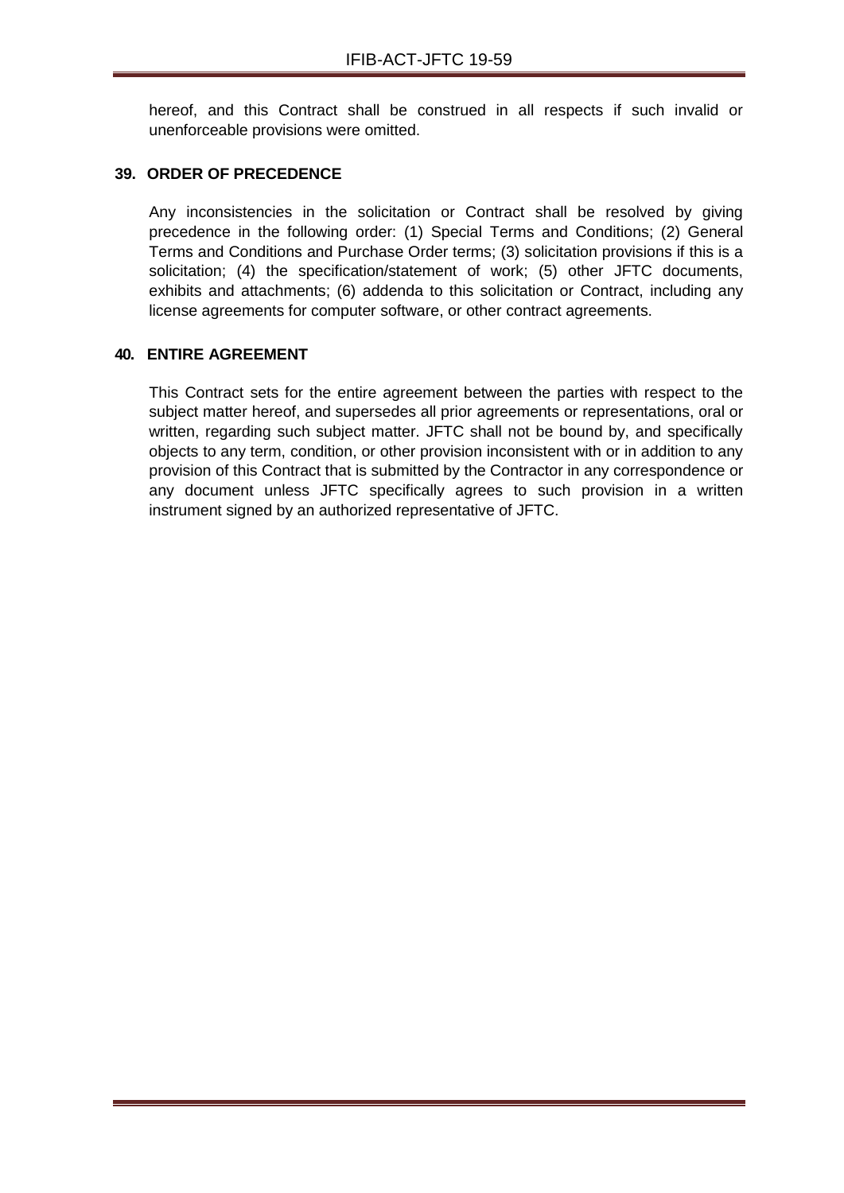hereof, and this Contract shall be construed in all respects if such invalid or unenforceable provisions were omitted.

**39. ORDER OF PRECEDENCE**

Any inconsistencies in the solicitation or Contract shall be resolved by giving precedence in the following order: (1) Special Terms and Conditions; (2) General Terms and Conditions and Purchase Order terms; (3) solicitation provisions if this is a solicitation; (4) the specification/statement of work; (5) other JFTC documents, exhibits and attachments; (6) addenda to this solicitation or Contract, including any license agreements for computer software, or other contract agreements.

**40. ENTIRE AGREEMENT**

This Contract sets for the entire agreement between the parties with respect to the subject matter hereof, and supersedes all prior agreements or representations, oral or written, regarding such subject matter. JFTC shall not be bound by, and specifically objects to any term, condition, or other provision inconsistent with or in addition to any provision of this Contract that is submitted by the Contractor in any correspondence or any document unless JFTC specifically agrees to such provision in a written instrument signed by an authorized representative of JFTC.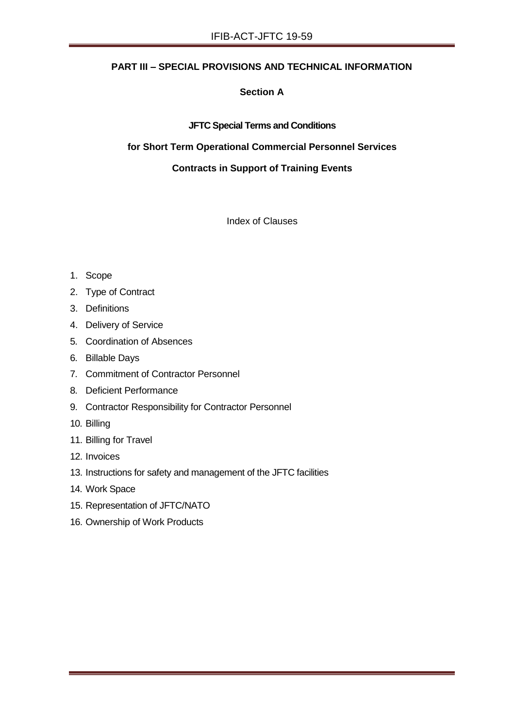## PART III – SPECIAL PROVISIONS AND TECHNICAL INFORMATION

### Section A

**JFTC Special Terms and Conditions**

**for Short Term Operational Commercial Personnel Services**

**Contracts in Support of Training Events**

Index of Clauses

1. Scope
2. Type of Contract
3. Definitions
4. Delivery of Service
5. Coordination of Absences
6. Billable Days
7. Commitment of Contractor Personnel
8. Deficient Performance
9. Contractor Responsibility for Contractor Personnel
10. Billing
11. Billing for Travel
12. Invoices
13. Instructions for safety and management of the JFTC facilities
14. Work Space
15. Representation of JFTC/NATO
16. Ownership of Work Products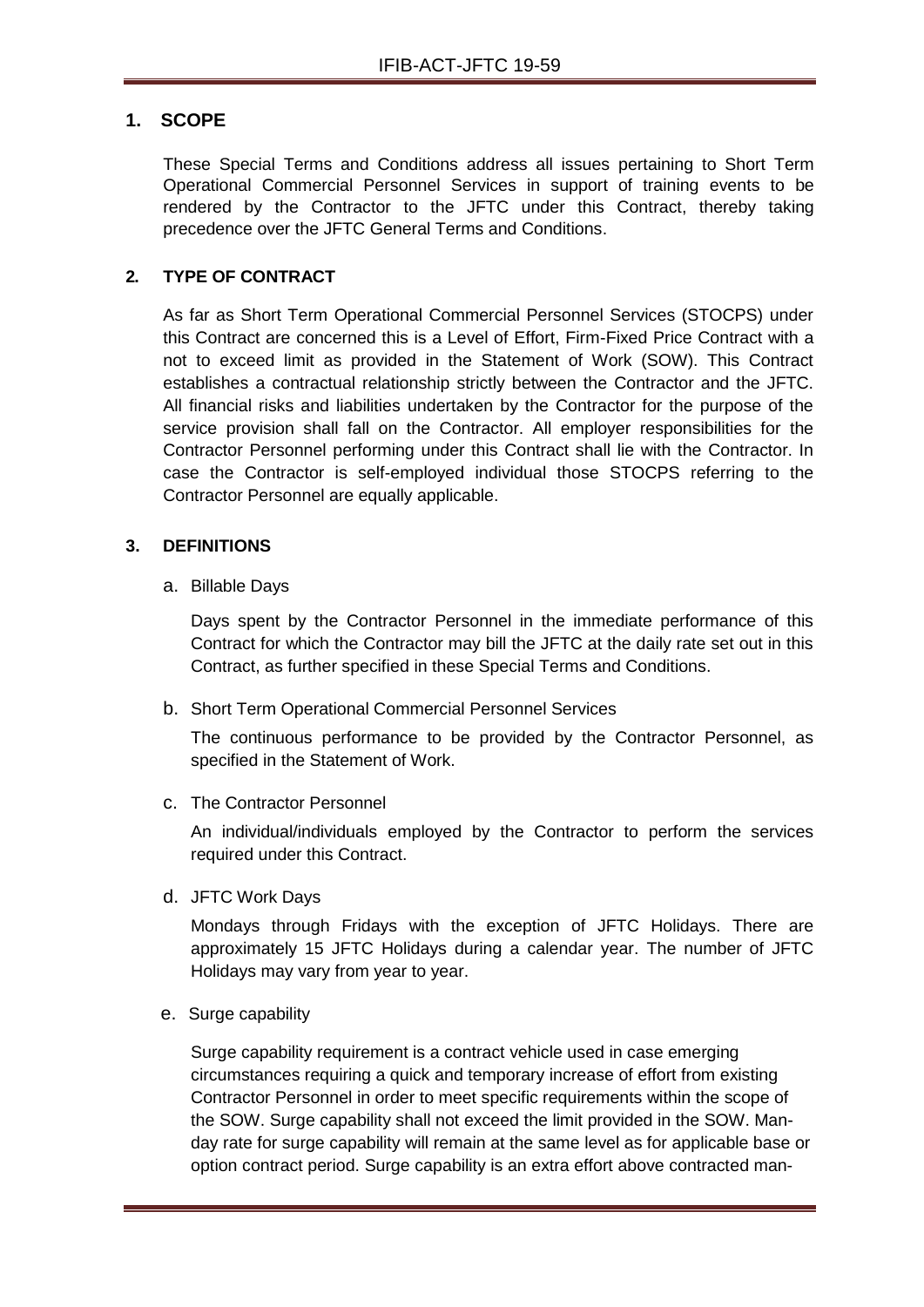## 1. SCOPE

These Special Terms and Conditions address all issues pertaining to Short Term Operational Commercial Personnel Services in support of training events to be rendered by the Contractor to the JFTC under this Contract, thereby taking precedence over the JFTC General Terms and Conditions.

## 2. TYPE OF CONTRACT

As far as Short Term Operational Commercial Personnel Services (STOCPS) under this Contract are concerned this is a Level of Effort, Firm-Fixed Price Contract with a not to exceed limit as provided in the Statement of Work (SOW). This Contract establishes a contractual relationship strictly between the Contractor and the JFTC. All financial risks and liabilities undertaken by the Contractor for the purpose of the service provision shall fall on the Contractor. All employer responsibilities for the Contractor Personnel performing under this Contract shall lie with the Contractor. In case the Contractor is self-employed individual those STOCPS referring to the Contractor Personnel are equally applicable.

## 3. DEFINITIONS

a. Billable Days

Days spent by the Contractor Personnel in the immediate performance of this Contract for which the Contractor may bill the JFTC at the daily rate set out in this Contract, as further specified in these Special Terms and Conditions.

b. Short Term Operational Commercial Personnel Services

The continuous performance to be provided by the Contractor Personnel, as specified in the Statement of Work.

c. The Contractor Personnel

An individual/individuals employed by the Contractor to perform the services required under this Contract.

d. JFTC Work Days

Mondays through Fridays with the exception of JFTC Holidays. There are approximately 15 JFTC Holidays during a calendar year. The number of JFTC Holidays may vary from year to year.

e. Surge capability

Surge capability requirement is a contract vehicle used in case emerging circumstances requiring a quick and temporary increase of effort from existing Contractor Personnel in order to meet specific requirements within the scope of the SOW. Surge capability shall not exceed the limit provided in the SOW. Man-day rate for surge capability will remain at the same level as for applicable base or option contract period. Surge capability is an extra effort above contracted man-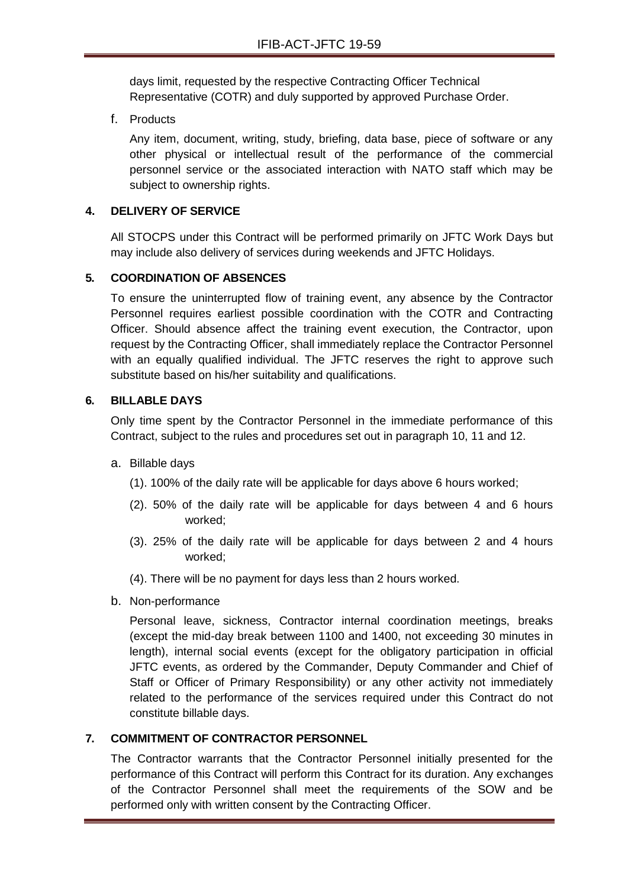days limit, requested by the respective Contracting Officer Technical Representative (COTR) and duly supported by approved Purchase Order.

f. Products

Any item, document, writing, study, briefing, data base, piece of software or any other physical or intellectual result of the performance of the commercial personnel service or the associated interaction with NATO staff which may be subject to ownership rights.

**4. DELIVERY OF SERVICE**

All STOCPS under this Contract will be performed primarily on JFTC Work Days but may include also delivery of services during weekends and JFTC Holidays.

**5. COORDINATION OF ABSENCES**

To ensure the uninterrupted flow of training event, any absence by the Contractor Personnel requires earliest possible coordination with the COTR and Contracting Officer. Should absence affect the training event execution, the Contractor, upon request by the Contracting Officer, shall immediately replace the Contractor Personnel with an equally qualified individual. The JFTC reserves the right to approve such substitute based on his/her suitability and qualifications.

**6. BILLABLE DAYS**

Only time spent by the Contractor Personnel in the immediate performance of this Contract, subject to the rules and procedures set out in paragraph 10, 11 and 12.

a. Billable days

(1). 100% of the daily rate will be applicable for days above 6 hours worked;

(2). 50% of the daily rate will be applicable for days between 4 and 6 hours worked;

(3). 25% of the daily rate will be applicable for days between 2 and 4 hours worked;

(4). There will be no payment for days less than 2 hours worked.

b. Non-performance

Personal leave, sickness, Contractor internal coordination meetings, breaks (except the mid-day break between 1100 and 1400, not exceeding 30 minutes in length), internal social events (except for the obligatory participation in official JFTC events, as ordered by the Commander, Deputy Commander and Chief of Staff or Officer of Primary Responsibility) or any other activity not immediately related to the performance of the services required under this Contract do not constitute billable days.

**7. COMMITMENT OF CONTRACTOR PERSONNEL**

The Contractor warrants that the Contractor Personnel initially presented for the performance of this Contract will perform this Contract for its duration. Any exchanges of the Contractor Personnel shall meet the requirements of the SOW and be performed only with written consent by the Contracting Officer.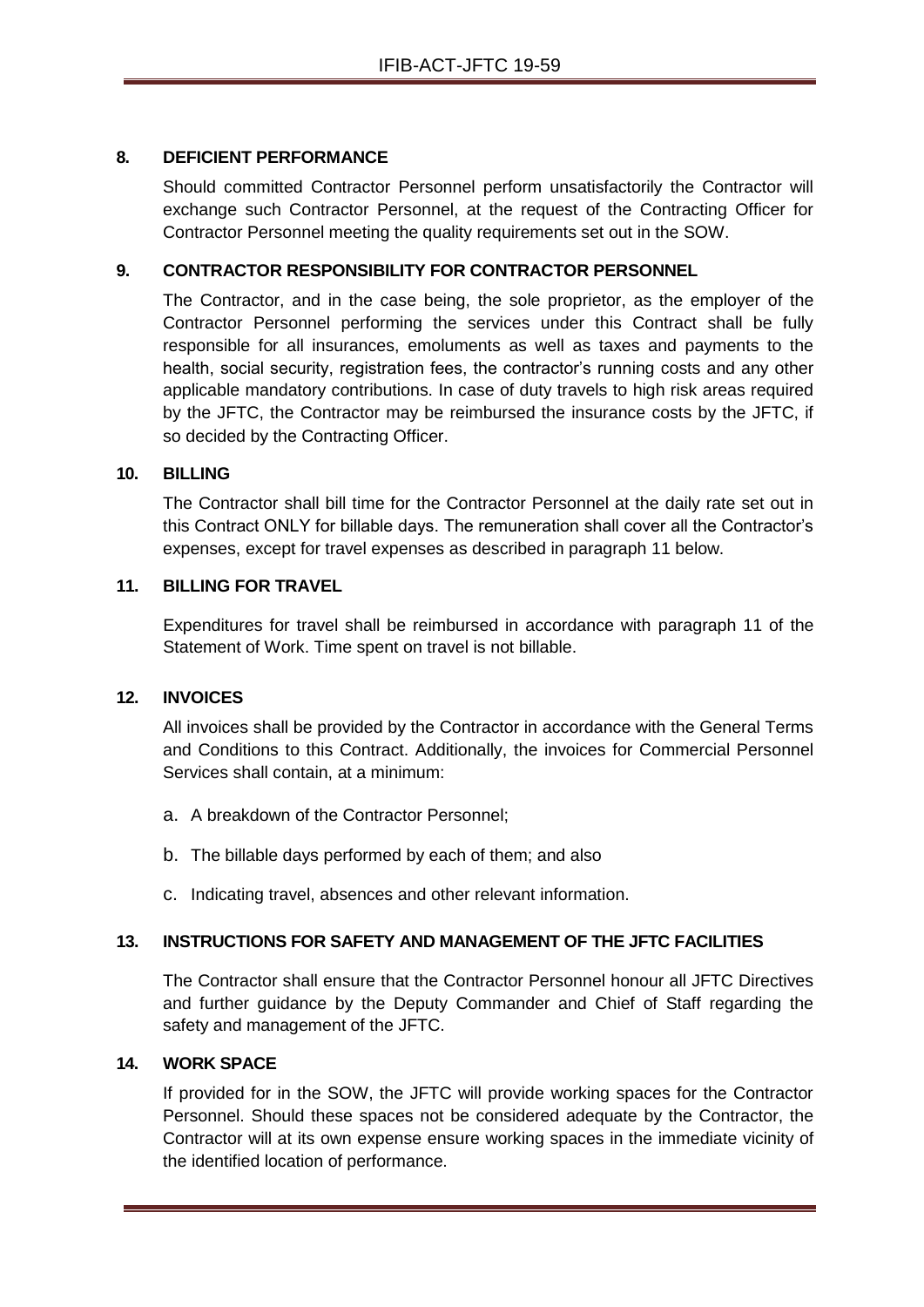## 8. DEFICIENT PERFORMANCE

Should committed Contractor Personnel perform unsatisfactorily the Contractor will exchange such Contractor Personnel, at the request of the Contracting Officer for Contractor Personnel meeting the quality requirements set out in the SOW.

## 9. CONTRACTOR RESPONSIBILITY FOR CONTRACTOR PERSONNEL

The Contractor, and in the case being, the sole proprietor, as the employer of the Contractor Personnel performing the services under this Contract shall be fully responsible for all insurances, emoluments as well as taxes and payments to the health, social security, registration fees, the contractor's running costs and any other applicable mandatory contributions. In case of duty travels to high risk areas required by the JFTC, the Contractor may be reimbursed the insurance costs by the JFTC, if so decided by the Contracting Officer.

## 10. BILLING

The Contractor shall bill time for the Contractor Personnel at the daily rate set out in this Contract ONLY for billable days. The remuneration shall cover all the Contractor's expenses, except for travel expenses as described in paragraph 11 below.

## 11. BILLING FOR TRAVEL

Expenditures for travel shall be reimbursed in accordance with paragraph 11 of the Statement of Work. Time spent on travel is not billable.

## 12. INVOICES

All invoices shall be provided by the Contractor in accordance with the General Terms and Conditions to this Contract. Additionally, the invoices for Commercial Personnel Services shall contain, at a minimum:

a. A breakdown of the Contractor Personnel;

b. The billable days performed by each of them; and also

c. Indicating travel, absences and other relevant information.

## 13. INSTRUCTIONS FOR SAFETY AND MANAGEMENT OF THE JFTC FACILITIES

The Contractor shall ensure that the Contractor Personnel honour all JFTC Directives and further guidance by the Deputy Commander and Chief of Staff regarding the safety and management of the JFTC.

## 14. WORK SPACE

If provided for in the SOW, the JFTC will provide working spaces for the Contractor Personnel. Should these spaces not be considered adequate by the Contractor, the Contractor will at its own expense ensure working spaces in the immediate vicinity of the identified location of performance.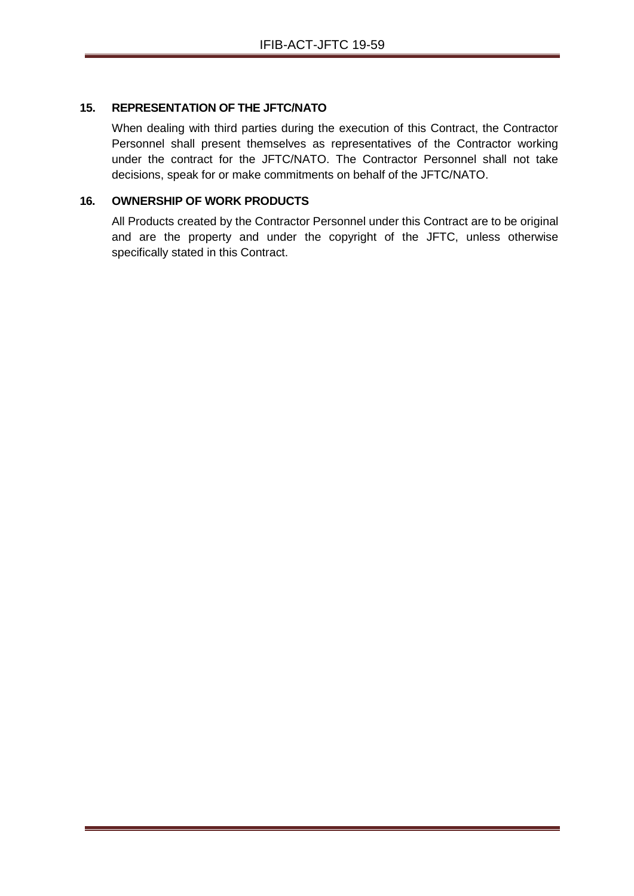## 15. REPRESENTATION OF THE JFTC/NATO

When dealing with third parties during the execution of this Contract, the Contractor Personnel shall present themselves as representatives of the Contractor working under the contract for the JFTC/NATO. The Contractor Personnel shall not take decisions, speak for or make commitments on behalf of the JFTC/NATO.

## 16. OWNERSHIP OF WORK PRODUCTS

All Products created by the Contractor Personnel under this Contract are to be original and are the property and under the copyright of the JFTC, unless otherwise specifically stated in this Contract.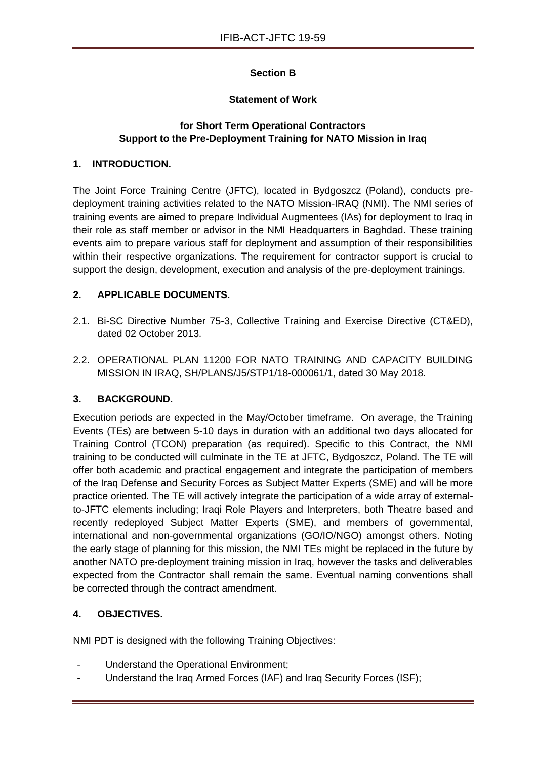**Section B**

**Statement of Work**

**for Short Term Operational Contractors Support to the Pre-Deployment Training for NATO Mission in Iraq**

## 1. INTRODUCTION.

The Joint Force Training Centre (JFTC), located in Bydgoszcz (Poland), conducts pre-deployment training activities related to the NATO Mission-IRAQ (NMI). The NMI series of training events are aimed to prepare Individual Augmentees (IAs) for deployment to Iraq in their role as staff member or advisor in the NMI Headquarters in Baghdad. These training events aim to prepare various staff for deployment and assumption of their responsibilities within their respective organizations. The requirement for contractor support is crucial to support the design, development, execution and analysis of the pre-deployment trainings.

## 2. APPLICABLE DOCUMENTS.

2.1. Bi-SC Directive Number 75-3, Collective Training and Exercise Directive (CT&ED), dated 02 October 2013.

2.2. OPERATIONAL PLAN 11200 FOR NATO TRAINING AND CAPACITY BUILDING MISSION IN IRAQ, SH/PLANS/J5/STP1/18-000061/1, dated 30 May 2018.

## 3. BACKGROUND.

Execution periods are expected in the May/October timeframe. On average, the Training Events (TEs) are between 5-10 days in duration with an additional two days allocated for Training Control (TCON) preparation (as required). Specific to this Contract, the NMI training to be conducted will culminate in the TE at JFTC, Bydgoszcz, Poland. The TE will offer both academic and practical engagement and integrate the participation of members of the Iraq Defense and Security Forces as Subject Matter Experts (SME) and will be more practice oriented. The TE will actively integrate the participation of a wide array of external-to-JFTC elements including; Iraqi Role Players and Interpreters, both Theatre based and recently redeployed Subject Matter Experts (SME), and members of governmental, international and non-governmental organizations (GO/IO/NGO) amongst others. Noting the early stage of planning for this mission, the NMI TEs might be replaced in the future by another NATO pre-deployment training mission in Iraq, however the tasks and deliverables expected from the Contractor shall remain the same. Eventual naming conventions shall be corrected through the contract amendment.

## 4. OBJECTIVES.

NMI PDT is designed with the following Training Objectives:

- Understand the Operational Environment;
- Understand the Iraq Armed Forces (IAF) and Iraq Security Forces (ISF);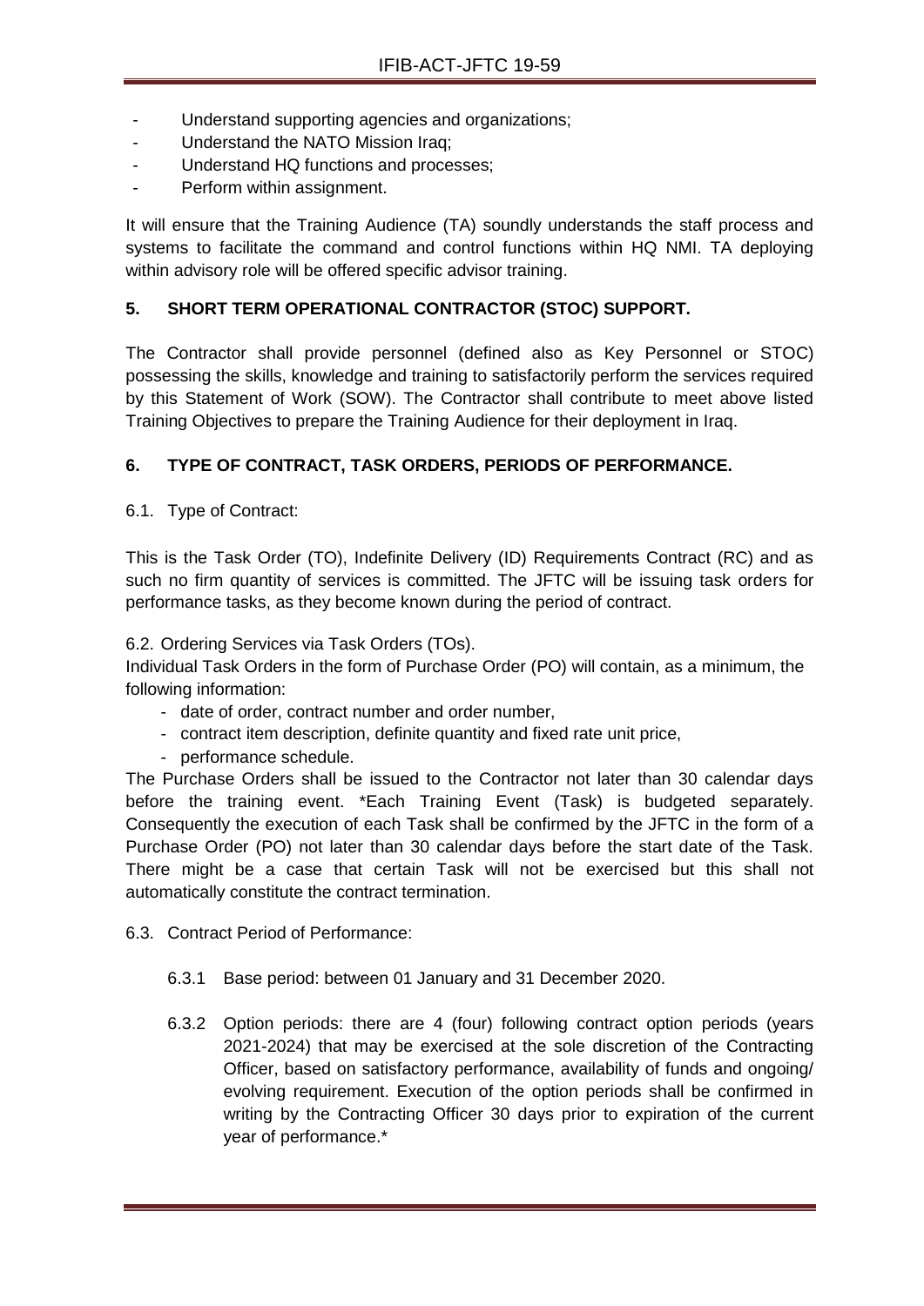- Understand supporting agencies and organizations;
- Understand the NATO Mission Iraq;
- Understand HQ functions and processes;
- Perform within assignment.

It will ensure that the Training Audience (TA) soundly understands the staff process and systems to facilitate the command and control functions within HQ NMI. TA deploying within advisory role will be offered specific advisor training.

**5. SHORT TERM OPERATIONAL CONTRACTOR (STOC) SUPPORT.**

The Contractor shall provide personnel (defined also as Key Personnel or STOC) possessing the skills, knowledge and training to satisfactorily perform the services required by this Statement of Work (SOW). The Contractor shall contribute to meet above listed Training Objectives to prepare the Training Audience for their deployment in Iraq.

**6. TYPE OF CONTRACT, TASK ORDERS, PERIODS OF PERFORMANCE.**

6.1. Type of Contract:

This is the Task Order (TO), Indefinite Delivery (ID) Requirements Contract (RC) and as such no firm quantity of services is committed. The JFTC will be issuing task orders for performance tasks, as they become known during the period of contract.

6.2. Ordering Services via Task Orders (TOs).

Individual Task Orders in the form of Purchase Order (PO) will contain, as a minimum, the following information:

- date of order, contract number and order number,
- contract item description, definite quantity and fixed rate unit price,
- performance schedule.

The Purchase Orders shall be issued to the Contractor not later than 30 calendar days before the training event. *Each Training Event (Task) is budgeted separately. Consequently the execution of each Task shall be confirmed by the JFTC in the form of a Purchase Order (PO) not later than 30 calendar days before the start date of the Task. There might be a case that certain Task will not be exercised but this shall not automatically constitute the contract termination.

6.3. Contract Period of Performance:

6.3.1 Base period: between 01 January and 31 December 2020.

6.3.2 Option periods: there are 4 (four) following contract option periods (years 2021-2024) that may be exercised at the sole discretion of the Contracting Officer, based on satisfactory performance, availability of funds and ongoing/ evolving requirement. Execution of the option periods shall be confirmed in writing by the Contracting Officer 30 days prior to expiration of the current year of performance.*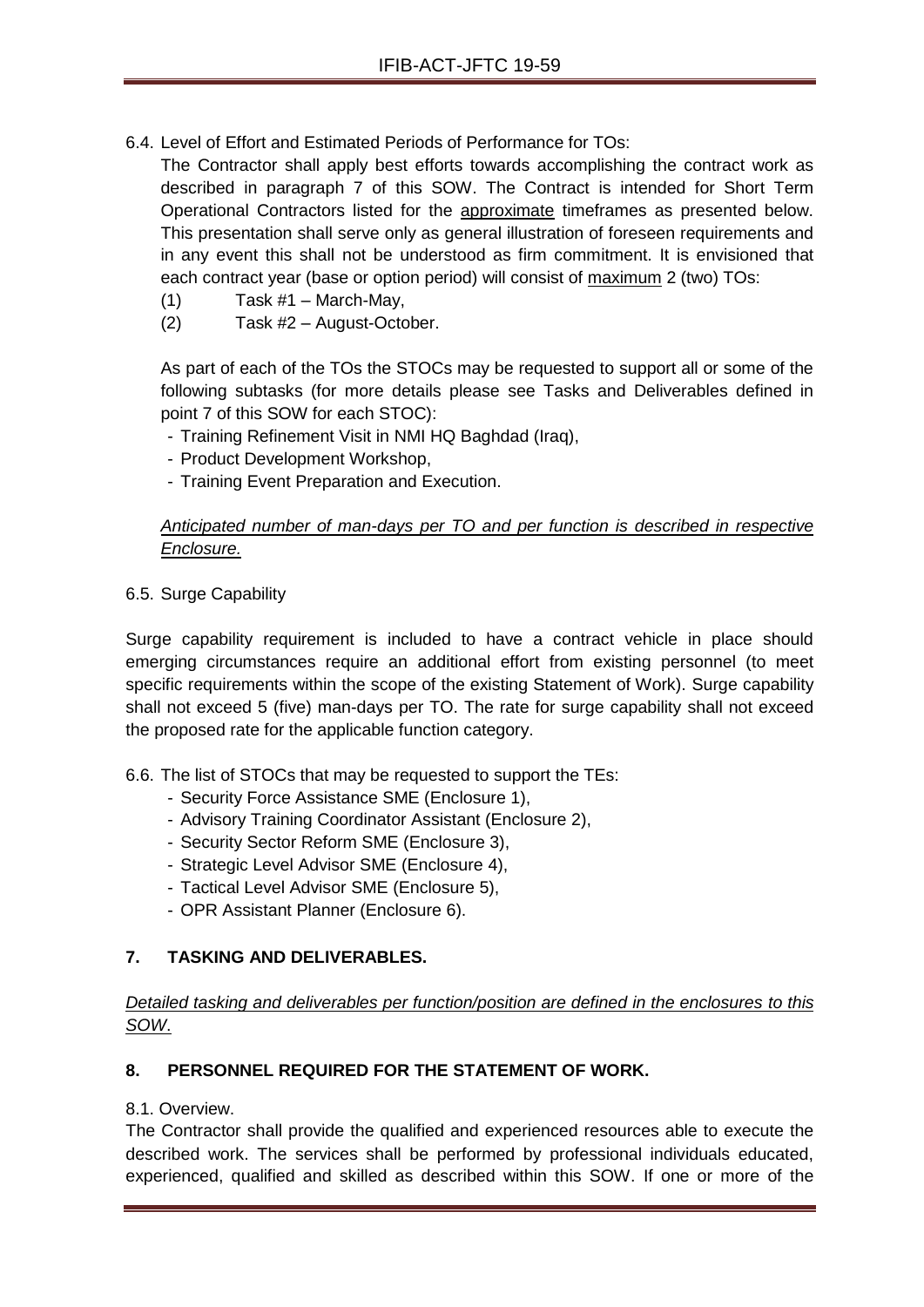6.4. Level of Effort and Estimated Periods of Performance for TOs:

The Contractor shall apply best efforts towards accomplishing the contract work as described in paragraph 7 of this SOW. The Contract is intended for Short Term Operational Contractors listed for the approximate timeframes as presented below. This presentation shall serve only as general illustration of foreseen requirements and in any event this shall not be understood as firm commitment. It is envisioned that each contract year (base or option period) will consist of maximum 2 (two) TOs:

(1) Task #1 – March-May,

(2) Task #2 – August-October.

As part of each of the TOs the STOCs may be requested to support all or some of the following subtasks (for more details please see Tasks and Deliverables defined in point 7 of this SOW for each STOC):

- Training Refinement Visit in NMI HQ Baghdad (Iraq),
- Product Development Workshop,
- Training Event Preparation and Execution.

*Anticipated number of man-days per TO and per function is described in respective Enclosure.*

6.5. Surge Capability

Surge capability requirement is included to have a contract vehicle in place should emerging circumstances require an additional effort from existing personnel (to meet specific requirements within the scope of the existing Statement of Work). Surge capability shall not exceed 5 (five) man-days per TO. The rate for surge capability shall not exceed the proposed rate for the applicable function category.

6.6. The list of STOCs that may be requested to support the TEs:

- Security Force Assistance SME (Enclosure 1),
- Advisory Training Coordinator Assistant (Enclosure 2),
- Security Sector Reform SME (Enclosure 3),
- Strategic Level Advisor SME (Enclosure 4),
- Tactical Level Advisor SME (Enclosure 5),
- OPR Assistant Planner (Enclosure 6).

## 7. TASKING AND DELIVERABLES.

*Detailed tasking and deliverables per function/position are defined in the enclosures to this SOW.*

## 8. PERSONNEL REQUIRED FOR THE STATEMENT OF WORK.

8.1. Overview.

The Contractor shall provide the qualified and experienced resources able to execute the described work. The services shall be performed by professional individuals educated, experienced, qualified and skilled as described within this SOW. If one or more of the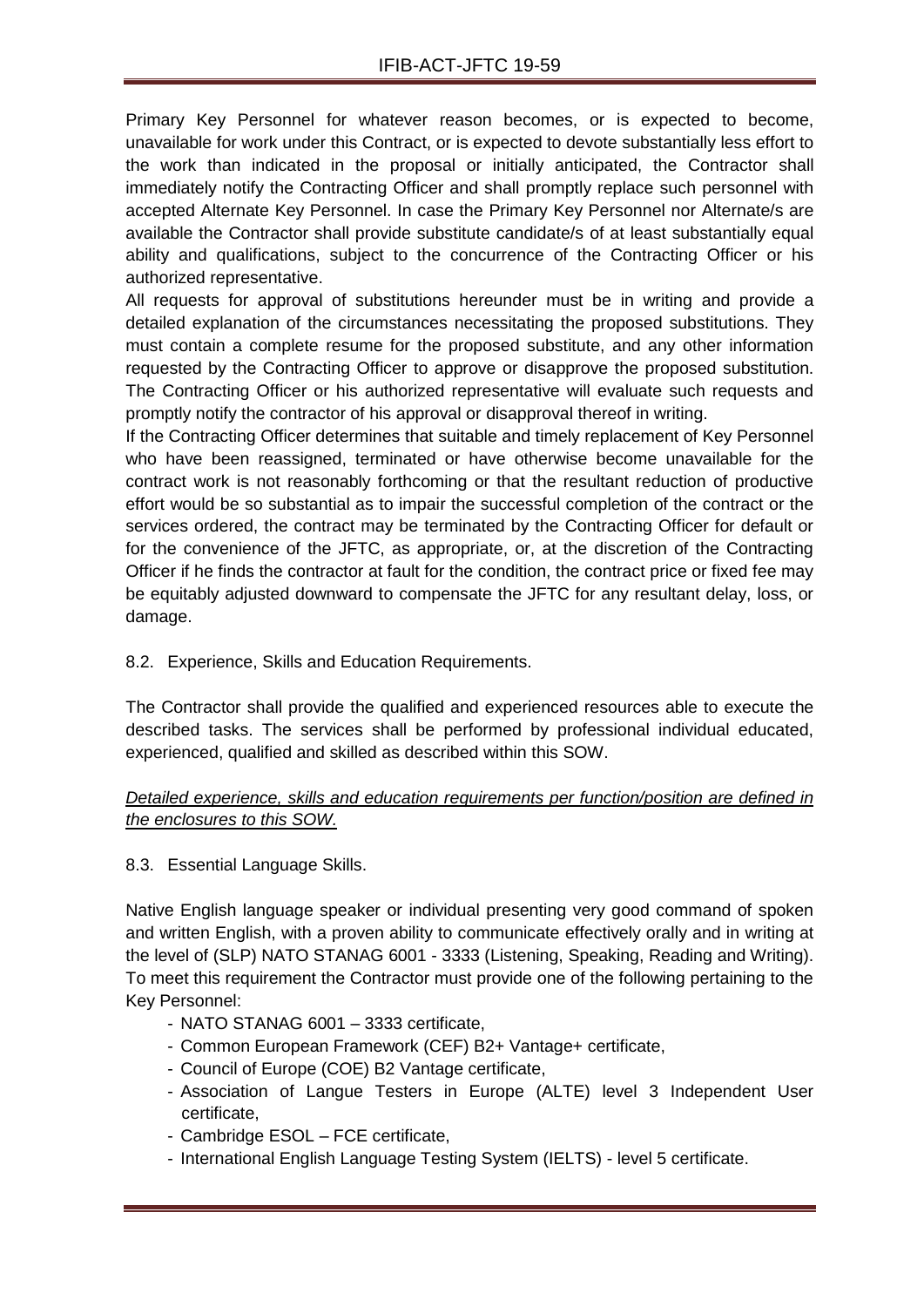Primary Key Personnel for whatever reason becomes, or is expected to become, unavailable for work under this Contract, or is expected to devote substantially less effort to the work than indicated in the proposal or initially anticipated, the Contractor shall immediately notify the Contracting Officer and shall promptly replace such personnel with accepted Alternate Key Personnel. In case the Primary Key Personnel nor Alternate/s are available the Contractor shall provide substitute candidate/s of at least substantially equal ability and qualifications, subject to the concurrence of the Contracting Officer or his authorized representative.

All requests for approval of substitutions hereunder must be in writing and provide a detailed explanation of the circumstances necessitating the proposed substitutions. They must contain a complete resume for the proposed substitute, and any other information requested by the Contracting Officer to approve or disapprove the proposed substitution. The Contracting Officer or his authorized representative will evaluate such requests and promptly notify the contractor of his approval or disapproval thereof in writing.

If the Contracting Officer determines that suitable and timely replacement of Key Personnel who have been reassigned, terminated or have otherwise become unavailable for the contract work is not reasonably forthcoming or that the resultant reduction of productive effort would be so substantial as to impair the successful completion of the contract or the services ordered, the contract may be terminated by the Contracting Officer for default or for the convenience of the JFTC, as appropriate, or, at the discretion of the Contracting Officer if he finds the contractor at fault for the condition, the contract price or fixed fee may be equitably adjusted downward to compensate the JFTC for any resultant delay, loss, or damage.

8.2. Experience, Skills and Education Requirements.

The Contractor shall provide the qualified and experienced resources able to execute the described tasks. The services shall be performed by professional individual educated, experienced, qualified and skilled as described within this SOW.

*Detailed experience, skills and education requirements per function/position are defined in the enclosures to this SOW.*

8.3. Essential Language Skills.

Native English language speaker or individual presenting very good command of spoken and written English, with a proven ability to communicate effectively orally and in writing at the level of (SLP) NATO STANAG 6001 - 3333 (Listening, Speaking, Reading and Writing). To meet this requirement the Contractor must provide one of the following pertaining to the Key Personnel:

- NATO STANAG 6001 – 3333 certificate,
- Common European Framework (CEF) B2+ Vantage+ certificate,
- Council of Europe (COE) B2 Vantage certificate,
- Association of Langue Testers in Europe (ALTE) level 3 Independent User certificate,
- Cambridge ESOL – FCE certificate,
- International English Language Testing System (IELTS) - level 5 certificate.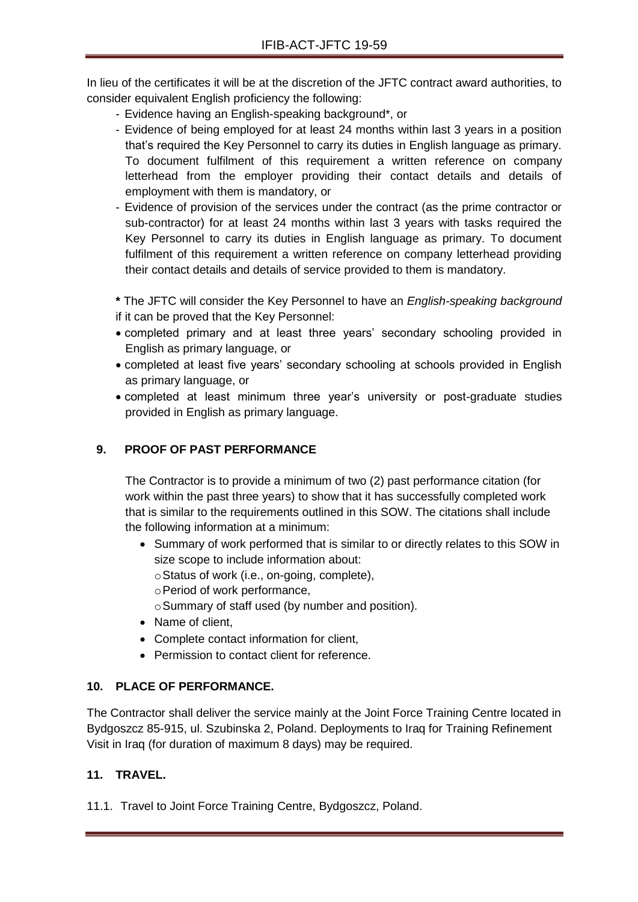In lieu of the certificates it will be at the discretion of the JFTC contract award authorities, to consider equivalent English proficiency the following:

- Evidence having an English-speaking background*, or
- Evidence of being employed for at least 24 months within last 3 years in a position that's required the Key Personnel to carry its duties in English language as primary. To document fulfilment of this requirement a written reference on company letterhead from the employer providing their contact details and details of employment with them is mandatory, or
- Evidence of provision of the services under the contract (as the prime contractor or sub-contractor) for at least 24 months within last 3 years with tasks required the Key Personnel to carry its duties in English language as primary. To document fulfilment of this requirement a written reference on company letterhead providing their contact details and details of service provided to them is mandatory.

**\*** The JFTC will consider the Key Personnel to have an *English-speaking background* if it can be proved that the Key Personnel:

- completed primary and at least three years' secondary schooling provided in English as primary language, or
- completed at least five years' secondary schooling at schools provided in English as primary language, or
- completed at least minimum three year's university or post-graduate studies provided in English as primary language.

## 9. PROOF OF PAST PERFORMANCE

The Contractor is to provide a minimum of two (2) past performance citation (for work within the past three years) to show that it has successfully completed work that is similar to the requirements outlined in this SOW. The citations shall include the following information at a minimum:

- Summary of work performed that is similar to or directly relates to this SOW in size scope to include information about:
  - Status of work (i.e., on-going, complete),
  - Period of work performance,
  - Summary of staff used (by number and position).
- Name of client,
- Complete contact information for client,
- Permission to contact client for reference.

## 10. PLACE OF PERFORMANCE.

The Contractor shall deliver the service mainly at the Joint Force Training Centre located in Bydgoszcz 85-915, ul. Szubinska 2, Poland. Deployments to Iraq for Training Refinement Visit in Iraq (for duration of maximum 8 days) may be required.

## 11. TRAVEL.

11.1. Travel to Joint Force Training Centre, Bydgoszcz, Poland.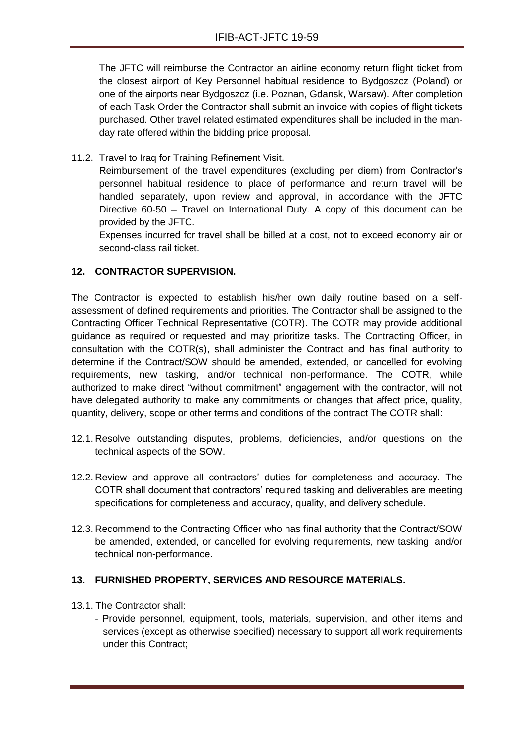The JFTC will reimburse the Contractor an airline economy return flight ticket from the closest airport of Key Personnel habitual residence to Bydgoszcz (Poland) or one of the airports near Bydgoszcz (i.e. Poznan, Gdansk, Warsaw). After completion of each Task Order the Contractor shall submit an invoice with copies of flight tickets purchased. Other travel related estimated expenditures shall be included in the man-day rate offered within the bidding price proposal.

11.2. Travel to Iraq for Training Refinement Visit.

Reimbursement of the travel expenditures (excluding per diem) from Contractor's personnel habitual residence to place of performance and return travel will be handled separately, upon review and approval, in accordance with the JFTC Directive 60-50 – Travel on International Duty. A copy of this document can be provided by the JFTC.

Expenses incurred for travel shall be billed at a cost, not to exceed economy air or second-class rail ticket.

## 12. CONTRACTOR SUPERVISION.

The Contractor is expected to establish his/her own daily routine based on a self-assessment of defined requirements and priorities. The Contractor shall be assigned to the Contracting Officer Technical Representative (COTR). The COTR may provide additional guidance as required or requested and may prioritize tasks. The Contracting Officer, in consultation with the COTR(s), shall administer the Contract and has final authority to determine if the Contract/SOW should be amended, extended, or cancelled for evolving requirements, new tasking, and/or technical non-performance. The COTR, while authorized to make direct "without commitment" engagement with the contractor, will not have delegated authority to make any commitments or changes that affect price, quality, quantity, delivery, scope or other terms and conditions of the contract The COTR shall:

12.1. Resolve outstanding disputes, problems, deficiencies, and/or questions on the technical aspects of the SOW.

12.2. Review and approve all contractors' duties for completeness and accuracy. The COTR shall document that contractors' required tasking and deliverables are meeting specifications for completeness and accuracy, quality, and delivery schedule.

12.3. Recommend to the Contracting Officer who has final authority that the Contract/SOW be amended, extended, or cancelled for evolving requirements, new tasking, and/or technical non-performance.

## 13. FURNISHED PROPERTY, SERVICES AND RESOURCE MATERIALS.

13.1. The Contractor shall:

- Provide personnel, equipment, tools, materials, supervision, and other items and services (except as otherwise specified) necessary to support all work requirements under this Contract;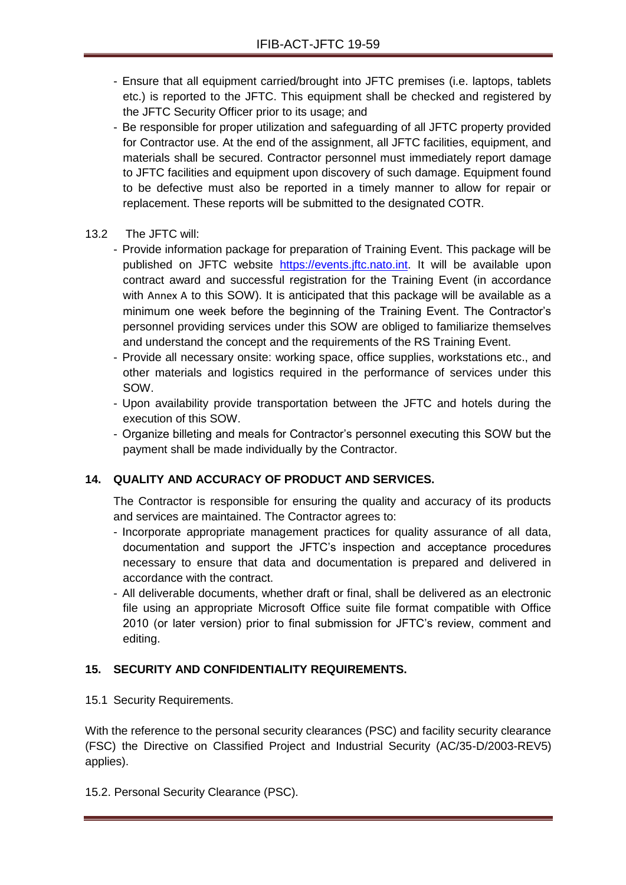- Ensure that all equipment carried/brought into JFTC premises (i.e. laptops, tablets etc.) is reported to the JFTC. This equipment shall be checked and registered by the JFTC Security Officer prior to its usage; and
- Be responsible for proper utilization and safeguarding of all JFTC property provided for Contractor use. At the end of the assignment, all JFTC facilities, equipment, and materials shall be secured. Contractor personnel must immediately report damage to JFTC facilities and equipment upon discovery of such damage. Equipment found to be defective must also be reported in a timely manner to allow for repair or replacement. These reports will be submitted to the designated COTR.

13.2 The JFTC will:

- Provide information package for preparation of Training Event. This package will be published on JFTC website [https://events.jftc.nato.int](https://events.jftc.nato.int). It will be available upon contract award and successful registration for the Training Event (in accordance with Annex A to this SOW). It is anticipated that this package will be available as a minimum one week before the beginning of the Training Event. The Contractor's personnel providing services under this SOW are obliged to familiarize themselves and understand the concept and the requirements of the RS Training Event.
- Provide all necessary onsite: working space, office supplies, workstations etc., and other materials and logistics required in the performance of services under this SOW.
- Upon availability provide transportation between the JFTC and hotels during the execution of this SOW.
- Organize billeting and meals for Contractor's personnel executing this SOW but the payment shall be made individually by the Contractor.

## 14. QUALITY AND ACCURACY OF PRODUCT AND SERVICES.

The Contractor is responsible for ensuring the quality and accuracy of its products and services are maintained. The Contractor agrees to:

- Incorporate appropriate management practices for quality assurance of all data, documentation and support the JFTC's inspection and acceptance procedures necessary to ensure that data and documentation is prepared and delivered in accordance with the contract.
- All deliverable documents, whether draft or final, shall be delivered as an electronic file using an appropriate Microsoft Office suite file format compatible with Office 2010 (or later version) prior to final submission for JFTC's review, comment and editing.

## 15. SECURITY AND CONFIDENTIALITY REQUIREMENTS.

15.1 Security Requirements.

With the reference to the personal security clearances (PSC) and facility security clearance (FSC) the Directive on Classified Project and Industrial Security (AC/35-D/2003-REV5) applies).

15.2. Personal Security Clearance (PSC).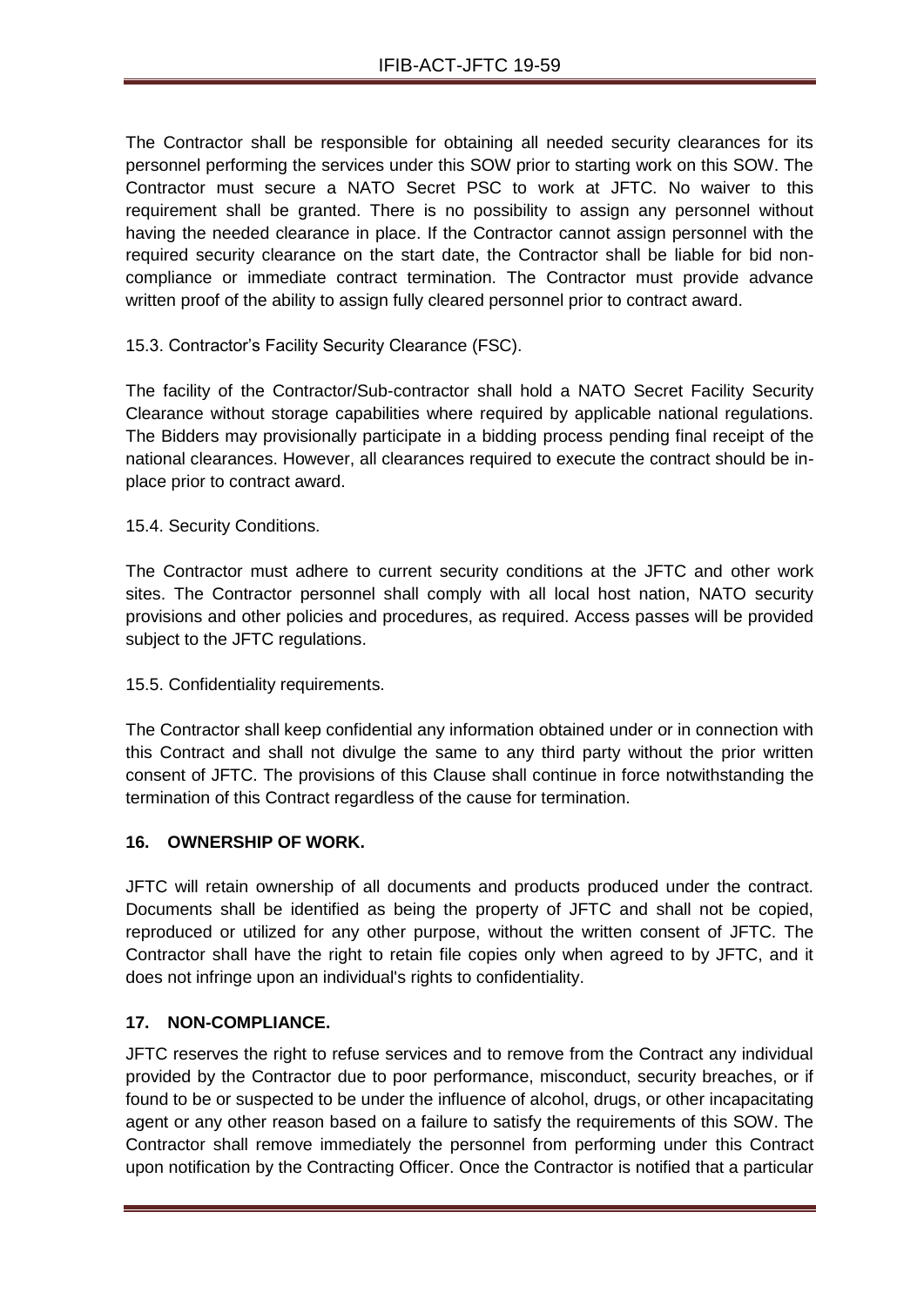The Contractor shall be responsible for obtaining all needed security clearances for its personnel performing the services under this SOW prior to starting work on this SOW. The Contractor must secure a NATO Secret PSC to work at JFTC. No waiver to this requirement shall be granted. There is no possibility to assign any personnel without having the needed clearance in place. If the Contractor cannot assign personnel with the required security clearance on the start date, the Contractor shall be liable for bid non-compliance or immediate contract termination. The Contractor must provide advance written proof of the ability to assign fully cleared personnel prior to contract award.

15.3. Contractor's Facility Security Clearance (FSC).

The facility of the Contractor/Sub-contractor shall hold a NATO Secret Facility Security Clearance without storage capabilities where required by applicable national regulations. The Bidders may provisionally participate in a bidding process pending final receipt of the national clearances. However, all clearances required to execute the contract should be in-place prior to contract award.

15.4. Security Conditions.

The Contractor must adhere to current security conditions at the JFTC and other work sites. The Contractor personnel shall comply with all local host nation, NATO security provisions and other policies and procedures, as required. Access passes will be provided subject to the JFTC regulations.

15.5. Confidentiality requirements.

The Contractor shall keep confidential any information obtained under or in connection with this Contract and shall not divulge the same to any third party without the prior written consent of JFTC. The provisions of this Clause shall continue in force notwithstanding the termination of this Contract regardless of the cause for termination.

## 16. OWNERSHIP OF WORK.

JFTC will retain ownership of all documents and products produced under the contract. Documents shall be identified as being the property of JFTC and shall not be copied, reproduced or utilized for any other purpose, without the written consent of JFTC. The Contractor shall have the right to retain file copies only when agreed to by JFTC, and it does not infringe upon an individual's rights to confidentiality.

## 17. NON-COMPLIANCE.

JFTC reserves the right to refuse services and to remove from the Contract any individual provided by the Contractor due to poor performance, misconduct, security breaches, or if found to be or suspected to be under the influence of alcohol, drugs, or other incapacitating agent or any other reason based on a failure to satisfy the requirements of this SOW. The Contractor shall remove immediately the personnel from performing under this Contract upon notification by the Contracting Officer. Once the Contractor is notified that a particular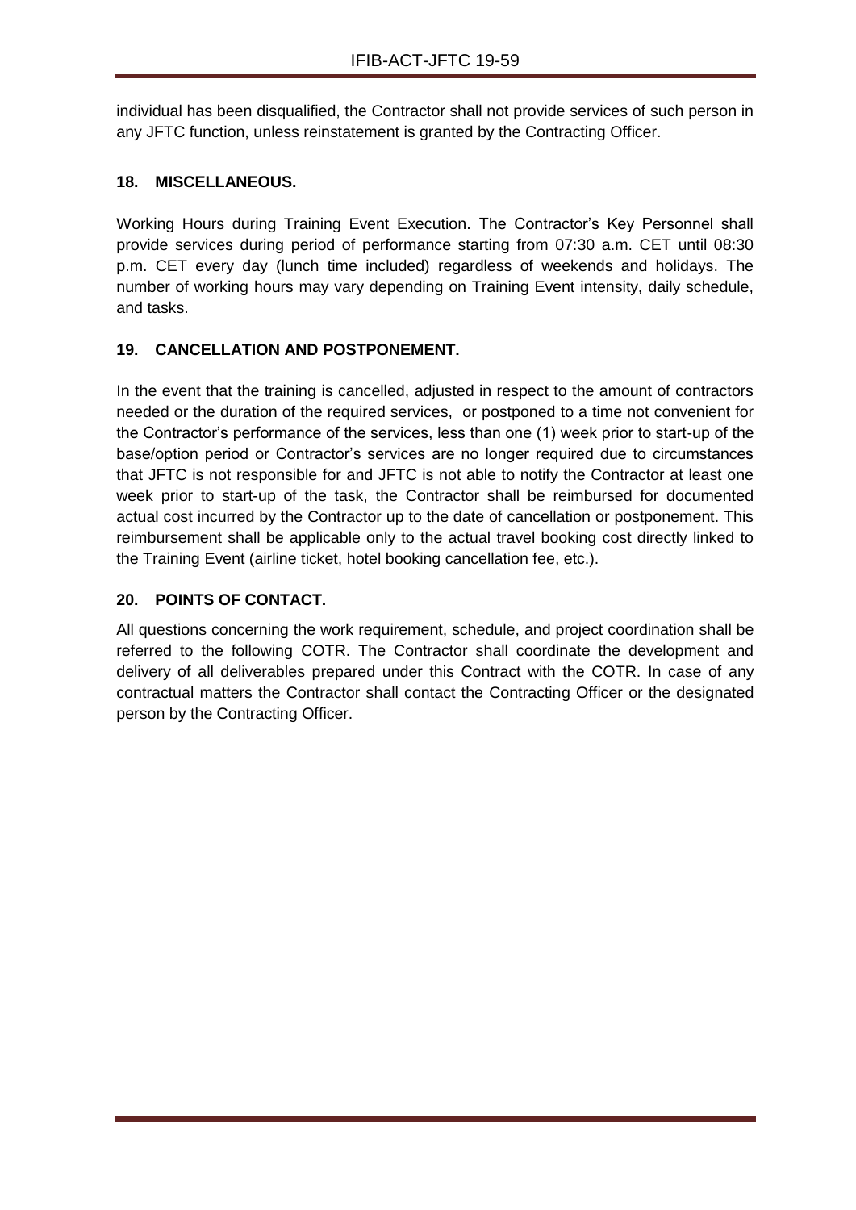individual has been disqualified, the Contractor shall not provide services of such person in any JFTC function, unless reinstatement is granted by the Contracting Officer.

## 18. MISCELLANEOUS.

Working Hours during Training Event Execution. The Contractor's Key Personnel shall provide services during period of performance starting from 07:30 a.m. CET until 08:30 p.m. CET every day (lunch time included) regardless of weekends and holidays. The number of working hours may vary depending on Training Event intensity, daily schedule, and tasks.

## 19. CANCELLATION AND POSTPONEMENT.

In the event that the training is cancelled, adjusted in respect to the amount of contractors needed or the duration of the required services, or postponed to a time not convenient for the Contractor's performance of the services, less than one (1) week prior to start-up of the base/option period or Contractor's services are no longer required due to circumstances that JFTC is not responsible for and JFTC is not able to notify the Contractor at least one week prior to start-up of the task, the Contractor shall be reimbursed for documented actual cost incurred by the Contractor up to the date of cancellation or postponement. This reimbursement shall be applicable only to the actual travel booking cost directly linked to the Training Event (airline ticket, hotel booking cancellation fee, etc.).

## 20. POINTS OF CONTACT.

All questions concerning the work requirement, schedule, and project coordination shall be referred to the following COTR. The Contractor shall coordinate the development and delivery of all deliverables prepared under this Contract with the COTR. In case of any contractual matters the Contractor shall contact the Contracting Officer or the designated person by the Contracting Officer.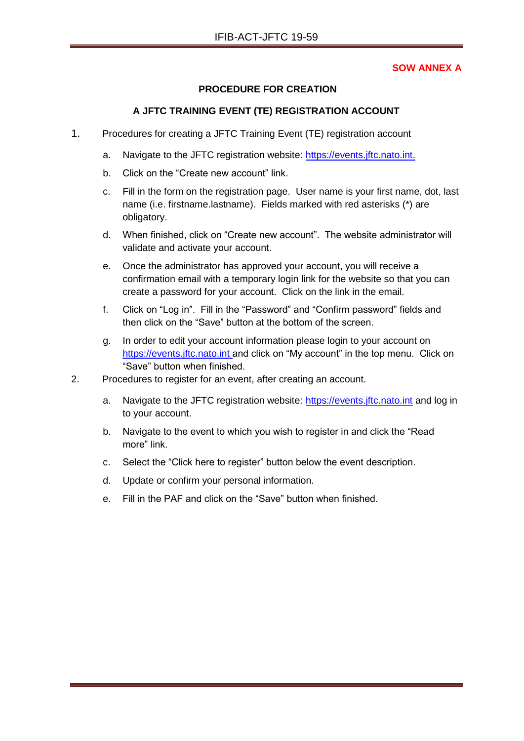**SOW ANNEX A**

**PROCEDURE FOR CREATION**

**A JFTC TRAINING EVENT (TE) REGISTRATION ACCOUNT**

1. Procedures for creating a JFTC Training Event (TE) registration account

   a. Navigate to the JFTC registration website: https://events.jftc.nato.int.

   b. Click on the "Create new account" link.

   c. Fill in the form on the registration page. User name is your first name, dot, last name (i.e. firstname.lastname). Fields marked with red asterisks (*) are obligatory.

   d. When finished, click on "Create new account". The website administrator will validate and activate your account.

   e. Once the administrator has approved your account, you will receive a confirmation email with a temporary login link for the website so that you can create a password for your account. Click on the link in the email.

   f. Click on "Log in". Fill in the "Password" and "Confirm password" fields and then click on the "Save" button at the bottom of the screen.

   g. In order to edit your account information please login to your account on https://events.jftc.nato.int and click on "My account" in the top menu. Click on "Save" button when finished.

2. Procedures to register for an event, after creating an account.

   a. Navigate to the JFTC registration website: https://events.jftc.nato.int and log in to your account.

   b. Navigate to the event to which you wish to register in and click the "Read more" link.

   c. Select the "Click here to register" button below the event description.

   d. Update or confirm your personal information.

   e. Fill in the PAF and click on the "Save" button when finished.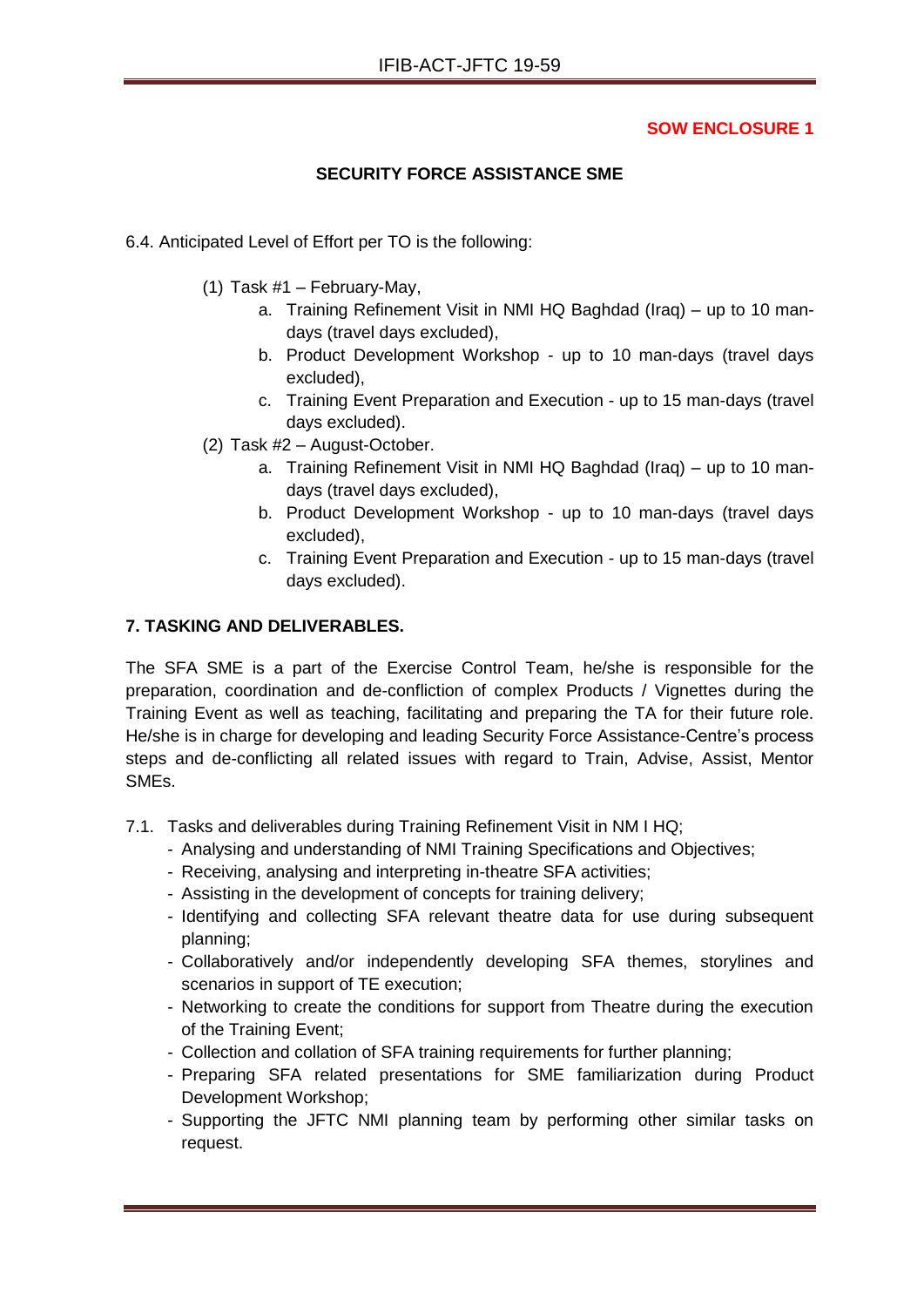**SOW ENCLOSURE 1**

**SECURITY FORCE ASSISTANCE SME**

6.4. Anticipated Level of Effort per TO is the following:

(1) Task #1 – February-May,

a. Training Refinement Visit in NMI HQ Baghdad (Iraq) – up to 10 man-days (travel days excluded),

b. Product Development Workshop - up to 10 man-days (travel days excluded),

c. Training Event Preparation and Execution - up to 15 man-days (travel days excluded).

(2) Task #2 – August-October.

a. Training Refinement Visit in NMI HQ Baghdad (Iraq) – up to 10 man-days (travel days excluded),

b. Product Development Workshop - up to 10 man-days (travel days excluded),

c. Training Event Preparation and Execution - up to 15 man-days (travel days excluded).

**7. TASKING AND DELIVERABLES.**

The SFA SME is a part of the Exercise Control Team, he/she is responsible for the preparation, coordination and de-confliction of complex Products / Vignettes during the Training Event as well as teaching, facilitating and preparing the TA for their future role. He/she is in charge for developing and leading Security Force Assistance-Centre's process steps and de-conflicting all related issues with regard to Train, Advise, Assist, Mentor SMEs.

7.1. Tasks and deliverables during Training Refinement Visit in NM I HQ;

- Analysing and understanding of NMI Training Specifications and Objectives;
- Receiving, analysing and interpreting in-theatre SFA activities;
- Assisting in the development of concepts for training delivery;
- Identifying and collecting SFA relevant theatre data for use during subsequent planning;
- Collaboratively and/or independently developing SFA themes, storylines and scenarios in support of TE execution;
- Networking to create the conditions for support from Theatre during the execution of the Training Event;
- Collection and collation of SFA training requirements for further planning;
- Preparing SFA related presentations for SME familiarization during Product Development Workshop;
- Supporting the JFTC NMI planning team by performing other similar tasks on request.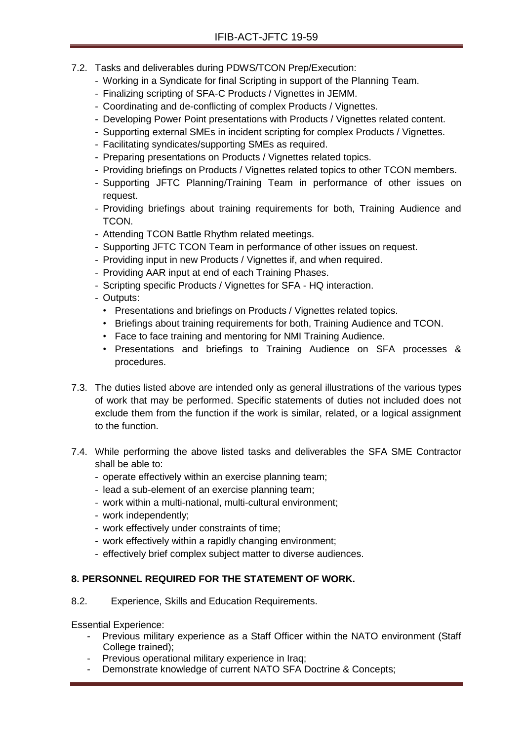7.2. Tasks and deliverables during PDWS/TCON Prep/Execution:

- Working in a Syndicate for final Scripting in support of the Planning Team.
- Finalizing scripting of SFA-C Products / Vignettes in JEMM.
- Coordinating and de-conflicting of complex Products / Vignettes.
- Developing Power Point presentations with Products / Vignettes related content.
- Supporting external SMEs in incident scripting for complex Products / Vignettes.
- Facilitating syndicates/supporting SMEs as required.
- Preparing presentations on Products / Vignettes related topics.
- Providing briefings on Products / Vignettes related topics to other TCON members.
- Supporting JFTC Planning/Training Team in performance of other issues on request.
- Providing briefings about training requirements for both, Training Audience and TCON.
- Attending TCON Battle Rhythm related meetings.
- Supporting JFTC TCON Team in performance of other issues on request.
- Providing input in new Products / Vignettes if, and when required.
- Providing AAR input at end of each Training Phases.
- Scripting specific Products / Vignettes for SFA - HQ interaction.
- Outputs:
  - Presentations and briefings on Products / Vignettes related topics.
  - Briefings about training requirements for both, Training Audience and TCON.
  - Face to face training and mentoring for NMI Training Audience.
  - Presentations and briefings to Training Audience on SFA processes & procedures.

7.3. The duties listed above are intended only as general illustrations of the various types of work that may be performed. Specific statements of duties not included does not exclude them from the function if the work is similar, related, or a logical assignment to the function.

7.4. While performing the above listed tasks and deliverables the SFA SME Contractor shall be able to:

- operate effectively within an exercise planning team;
- lead a sub-element of an exercise planning team;
- work within a multi-national, multi-cultural environment;
- work independently;
- work effectively under constraints of time;
- work effectively within a rapidly changing environment;
- effectively brief complex subject matter to diverse audiences.

**8. PERSONNEL REQUIRED FOR THE STATEMENT OF WORK.**

8.2. Experience, Skills and Education Requirements.

Essential Experience:

- Previous military experience as a Staff Officer within the NATO environment (Staff College trained);
- Previous operational military experience in Iraq;
- Demonstrate knowledge of current NATO SFA Doctrine & Concepts;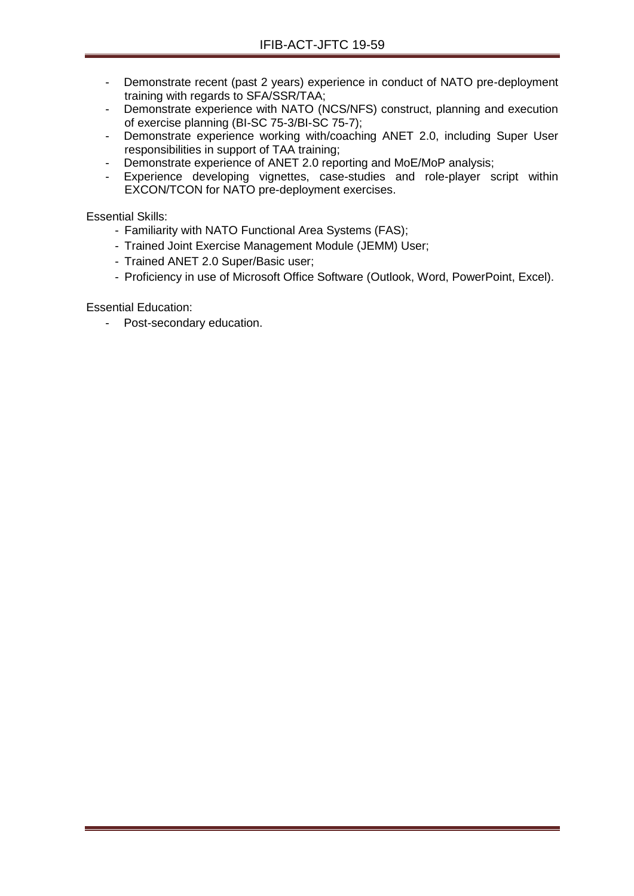- Demonstrate recent (past 2 years) experience in conduct of NATO pre-deployment training with regards to SFA/SSR/TAA;
- Demonstrate experience with NATO (NCS/NFS) construct, planning and execution of exercise planning (BI-SC 75-3/BI-SC 75-7);
- Demonstrate experience working with/coaching ANET 2.0, including Super User responsibilities in support of TAA training;
- Demonstrate experience of ANET 2.0 reporting and MoE/MoP analysis;
- Experience developing vignettes, case-studies and role-player script within EXCON/TCON for NATO pre-deployment exercises.

Essential Skills:

- Familiarity with NATO Functional Area Systems (FAS);
- Trained Joint Exercise Management Module (JEMM) User;
- Trained ANET 2.0 Super/Basic user;
- Proficiency in use of Microsoft Office Software (Outlook, Word, PowerPoint, Excel).

Essential Education:

- Post-secondary education.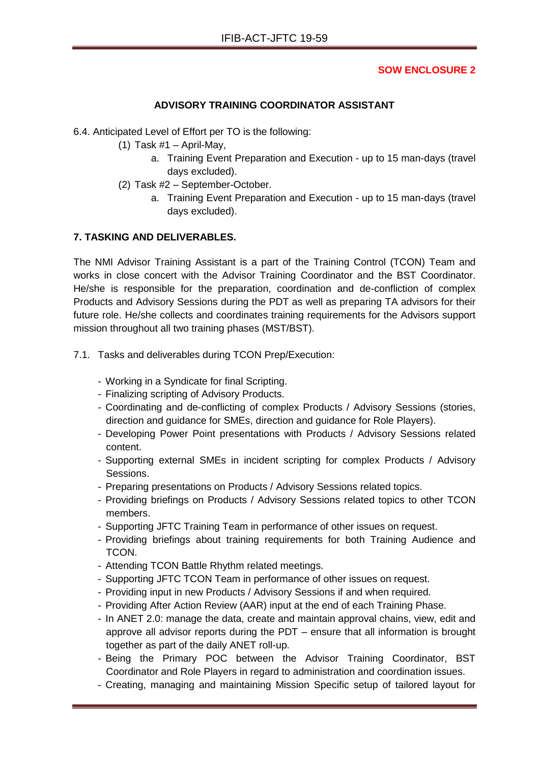**SOW ENCLOSURE 2**

**ADVISORY TRAINING COORDINATOR ASSISTANT**

6.4. Anticipated Level of Effort per TO is the following:

(1) Task #1 – April-May,

a. Training Event Preparation and Execution - up to 15 man-days (travel days excluded).

(2) Task #2 – September-October.

a. Training Event Preparation and Execution - up to 15 man-days (travel days excluded).

**7. TASKING AND DELIVERABLES.**

The NMI Advisor Training Assistant is a part of the Training Control (TCON) Team and works in close concert with the Advisor Training Coordinator and the BST Coordinator. He/she is responsible for the preparation, coordination and de-confliction of complex Products and Advisory Sessions during the PDT as well as preparing TA advisors for their future role. He/she collects and coordinates training requirements for the Advisors support mission throughout all two training phases (MST/BST).

7.1. Tasks and deliverables during TCON Prep/Execution:

- Working in a Syndicate for final Scripting.
- Finalizing scripting of Advisory Products.
- Coordinating and de-conflicting of complex Products / Advisory Sessions (stories, direction and guidance for SMEs, direction and guidance for Role Players).
- Developing Power Point presentations with Products / Advisory Sessions related content.
- Supporting external SMEs in incident scripting for complex Products / Advisory Sessions.
- Preparing presentations on Products / Advisory Sessions related topics.
- Providing briefings on Products / Advisory Sessions related topics to other TCON members.
- Supporting JFTC Training Team in performance of other issues on request.
- Providing briefings about training requirements for both Training Audience and TCON.
- Attending TCON Battle Rhythm related meetings.
- Supporting JFTC TCON Team in performance of other issues on request.
- Providing input in new Products / Advisory Sessions if and when required.
- Providing After Action Review (AAR) input at the end of each Training Phase.
- In ANET 2.0: manage the data, create and maintain approval chains, view, edit and approve all advisor reports during the PDT – ensure that all information is brought together as part of the daily ANET roll-up.
- Being the Primary POC between the Advisor Training Coordinator, BST Coordinator and Role Players in regard to administration and coordination issues.
- Creating, managing and maintaining Mission Specific setup of tailored layout for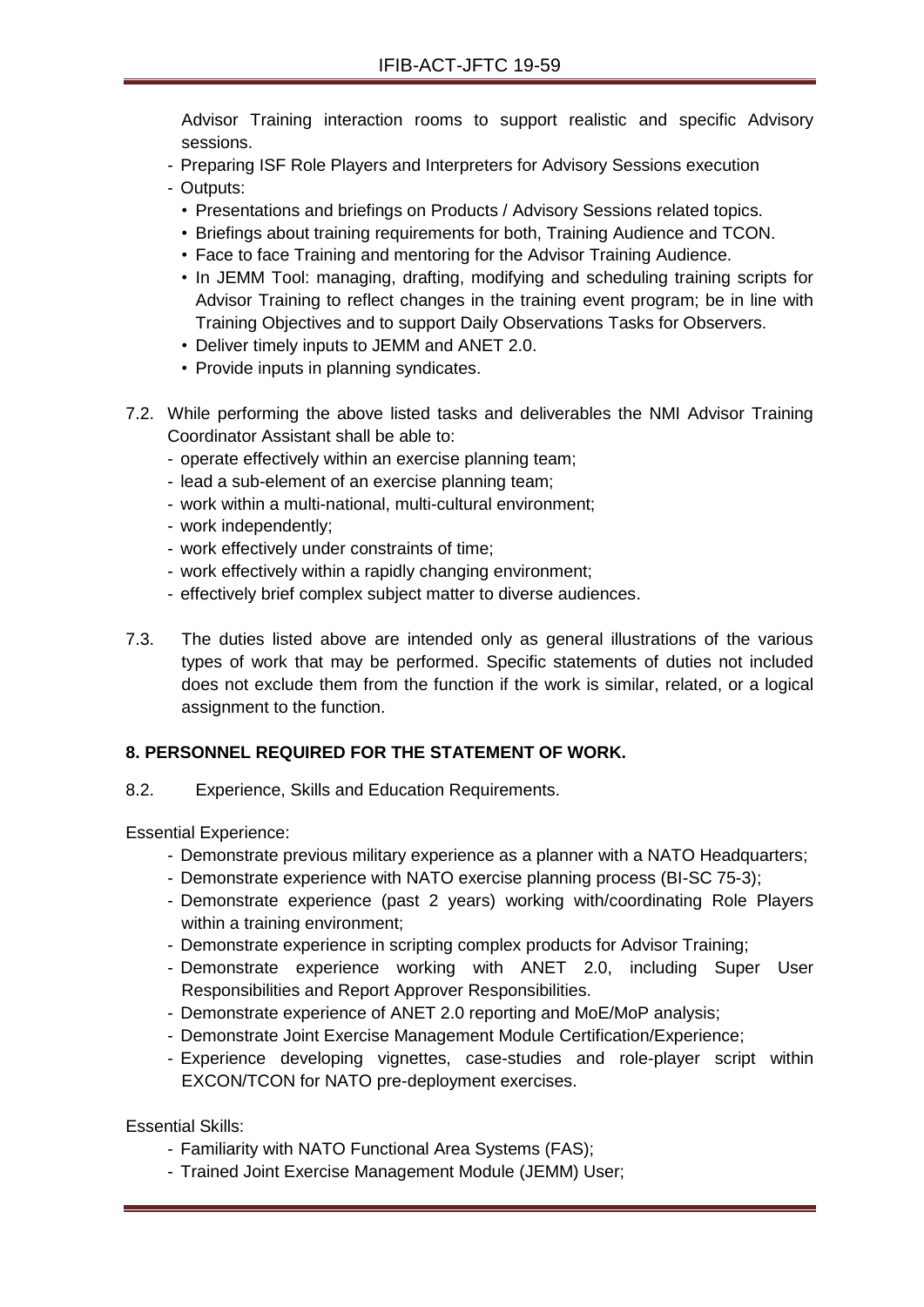Advisor Training interaction rooms to support realistic and specific Advisory sessions.

- Preparing ISF Role Players and Interpreters for Advisory Sessions execution
- Outputs:
  - Presentations and briefings on Products / Advisory Sessions related topics.
  - Briefings about training requirements for both, Training Audience and TCON.
  - Face to face Training and mentoring for the Advisor Training Audience.
  - In JEMM Tool: managing, drafting, modifying and scheduling training scripts for Advisor Training to reflect changes in the training event program; be in line with Training Objectives and to support Daily Observations Tasks for Observers.
  - Deliver timely inputs to JEMM and ANET 2.0.
  - Provide inputs in planning syndicates.

7.2. While performing the above listed tasks and deliverables the NMI Advisor Training Coordinator Assistant shall be able to:

- operate effectively within an exercise planning team;
- lead a sub-element of an exercise planning team;
- work within a multi-national, multi-cultural environment;
- work independently;
- work effectively under constraints of time;
- work effectively within a rapidly changing environment;
- effectively brief complex subject matter to diverse audiences.

7.3. The duties listed above are intended only as general illustrations of the various types of work that may be performed. Specific statements of duties not included does not exclude them from the function if the work is similar, related, or a logical assignment to the function.

**8. PERSONNEL REQUIRED FOR THE STATEMENT OF WORK.**

8.2. Experience, Skills and Education Requirements.

Essential Experience:

- Demonstrate previous military experience as a planner with a NATO Headquarters;
- Demonstrate experience with NATO exercise planning process (BI-SC 75-3);
- Demonstrate experience (past 2 years) working with/coordinating Role Players within a training environment;
- Demonstrate experience in scripting complex products for Advisor Training;
- Demonstrate experience working with ANET 2.0, including Super User Responsibilities and Report Approver Responsibilities.
- Demonstrate experience of ANET 2.0 reporting and MoE/MoP analysis;
- Demonstrate Joint Exercise Management Module Certification/Experience;
- Experience developing vignettes, case-studies and role-player script within EXCON/TCON for NATO pre-deployment exercises.

Essential Skills:

- Familiarity with NATO Functional Area Systems (FAS);
- Trained Joint Exercise Management Module (JEMM) User;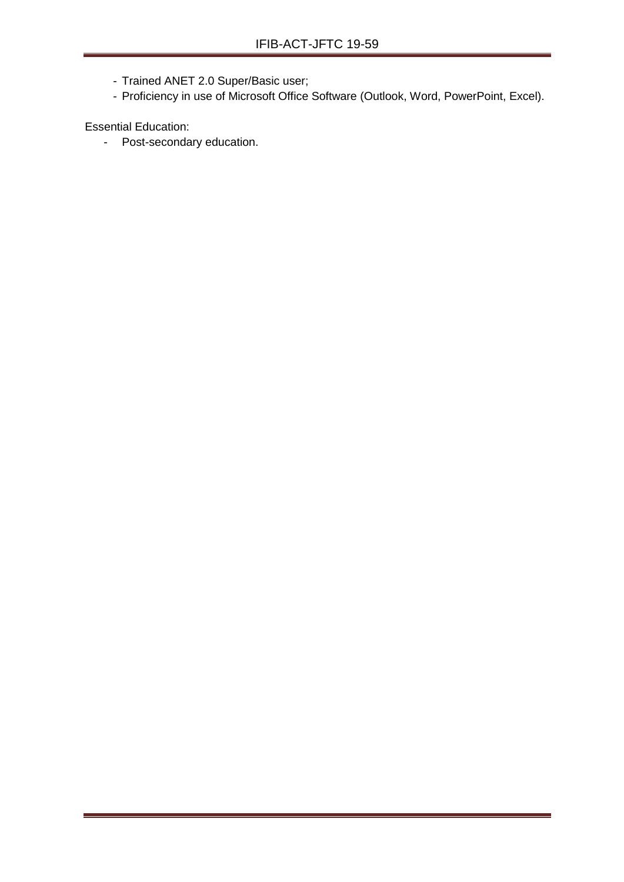- Trained ANET 2.0 Super/Basic user;
- Proficiency in use of Microsoft Office Software (Outlook, Word, PowerPoint, Excel).

Essential Education:

- Post-secondary education.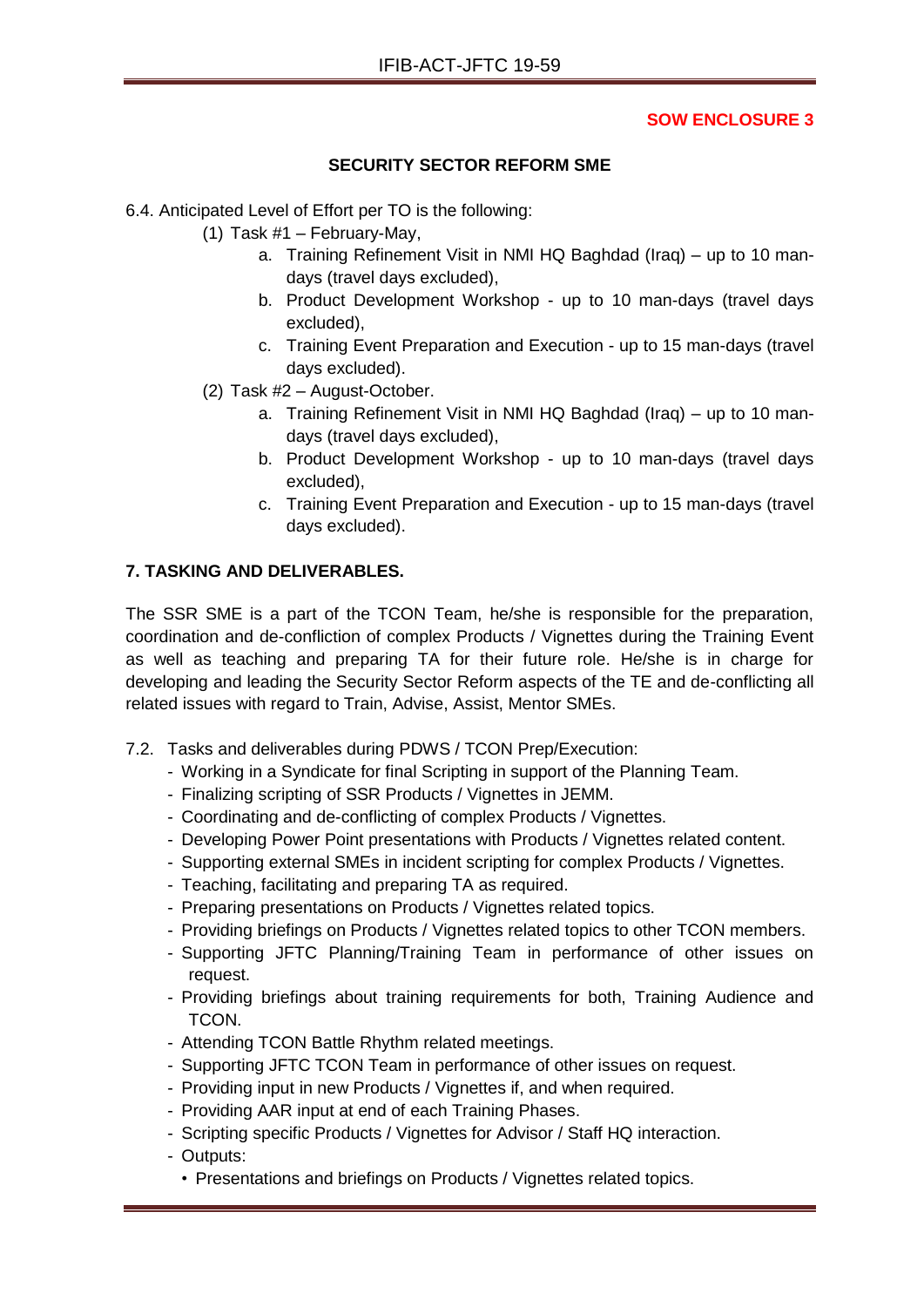**SOW ENCLOSURE 3**

**SECURITY SECTOR REFORM SME**

6.4. Anticipated Level of Effort per TO is the following:

(1) Task #1 – February-May,

a. Training Refinement Visit in NMI HQ Baghdad (Iraq) – up to 10 man-days (travel days excluded),

b. Product Development Workshop - up to 10 man-days (travel days excluded),

c. Training Event Preparation and Execution - up to 15 man-days (travel days excluded).

(2) Task #2 – August-October.

a. Training Refinement Visit in NMI HQ Baghdad (Iraq) – up to 10 man-days (travel days excluded),

b. Product Development Workshop - up to 10 man-days (travel days excluded),

c. Training Event Preparation and Execution - up to 15 man-days (travel days excluded).

**7. TASKING AND DELIVERABLES.**

The SSR SME is a part of the TCON Team, he/she is responsible for the preparation, coordination and de-confliction of complex Products / Vignettes during the Training Event as well as teaching and preparing TA for their future role. He/she is in charge for developing and leading the Security Sector Reform aspects of the TE and de-conflicting all related issues with regard to Train, Advise, Assist, Mentor SMEs.

7.2. Tasks and deliverables during PDWS / TCON Prep/Execution:

- Working in a Syndicate for final Scripting in support of the Planning Team.
- Finalizing scripting of SSR Products / Vignettes in JEMM.
- Coordinating and de-conflicting of complex Products / Vignettes.
- Developing Power Point presentations with Products / Vignettes related content.
- Supporting external SMEs in incident scripting for complex Products / Vignettes.
- Teaching, facilitating and preparing TA as required.
- Preparing presentations on Products / Vignettes related topics.
- Providing briefings on Products / Vignettes related topics to other TCON members.
- Supporting JFTC Planning/Training Team in performance of other issues on request.
- Providing briefings about training requirements for both, Training Audience and TCON.
- Attending TCON Battle Rhythm related meetings.
- Supporting JFTC TCON Team in performance of other issues on request.
- Providing input in new Products / Vignettes if, and when required.
- Providing AAR input at end of each Training Phases.
- Scripting specific Products / Vignettes for Advisor / Staff HQ interaction.
- Outputs:
  - Presentations and briefings on Products / Vignettes related topics.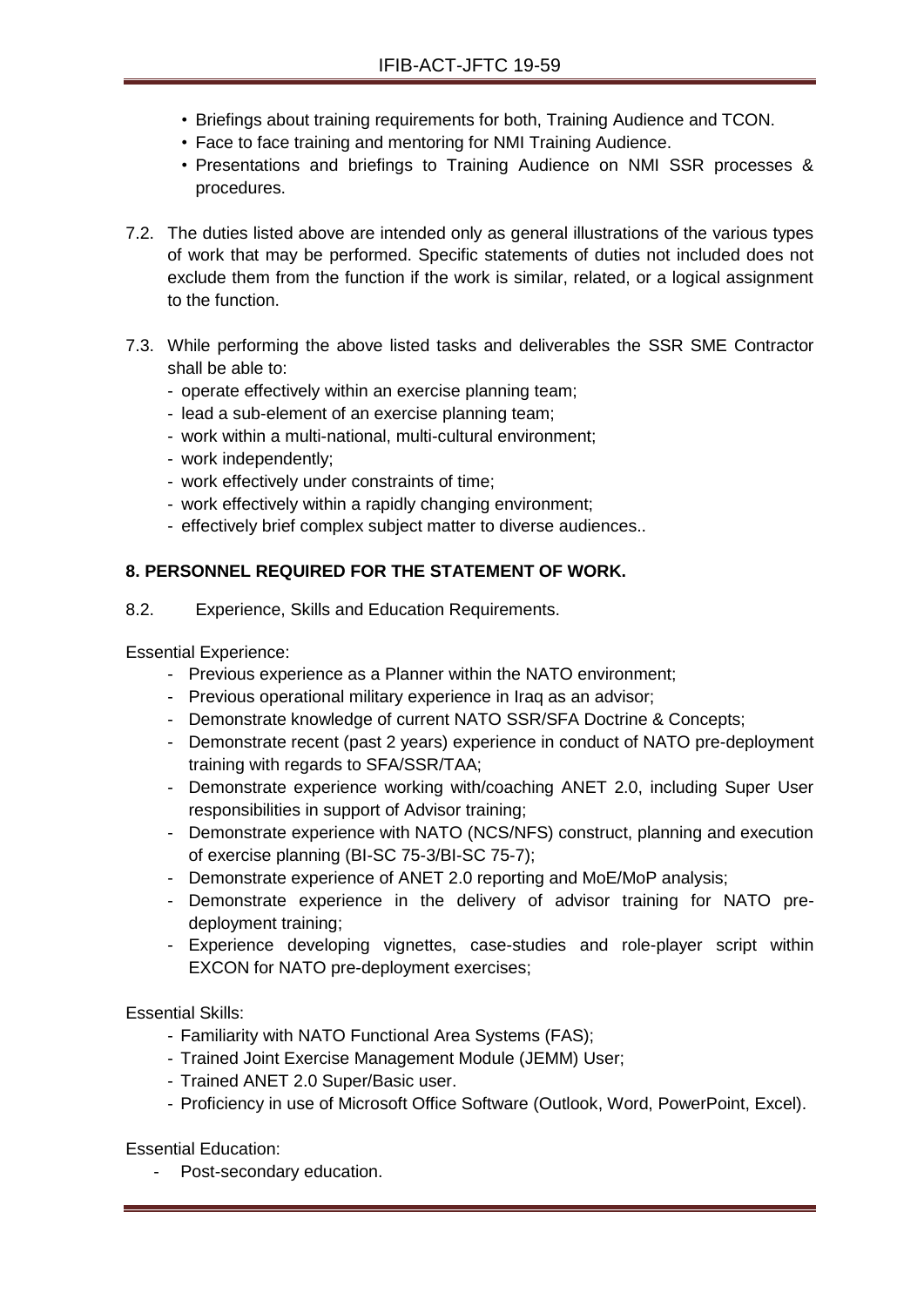- Briefings about training requirements for both, Training Audience and TCON.
- Face to face training and mentoring for NMI Training Audience.
- Presentations and briefings to Training Audience on NMI SSR processes & procedures.

7.2. The duties listed above are intended only as general illustrations of the various types of work that may be performed. Specific statements of duties not included does not exclude them from the function if the work is similar, related, or a logical assignment to the function.

7.3. While performing the above listed tasks and deliverables the SSR SME Contractor shall be able to:

- operate effectively within an exercise planning team;
- lead a sub-element of an exercise planning team;
- work within a multi-national, multi-cultural environment;
- work independently;
- work effectively under constraints of time;
- work effectively within a rapidly changing environment;
- effectively brief complex subject matter to diverse audiences..

**8. PERSONNEL REQUIRED FOR THE STATEMENT OF WORK.**

8.2. Experience, Skills and Education Requirements.

Essential Experience:

- Previous experience as a Planner within the NATO environment;
- Previous operational military experience in Iraq as an advisor;
- Demonstrate knowledge of current NATO SSR/SFA Doctrine & Concepts;
- Demonstrate recent (past 2 years) experience in conduct of NATO pre-deployment training with regards to SFA/SSR/TAA;
- Demonstrate experience working with/coaching ANET 2.0, including Super User responsibilities in support of Advisor training;
- Demonstrate experience with NATO (NCS/NFS) construct, planning and execution of exercise planning (BI-SC 75-3/BI-SC 75-7);
- Demonstrate experience of ANET 2.0 reporting and MoE/MoP analysis;
- Demonstrate experience in the delivery of advisor training for NATO pre-deployment training;
- Experience developing vignettes, case-studies and role-player script within EXCON for NATO pre-deployment exercises;

Essential Skills:

- Familiarity with NATO Functional Area Systems (FAS);
- Trained Joint Exercise Management Module (JEMM) User;
- Trained ANET 2.0 Super/Basic user.
- Proficiency in use of Microsoft Office Software (Outlook, Word, PowerPoint, Excel).

Essential Education:

- Post-secondary education.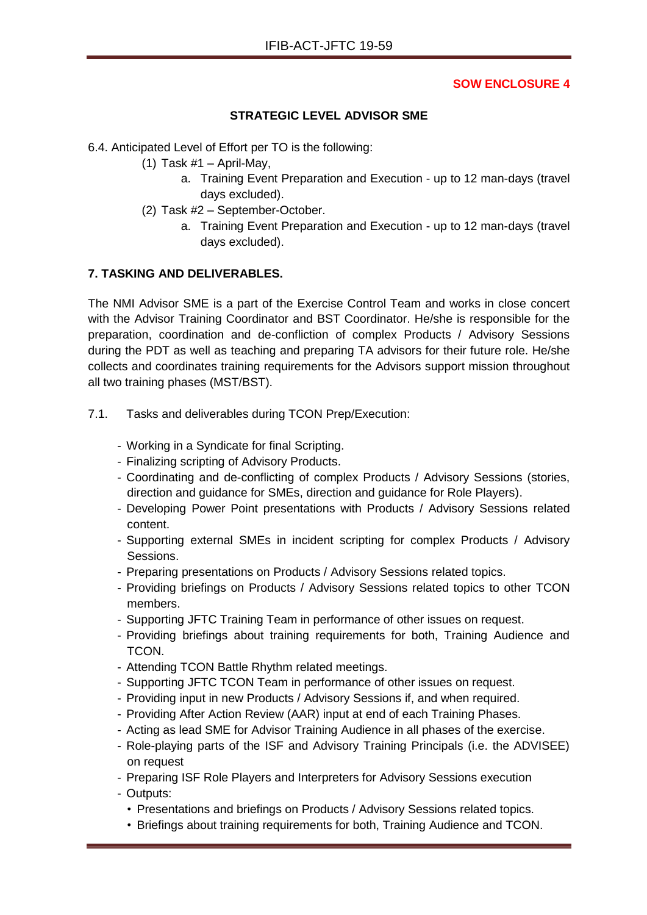**SOW ENCLOSURE 4**

**STRATEGIC LEVEL ADVISOR SME**

6.4. Anticipated Level of Effort per TO is the following:

(1) Task #1 – April-May,

a. Training Event Preparation and Execution - up to 12 man-days (travel days excluded).

(2) Task #2 – September-October.

a. Training Event Preparation and Execution - up to 12 man-days (travel days excluded).

**7. TASKING AND DELIVERABLES.**

The NMI Advisor SME is a part of the Exercise Control Team and works in close concert with the Advisor Training Coordinator and BST Coordinator. He/she is responsible for the preparation, coordination and de-confliction of complex Products / Advisory Sessions during the PDT as well as teaching and preparing TA advisors for their future role. He/she collects and coordinates training requirements for the Advisors support mission throughout all two training phases (MST/BST).

7.1. Tasks and deliverables during TCON Prep/Execution:

- Working in a Syndicate for final Scripting.
- Finalizing scripting of Advisory Products.
- Coordinating and de-conflicting of complex Products / Advisory Sessions (stories, direction and guidance for SMEs, direction and guidance for Role Players).
- Developing Power Point presentations with Products / Advisory Sessions related content.
- Supporting external SMEs in incident scripting for complex Products / Advisory Sessions.
- Preparing presentations on Products / Advisory Sessions related topics.
- Providing briefings on Products / Advisory Sessions related topics to other TCON members.
- Supporting JFTC Training Team in performance of other issues on request.
- Providing briefings about training requirements for both, Training Audience and TCON.
- Attending TCON Battle Rhythm related meetings.
- Supporting JFTC TCON Team in performance of other issues on request.
- Providing input in new Products / Advisory Sessions if, and when required.
- Providing After Action Review (AAR) input at end of each Training Phases.
- Acting as lead SME for Advisor Training Audience in all phases of the exercise.
- Role-playing parts of the ISF and Advisory Training Principals (i.e. the ADVISEE) on request
- Preparing ISF Role Players and Interpreters for Advisory Sessions execution
- Outputs:
  - Presentations and briefings on Products / Advisory Sessions related topics.
  - Briefings about training requirements for both, Training Audience and TCON.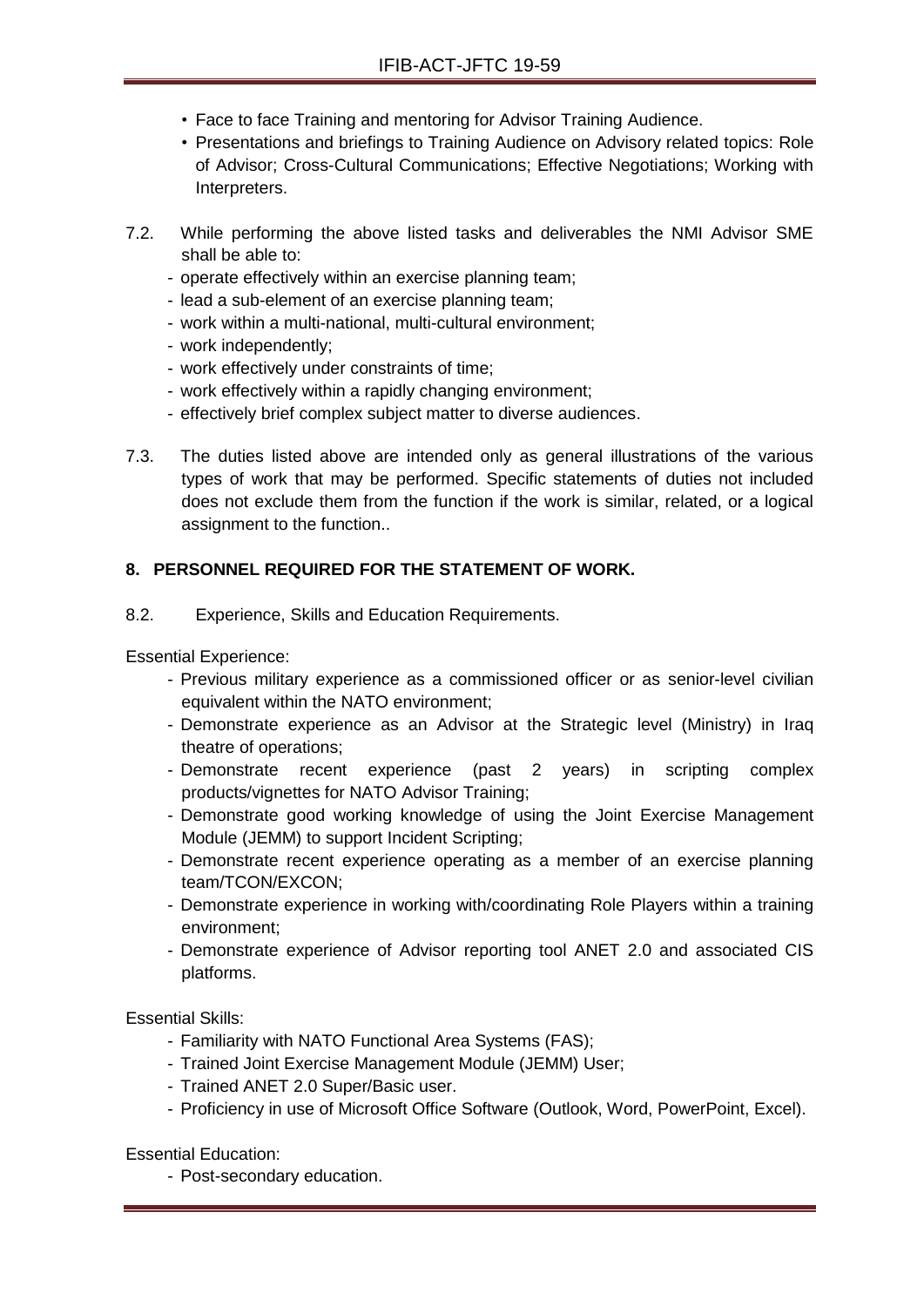- Face to face Training and mentoring for Advisor Training Audience.
- Presentations and briefings to Training Audience on Advisory related topics: Role of Advisor; Cross-Cultural Communications; Effective Negotiations; Working with Interpreters.

7.2. While performing the above listed tasks and deliverables the NMI Advisor SME shall be able to:

- operate effectively within an exercise planning team;
- lead a sub-element of an exercise planning team;
- work within a multi-national, multi-cultural environment;
- work independently;
- work effectively under constraints of time;
- work effectively within a rapidly changing environment;
- effectively brief complex subject matter to diverse audiences.

7.3. The duties listed above are intended only as general illustrations of the various types of work that may be performed. Specific statements of duties not included does not exclude them from the function if the work is similar, related, or a logical assignment to the function..

**8. PERSONNEL REQUIRED FOR THE STATEMENT OF WORK.**

8.2. Experience, Skills and Education Requirements.

Essential Experience:

- Previous military experience as a commissioned officer or as senior-level civilian equivalent within the NATO environment;
- Demonstrate experience as an Advisor at the Strategic level (Ministry) in Iraq theatre of operations;
- Demonstrate recent experience (past 2 years) in scripting complex products/vignettes for NATO Advisor Training;
- Demonstrate good working knowledge of using the Joint Exercise Management Module (JEMM) to support Incident Scripting;
- Demonstrate recent experience operating as a member of an exercise planning team/TCON/EXCON;
- Demonstrate experience in working with/coordinating Role Players within a training environment;
- Demonstrate experience of Advisor reporting tool ANET 2.0 and associated CIS platforms.

Essential Skills:

- Familiarity with NATO Functional Area Systems (FAS);
- Trained Joint Exercise Management Module (JEMM) User;
- Trained ANET 2.0 Super/Basic user.
- Proficiency in use of Microsoft Office Software (Outlook, Word, PowerPoint, Excel).

Essential Education:

- Post-secondary education.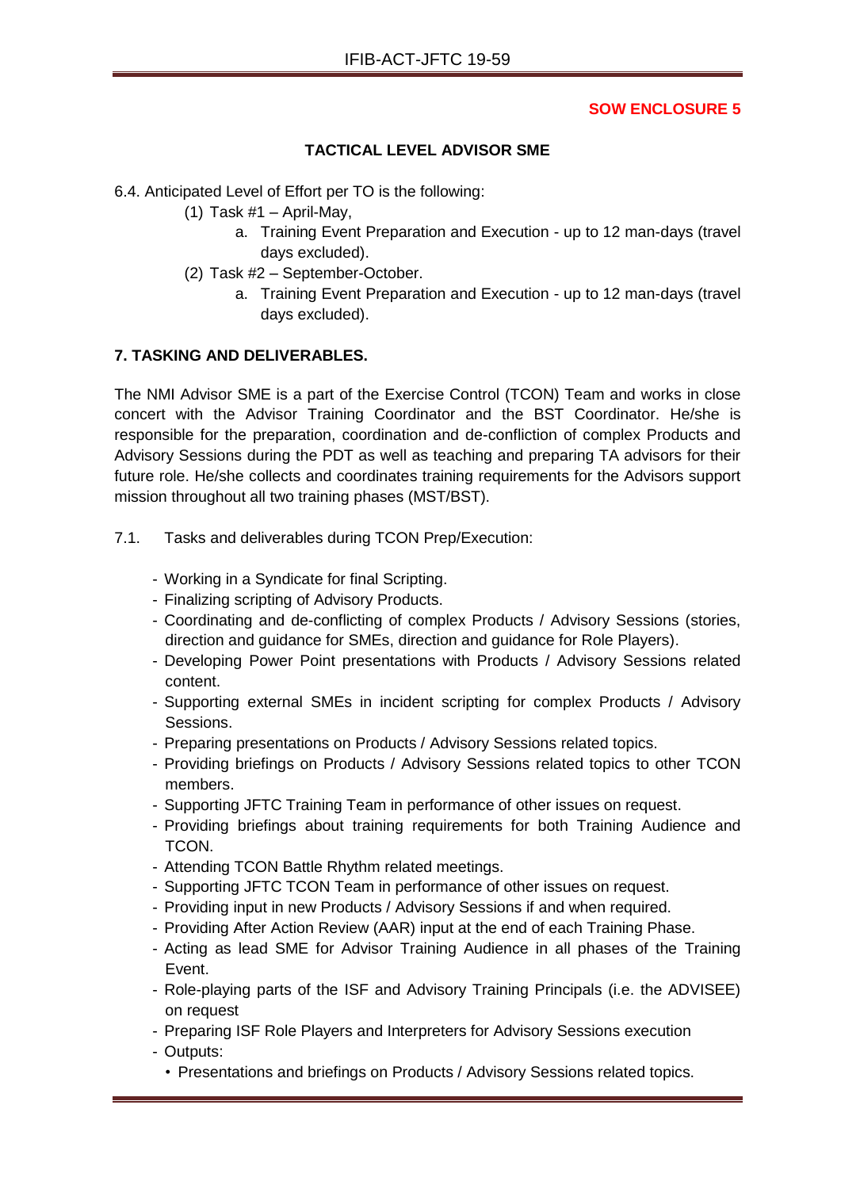**SOW ENCLOSURE 5**

**TACTICAL LEVEL ADVISOR SME**

6.4. Anticipated Level of Effort per TO is the following:

(1) Task #1 – April-May,

a. Training Event Preparation and Execution - up to 12 man-days (travel days excluded).

(2) Task #2 – September-October.

a. Training Event Preparation and Execution - up to 12 man-days (travel days excluded).

**7. TASKING AND DELIVERABLES.**

The NMI Advisor SME is a part of the Exercise Control (TCON) Team and works in close concert with the Advisor Training Coordinator and the BST Coordinator. He/she is responsible for the preparation, coordination and de-confliction of complex Products and Advisory Sessions during the PDT as well as teaching and preparing TA advisors for their future role. He/she collects and coordinates training requirements for the Advisors support mission throughout all two training phases (MST/BST).

7.1. Tasks and deliverables during TCON Prep/Execution:

- Working in a Syndicate for final Scripting.
- Finalizing scripting of Advisory Products.
- Coordinating and de-conflicting of complex Products / Advisory Sessions (stories, direction and guidance for SMEs, direction and guidance for Role Players).
- Developing Power Point presentations with Products / Advisory Sessions related content.
- Supporting external SMEs in incident scripting for complex Products / Advisory Sessions.
- Preparing presentations on Products / Advisory Sessions related topics.
- Providing briefings on Products / Advisory Sessions related topics to other TCON members.
- Supporting JFTC Training Team in performance of other issues on request.
- Providing briefings about training requirements for both Training Audience and TCON.
- Attending TCON Battle Rhythm related meetings.
- Supporting JFTC TCON Team in performance of other issues on request.
- Providing input in new Products / Advisory Sessions if and when required.
- Providing After Action Review (AAR) input at the end of each Training Phase.
- Acting as lead SME for Advisor Training Audience in all phases of the Training Event.
- Role-playing parts of the ISF and Advisory Training Principals (i.e. the ADVISEE) on request
- Preparing ISF Role Players and Interpreters for Advisory Sessions execution
- Outputs:
  - Presentations and briefings on Products / Advisory Sessions related topics.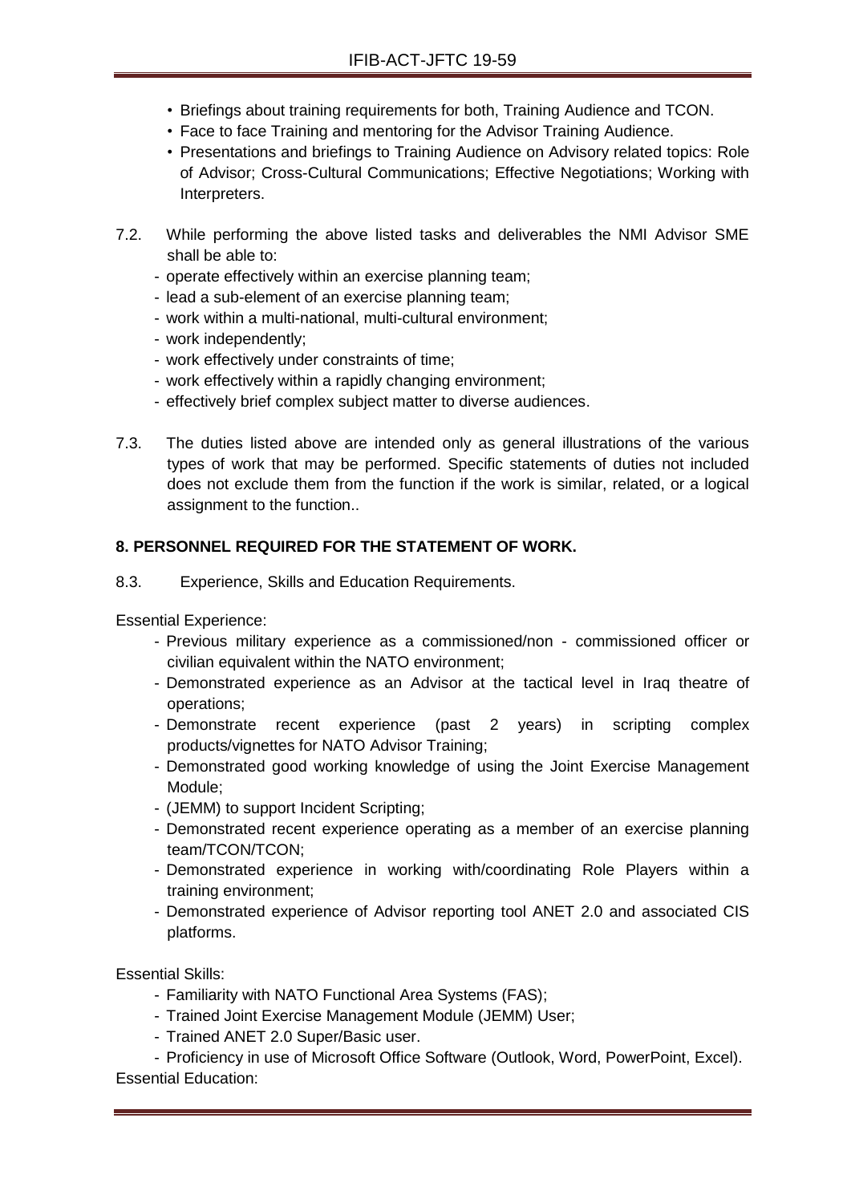- Briefings about training requirements for both, Training Audience and TCON.
- Face to face Training and mentoring for the Advisor Training Audience.
- Presentations and briefings to Training Audience on Advisory related topics: Role of Advisor; Cross-Cultural Communications; Effective Negotiations; Working with Interpreters.

7.2. While performing the above listed tasks and deliverables the NMI Advisor SME shall be able to:

- operate effectively within an exercise planning team;
- lead a sub-element of an exercise planning team;
- work within a multi-national, multi-cultural environment;
- work independently;
- work effectively under constraints of time;
- work effectively within a rapidly changing environment;
- effectively brief complex subject matter to diverse audiences.

7.3. The duties listed above are intended only as general illustrations of the various types of work that may be performed. Specific statements of duties not included does not exclude them from the function if the work is similar, related, or a logical assignment to the function..

**8. PERSONNEL REQUIRED FOR THE STATEMENT OF WORK.**

8.3. Experience, Skills and Education Requirements.

Essential Experience:

- Previous military experience as a commissioned/non - commissioned officer or civilian equivalent within the NATO environment;
- Demonstrated experience as an Advisor at the tactical level in Iraq theatre of operations;
- Demonstrate recent experience (past 2 years) in scripting complex products/vignettes for NATO Advisor Training;
- Demonstrated good working knowledge of using the Joint Exercise Management Module;
- (JEMM) to support Incident Scripting;
- Demonstrated recent experience operating as a member of an exercise planning team/TCON/TCON;
- Demonstrated experience in working with/coordinating Role Players within a training environment;
- Demonstrated experience of Advisor reporting tool ANET 2.0 and associated CIS platforms.

Essential Skills:

- Familiarity with NATO Functional Area Systems (FAS);
- Trained Joint Exercise Management Module (JEMM) User;
- Trained ANET 2.0 Super/Basic user.
- Proficiency in use of Microsoft Office Software (Outlook, Word, PowerPoint, Excel).

Essential Education: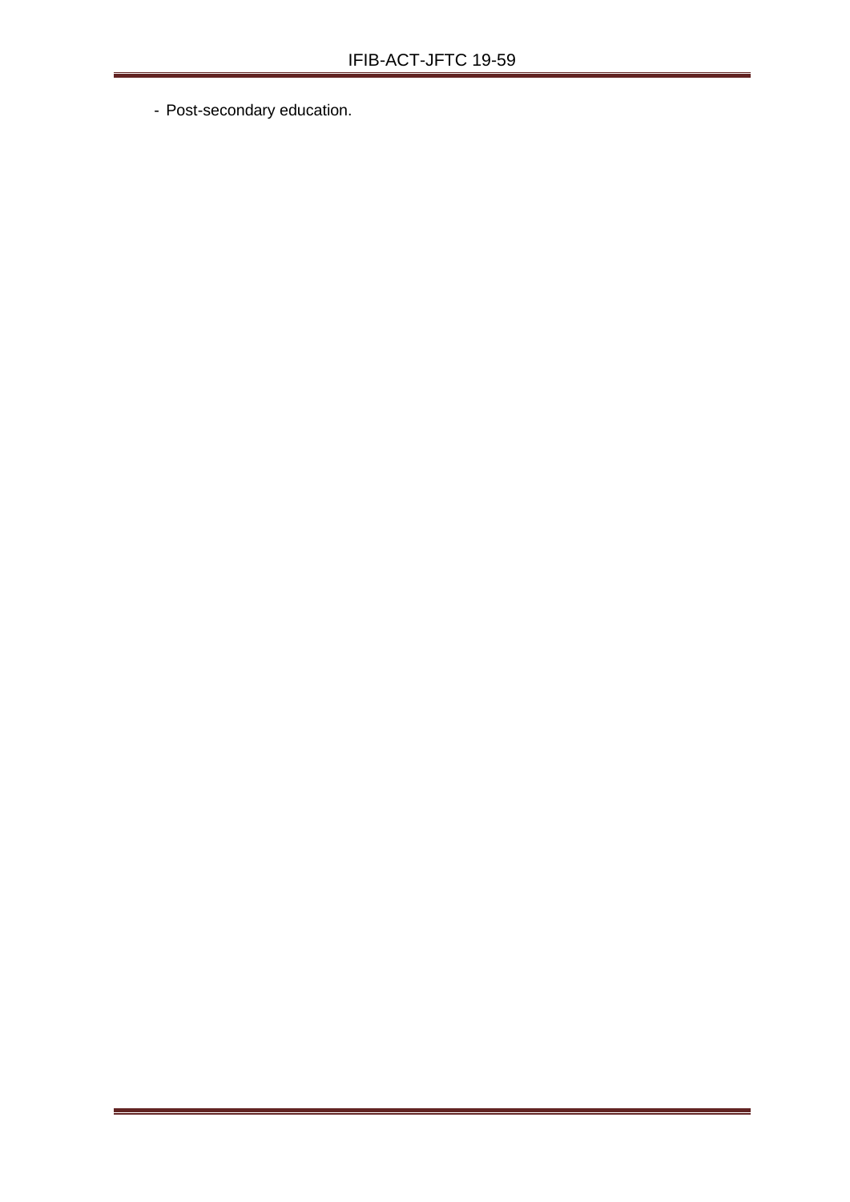- Post-secondary education.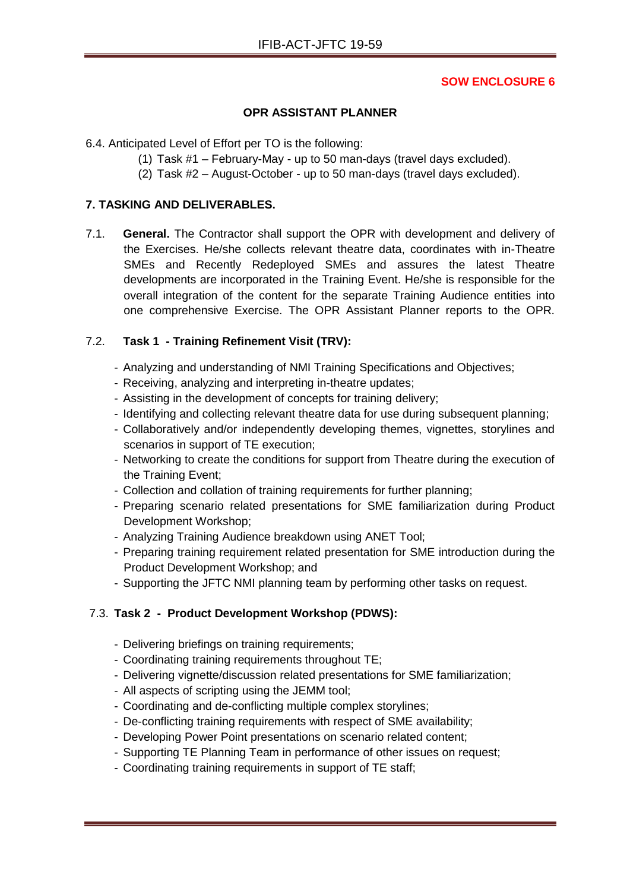**SOW ENCLOSURE 6**

**OPR ASSISTANT PLANNER**

6.4. Anticipated Level of Effort per TO is the following:

(1) Task #1 – February-May - up to 50 man-days (travel days excluded).
(2) Task #2 – August-October - up to 50 man-days (travel days excluded).

**7. TASKING AND DELIVERABLES.**

7.1. **General.** The Contractor shall support the OPR with development and delivery of the Exercises. He/she collects relevant theatre data, coordinates with in-Theatre SMEs and Recently Redeployed SMEs and assures the latest Theatre developments are incorporated in the Training Event. He/she is responsible for the overall integration of the content for the separate Training Audience entities into one comprehensive Exercise. The OPR Assistant Planner reports to the OPR.

7.2. **Task 1 - Training Refinement Visit (TRV):**

- Analyzing and understanding of NMI Training Specifications and Objectives;
- Receiving, analyzing and interpreting in-theatre updates;
- Assisting in the development of concepts for training delivery;
- Identifying and collecting relevant theatre data for use during subsequent planning;
- Collaboratively and/or independently developing themes, vignettes, storylines and scenarios in support of TE execution;
- Networking to create the conditions for support from Theatre during the execution of the Training Event;
- Collection and collation of training requirements for further planning;
- Preparing scenario related presentations for SME familiarization during Product Development Workshop;
- Analyzing Training Audience breakdown using ANET Tool;
- Preparing training requirement related presentation for SME introduction during the Product Development Workshop; and
- Supporting the JFTC NMI planning team by performing other tasks on request.

7.3. **Task 2 - Product Development Workshop (PDWS):**

- Delivering briefings on training requirements;
- Coordinating training requirements throughout TE;
- Delivering vignette/discussion related presentations for SME familiarization;
- All aspects of scripting using the JEMM tool;
- Coordinating and de-conflicting multiple complex storylines;
- De-conflicting training requirements with respect of SME availability;
- Developing Power Point presentations on scenario related content;
- Supporting TE Planning Team in performance of other issues on request;
- Coordinating training requirements in support of TE staff;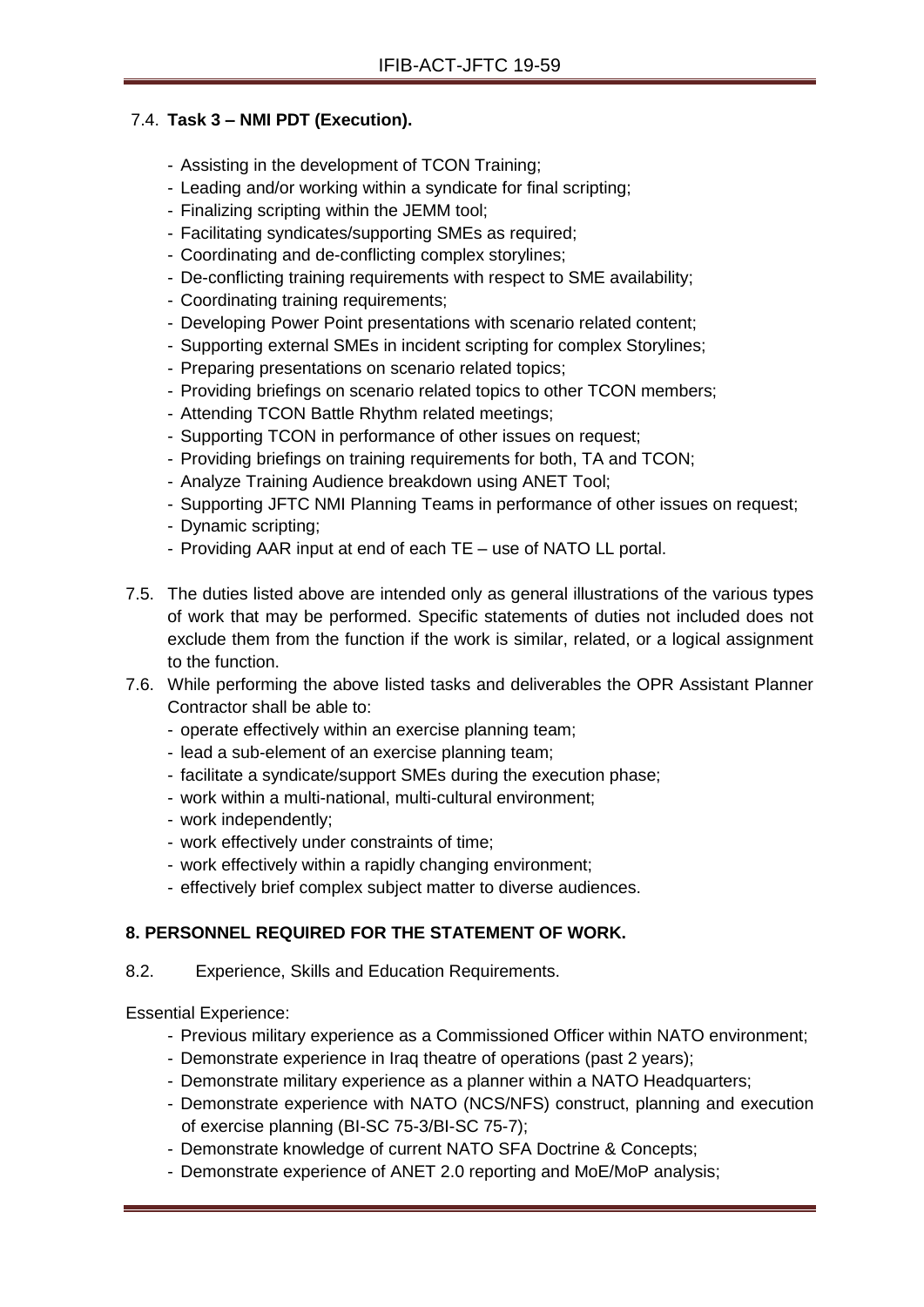### 7.4. **Task 3 – NMI PDT (Execution).**

- Assisting in the development of TCON Training;
- Leading and/or working within a syndicate for final scripting;
- Finalizing scripting within the JEMM tool;
- Facilitating syndicates/supporting SMEs as required;
- Coordinating and de-conflicting complex storylines;
- De-conflicting training requirements with respect to SME availability;
- Coordinating training requirements;
- Developing Power Point presentations with scenario related content;
- Supporting external SMEs in incident scripting for complex Storylines;
- Preparing presentations on scenario related topics;
- Providing briefings on scenario related topics to other TCON members;
- Attending TCON Battle Rhythm related meetings;
- Supporting TCON in performance of other issues on request;
- Providing briefings on training requirements for both, TA and TCON;
- Analyze Training Audience breakdown using ANET Tool;
- Supporting JFTC NMI Planning Teams in performance of other issues on request;
- Dynamic scripting;
- Providing AAR input at end of each TE – use of NATO LL portal.

7.5. The duties listed above are intended only as general illustrations of the various types of work that may be performed. Specific statements of duties not included does not exclude them from the function if the work is similar, related, or a logical assignment to the function.

7.6. While performing the above listed tasks and deliverables the OPR Assistant Planner Contractor shall be able to:

- operate effectively within an exercise planning team;
- lead a sub-element of an exercise planning team;
- facilitate a syndicate/support SMEs during the execution phase;
- work within a multi-national, multi-cultural environment;
- work independently;
- work effectively under constraints of time;
- work effectively within a rapidly changing environment;
- effectively brief complex subject matter to diverse audiences.

## 8. PERSONNEL REQUIRED FOR THE STATEMENT OF WORK.

8.2. Experience, Skills and Education Requirements.

Essential Experience:

- Previous military experience as a Commissioned Officer within NATO environment;
- Demonstrate experience in Iraq theatre of operations (past 2 years);
- Demonstrate military experience as a planner within a NATO Headquarters;
- Demonstrate experience with NATO (NCS/NFS) construct, planning and execution of exercise planning (BI-SC 75-3/BI-SC 75-7);
- Demonstrate knowledge of current NATO SFA Doctrine & Concepts;
- Demonstrate experience of ANET 2.0 reporting and MoE/MoP analysis;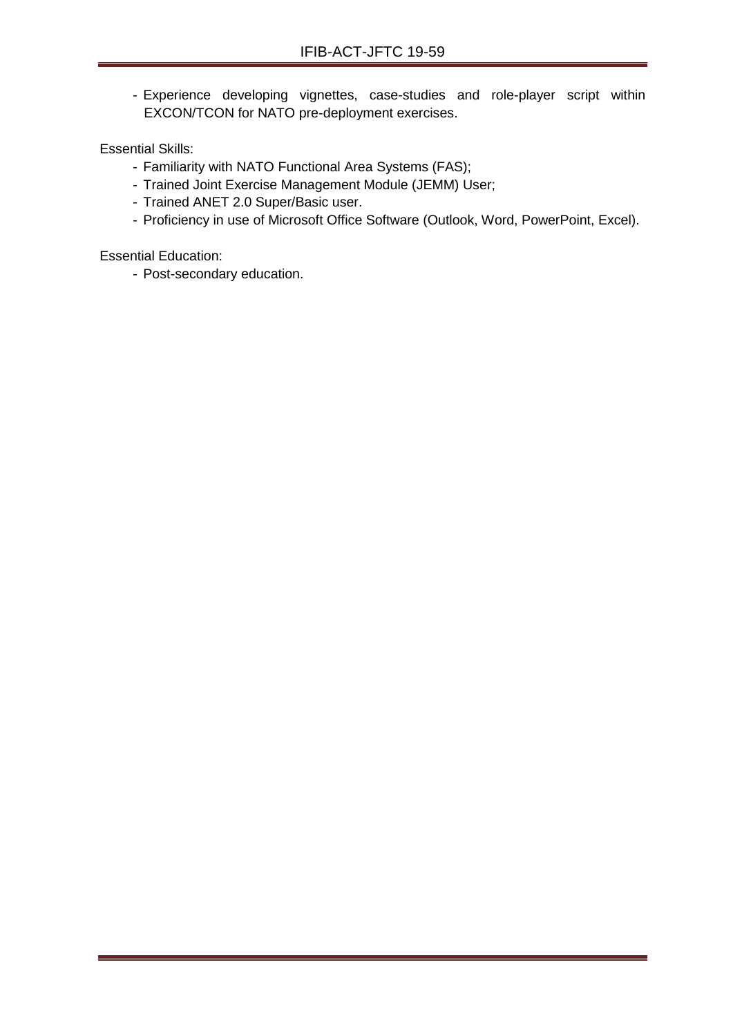- Experience developing vignettes, case-studies and role-player script within EXCON/TCON for NATO pre-deployment exercises.

Essential Skills:

- Familiarity with NATO Functional Area Systems (FAS);
- Trained Joint Exercise Management Module (JEMM) User;
- Trained ANET 2.0 Super/Basic user.
- Proficiency in use of Microsoft Office Software (Outlook, Word, PowerPoint, Excel).

Essential Education:

- Post-secondary education.